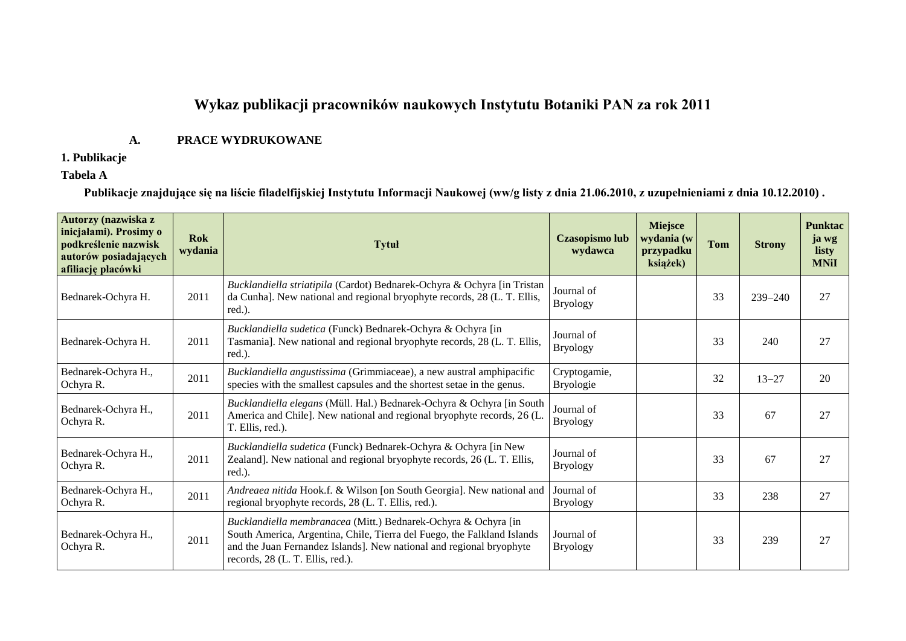# Wykaz publikacji pracowników naukowych Instytutu Botaniki PAN za rok 2011

## A. PRACE WYDRUKOWANE

### 1. Publikacje

**Tabela A**

**Publikacje znajdujące się na liście filadelfijskiej Instytutu Informacji Naukowej (ww/g listy z dnia 21.06.2010, z uzupełnieniami z dnia 10.12.2010) .**

| Autorzy (nazwiska z inicjałami). Prosimy o podkreślenie nazwisk autorów posiadających afiliację placówki | Rok wydania | Tytuł | Czasopismo lub wydawca | Miejsce wydania (w przypadku książek) | Tom | Strony | Punktacja wg listy MNiI |
|---|---|---|---|---|---|---|---|
| Bednarek-Ochyra H. | 2011 | *Bucklandiella striatipila* (Cardot) Bednarek-Ochyra & Ochyra [in Tristan da Cunha]. New national and regional bryophyte records, 28 (L. T. Ellis, red.). | Journal of Bryology | | 33 | 239–240 | 27 |
| Bednarek-Ochyra H. | 2011 | *Bucklandiella sudetica* (Funck) Bednarek-Ochyra & Ochyra [in Tasmania]. New national and regional bryophyte records, 28 (L. T. Ellis, red.). | Journal of Bryology | | 33 | 240 | 27 |
| Bednarek-Ochyra H., Ochyra R. | 2011 | *Bucklandiella angustissima* (Grimmiaceae), a new austral amphipacific species with the smallest capsules and the shortest setae in the genus. | Cryptogamie, Bryologie | | 32 | 13–27 | 20 |
| Bednarek-Ochyra H., Ochyra R. | 2011 | *Bucklandiella elegans* (Müll. Hal.) Bednarek-Ochyra & Ochyra [in South America and Chile]. New national and regional bryophyte records, 26 (L. T. Ellis, red.). | Journal of Bryology | | 33 | 67 | 27 |
| Bednarek-Ochyra H., Ochyra R. | 2011 | *Bucklandiella sudetica* (Funck) Bednarek-Ochyra & Ochyra [in New Zealand]. New national and regional bryophyte records, 26 (L. T. Ellis, red.). | Journal of Bryology | | 33 | 67 | 27 |
| Bednarek-Ochyra H., Ochyra R. | 2011 | *Andreaea nitida* Hook.f. & Wilson [on South Georgia]. New national and regional bryophyte records, 28 (L. T. Ellis, red.). | Journal of Bryology | | 33 | 238 | 27 |
| Bednarek-Ochyra H., Ochyra R. | 2011 | *Bucklandiella membranacea* (Mitt.) Bednarek-Ochyra & Ochyra [in South America, Argentina, Chile, Tierra del Fuego, the Falkland Islands and the Juan Fernandez Islands]. New national and regional bryophyte records, 28 (L. T. Ellis, red.). | Journal of Bryology | | 33 | 239 | 27 |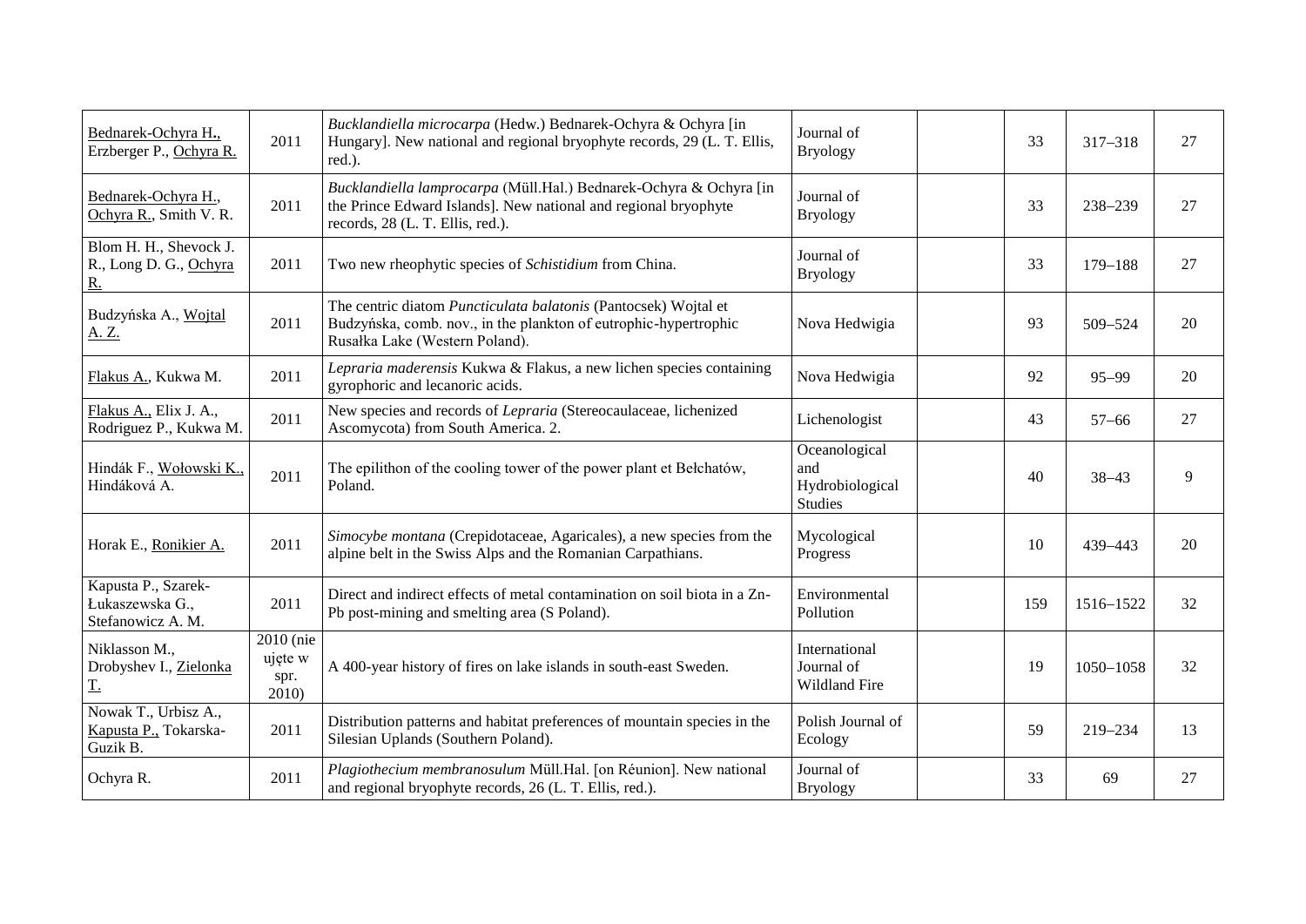| | | | | | | | |
|---|---|---|---|---|---|---|---|
| Bednarek-Ochyra H., Erzberger P., Ochyra R. | 2011 | *Bucklandiella microcarpa* (Hedw.) Bednarek-Ochyra & Ochyra [in Hungary]. New national and regional bryophyte records, 29 (L. T. Ellis, red.). | Journal of Bryology | | 33 | 317–318 | 27 |
| Bednarek-Ochyra H., Ochyra R., Smith V. R. | 2011 | *Bucklandiella lamprocarpa* (Müll.Hal.) Bednarek-Ochyra & Ochyra [in the Prince Edward Islands]. New national and regional bryophyte records, 28 (L. T. Ellis, red.). | Journal of Bryology | | 33 | 238–239 | 27 |
| Blom H. H., Shevock J. R., Long D. G., Ochyra R. | 2011 | Two new rheophytic species of *Schistidium* from China. | Journal of Bryology | | 33 | 179–188 | 27 |
| Budzyńska A., Wojtal A. Z. | 2011 | The centric diatom *Puncticulata balatonis* (Pantocsek) Wojtal et Budzyńska, comb. nov., in the plankton of eutrophic-hypertrophic Rusałka Lake (Western Poland). | Nova Hedwigia | | 93 | 509–524 | 20 |
| Flakus A., Kukwa M. | 2011 | *Lepraria maderensis* Kukwa & Flakus, a new lichen species containing gyrophoric and lecanoric acids. | Nova Hedwigia | | 92 | 95–99 | 20 |
| Flakus A., Elix J. A., Rodriguez P., Kukwa M. | 2011 | New species and records of *Lepraria* (Stereocaulaceae, lichenized Ascomycota) from South America. 2. | Lichenologist | | 43 | 57–66 | 27 |
| Hindák F., Wołowski K., Hindáková A. | 2011 | The epilithon of the cooling tower of the power plant et Bełchatów, Poland. | Oceanological and Hydrobiological Studies | | 40 | 38–43 | 9 |
| Horak E., Ronikier A. | 2011 | *Simocybe montana* (Crepidotaceae, Agaricales), a new species from the alpine belt in the Swiss Alps and the Romanian Carpathians. | Mycological Progress | | 10 | 439–443 | 20 |
| Kapusta P., Szarek-Łukaszewska G., Stefanowicz A. M. | 2011 | Direct and indirect effects of metal contamination on soil biota in a Zn-Pb post-mining and smelting area (S Poland). | Environmental Pollution | | 159 | 1516–1522 | 32 |
| Niklasson M., Drobyshev I., Zielonka T. | 2010 (nie ujęte w spr. 2010) | A 400-year history of fires on lake islands in south-east Sweden. | International Journal of Wildland Fire | | 19 | 1050–1058 | 32 |
| Nowak T., Urbisz A., Kapusta P., Tokarska-Guzik B. | 2011 | Distribution patterns and habitat preferences of mountain species in the Silesian Uplands (Southern Poland). | Polish Journal of Ecology | | 59 | 219–234 | 13 |
| Ochyra R. | 2011 | *Plagiothecium membranosulum* Müll.Hal. [on Réunion]. New national and regional bryophyte records, 26 (L. T. Ellis, red.). | Journal of Bryology | | 33 | 69 | 27 |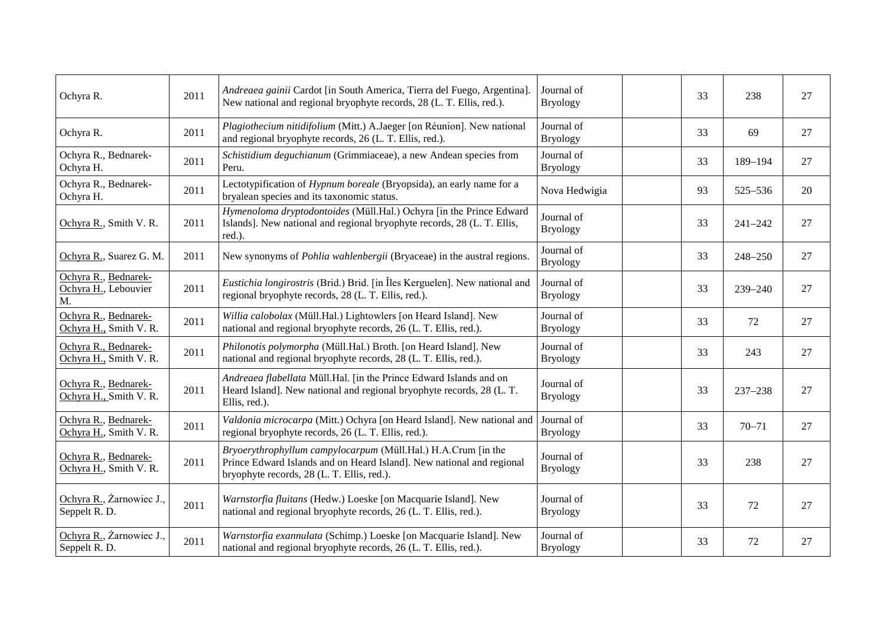| Ochyra R. | 2011 | *Andreaea gainii* Cardot [in South America, Tierra del Fuego, Argentina]. New national and regional bryophyte records, 28 (L. T. Ellis, red.). | Journal of Bryology | | 33 | 238 | 27 |
|---|---|---|---|---|---|---|---|
| Ochyra R. | 2011 | *Plagiothecium nitidifolium* (Mitt.) A.Jaeger [on Réunion]. New national and regional bryophyte records, 26 (L. T. Ellis, red.). | Journal of Bryology | | 33 | 69 | 27 |
| Ochyra R., Bednarek-Ochyra H. | 2011 | *Schistidium deguchianum* (Grimmiaceae), a new Andean species from Peru. | Journal of Bryology | | 33 | 189–194 | 27 |
| Ochyra R., Bednarek-Ochyra H. | 2011 | Lectotypification of *Hypnum boreale* (Bryopsida), an early name for a bryalean species and its taxonomic status. | Nova Hedwigia | | 93 | 525–536 | 20 |
| Ochyra R., Smith V. R. | 2011 | *Hymenoloma dryptodontoides* (Müll.Hal.) Ochyra [in the Prince Edward Islands]. New national and regional bryophyte records, 28 (L. T. Ellis, red.). | Journal of Bryology | | 33 | 241–242 | 27 |
| Ochyra R., Suarez G. M. | 2011 | New synonyms of *Pohlia wahlenbergii* (Bryaceae) in the austral regions. | Journal of Bryology | | 33 | 248–250 | 27 |
| Ochyra R., Bednarek-Ochyra H., Lebouvier M. | 2011 | *Eustichia longirostris* (Brid.) Brid. [in Îles Kerguelen]. New national and regional bryophyte records, 28 (L. T. Ellis, red.). | Journal of Bryology | | 33 | 239–240 | 27 |
| Ochyra R., Bednarek-Ochyra H., Smith V. R. | 2011 | *Willia calobolax* (Müll.Hal.) Lightowlers [on Heard Island]. New national and regional bryophyte records, 26 (L. T. Ellis, red.). | Journal of Bryology | | 33 | 72 | 27 |
| Ochyra R., Bednarek-Ochyra H., Smith V. R. | 2011 | *Philonotis polymorpha* (Müll.Hal.) Broth. [on Heard Island]. New national and regional bryophyte records, 28 (L. T. Ellis, red.). | Journal of Bryology | | 33 | 243 | 27 |
| Ochyra R., Bednarek-Ochyra H., Smith V. R. | 2011 | *Andreaea flabellata* Müll.Hal. [in the Prince Edward Islands and on Heard Island]. New national and regional bryophyte records, 28 (L. T. Ellis, red.). | Journal of Bryology | | 33 | 237–238 | 27 |
| Ochyra R., Bednarek-Ochyra H., Smith V. R. | 2011 | *Valdonia microcarpa* (Mitt.) Ochyra [on Heard Island]. New national and regional bryophyte records, 26 (L. T. Ellis, red.). | Journal of Bryology | | 33 | 70–71 | 27 |
| Ochyra R., Bednarek-Ochyra H., Smith V. R. | 2011 | *Bryoerythrophyllum campylocarpum* (Müll.Hal.) H.A.Crum [in the Prince Edward Islands and on Heard Island]. New national and regional bryophyte records, 28 (L. T. Ellis, red.). | Journal of Bryology | | 33 | 238 | 27 |
| Ochyra R., Żarnowiec J., Seppelt R. D. | 2011 | *Warnstorfia fluitans* (Hedw.) Loeske [on Macquarie Island]. New national and regional bryophyte records, 26 (L. T. Ellis, red.). | Journal of Bryology | | 33 | 72 | 27 |
| Ochyra R., Żarnowiec J., Seppelt R. D. | 2011 | *Warnstorfia exannulata* (Schimp.) Loeske [on Macquarie Island]. New national and regional bryophyte records, 26 (L. T. Ellis, red.). | Journal of Bryology | | 33 | 72 | 27 |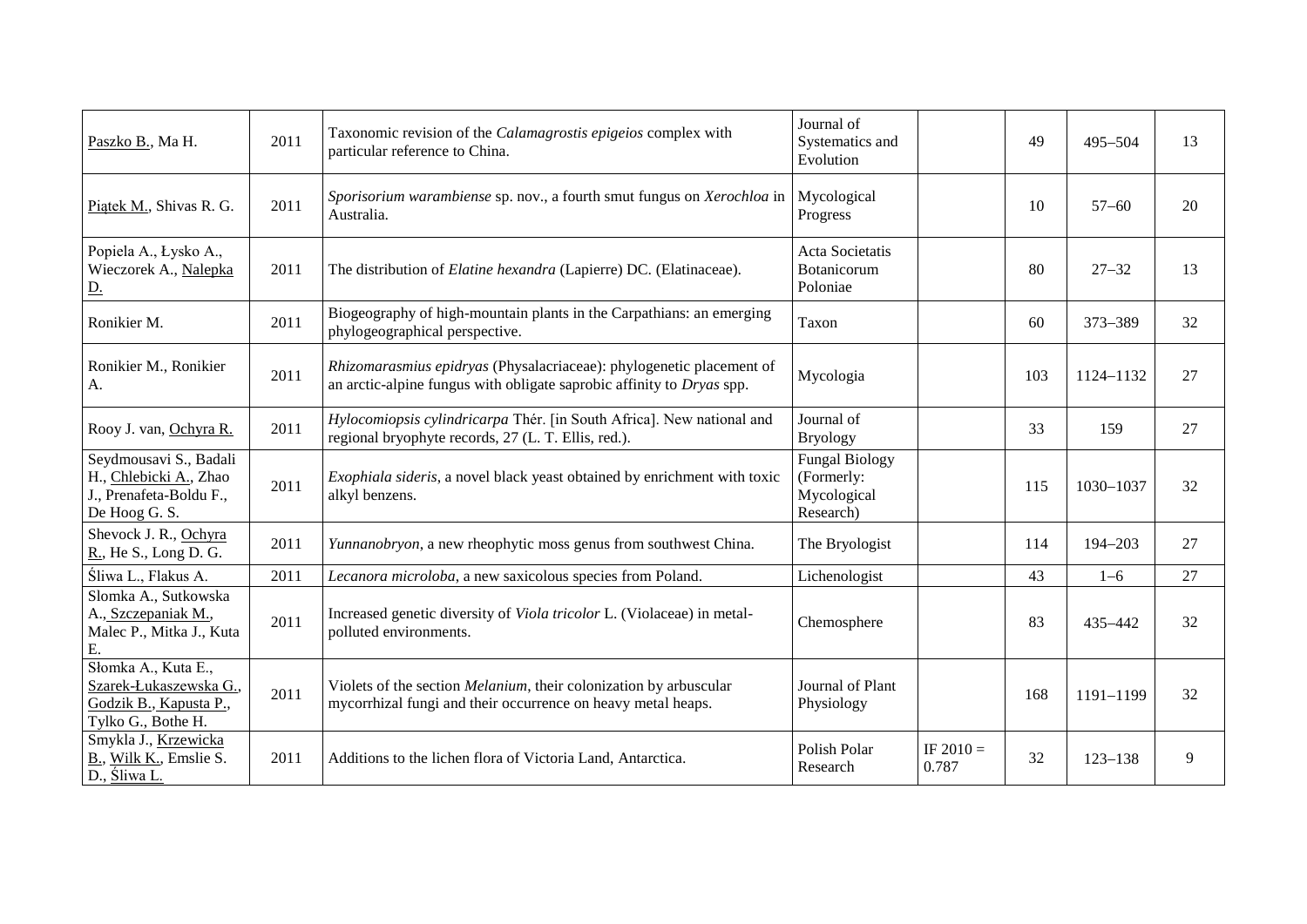| Paszko B., Ma H. | 2011 | Taxonomic revision of the *Calamagrostis epigeios* complex with particular reference to China. | Journal of Systematics and Evolution | | 49 | 495–504 | 13 |
|---|---|---|---|---|---|---|---|
| Piątek M., Shivas R. G. | 2011 | *Sporisorium warambiense* sp. nov., a fourth smut fungus on *Xerochloa* in Australia. | Mycological Progress | | 10 | 57–60 | 20 |
| Popiela A., Łysko A., Wieczorek A., Nalepka D. | 2011 | The distribution of *Elatine hexandra* (Lapierre) DC. (Elatinaceae). | Acta Societatis Botanicorum Poloniae | | 80 | 27–32 | 13 |
| Ronikier M. | 2011 | Biogeography of high-mountain plants in the Carpathians: an emerging phylogeographical perspective. | Taxon | | 60 | 373–389 | 32 |
| Ronikier M., Ronikier A. | 2011 | *Rhizomarasmius epidryas* (Physalacriaceae): phylogenetic placement of an arctic-alpine fungus with obligate saprobic affinity to *Dryas* spp. | Mycologia | | 103 | 1124–1132 | 27 |
| Rooy J. van, Ochyra R. | 2011 | *Hylocomiopsis cylindricarpa* Thér. [in South Africa]. New national and regional bryophyte records, 27 (L. T. Ellis, red.). | Journal of Bryology | | 33 | 159 | 27 |
| Seydmousavi S., Badali H., Chlebicki A., Zhao J., Prenafeta-Boldu F., De Hoog G. S. | 2011 | *Exophiala sideris*, a novel black yeast obtained by enrichment with toxic alkyl benzens. | Fungal Biology (Formerly: Mycological Research) | | 115 | 1030–1037 | 32 |
| Shevock J. R., Ochyra R., He S., Long D. G. | 2011 | *Yunnanobryon*, a new rheophytic moss genus from southwest China. | The Bryologist | | 114 | 194–203 | 27 |
| Śliwa L., Flakus A. | 2011 | *Lecanora microloba*, a new saxicolous species from Poland. | Lichenologist | | 43 | 1–6 | 27 |
| Slomka A., Sutkowska A., Szczepaniak M., Malec P., Mitka J., Kuta E. | 2011 | Increased genetic diversity of *Viola tricolor* L. (Violaceae) in metal-polluted environments. | Chemosphere | | 83 | 435–442 | 32 |
| Słomka A., Kuta E., Szarek-Łukaszewska G., Godzik B., Kapusta P., Tylko G., Bothe H. | 2011 | Violets of the section *Melanium*, their colonization by arbuscular mycorrhizal fungi and their occurrence on heavy metal heaps. | Journal of Plant Physiology | | 168 | 1191–1199 | 32 |
| Smykla J., Krzewicka B., Wilk K., Emslie S. D., Śliwa L. | 2011 | Additions to the lichen flora of Victoria Land, Antarctica. | Polish Polar Research | IF 2010 = 0.787 | 32 | 123–138 | 9 |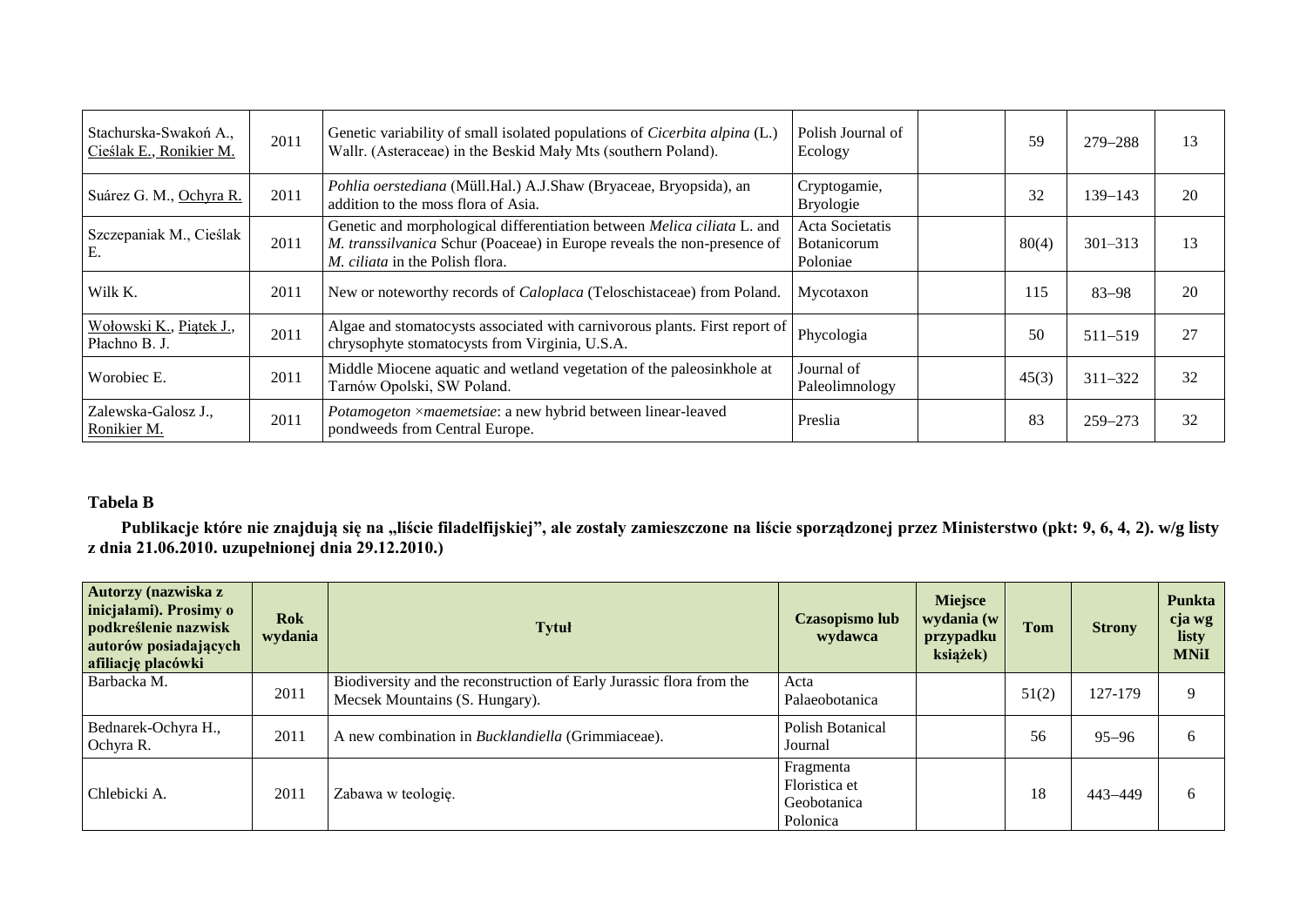| | | | | | | | |
|---|---|---|---|---|---|---|---|
| Stachurska-Swakoń A., <u>Cieślak E., Ronikier M.</u> | 2011 | Genetic variability of small isolated populations of *Cicerbita alpina* (L.) Wallr. (Asteraceae) in the Beskid Mały Mts (southern Poland). | Polish Journal of Ecology | | 59 | 279–288 | 13 |
| Suárez G. M., <u>Ochyra R.</u> | 2011 | *Pohlia oerstediana* (Müll.Hal.) A.J.Shaw (Bryaceae, Bryopsida), an addition to the moss flora of Asia. | Cryptogamie, Bryologie | | 32 | 139–143 | 20 |
| Szczepaniak M., Cieślak E. | 2011 | Genetic and morphological differentiation between *Melica ciliata* L. and *M. transsilvanica* Schur (Poaceae) in Europe reveals the non-presence of *M. ciliata* in the Polish flora. | Acta Societatis Botanicorum Poloniae | | 80(4) | 301–313 | 13 |
| Wilk K. | 2011 | New or noteworthy records of *Caloplaca* (Teloschistaceae) from Poland. | Mycotaxon | | 115 | 83–98 | 20 |
| <u>Wołowski K., Piątek J.</u>, Płachno B. J. | 2011 | Algae and stomatocysts associated with carnivorous plants. First report of chrysophyte stomatocysts from Virginia, U.S.A. | Phycologia | | 50 | 511–519 | 27 |
| Worobiec E. | 2011 | Middle Miocene aquatic and wetland vegetation of the paleosinkhole at Tarnów Opolski, SW Poland. | Journal of Paleolimnology | | 45(3) | 311–322 | 32 |
| Zalewska-Galosz J., <u>Ronikier M.</u> | 2011 | *Potamogeton ×maemetsiae*: a new hybrid between linear-leaved pondweeds from Central Europe. | Preslia | | 83 | 259–273 | 32 |

**Tabela B**

**Publikacje które nie znajdują się na „liście filadelfijskiej", ale zostały zamieszczone na liście sporządzonej przez Ministerstwo (pkt: 9, 6, 4, 2). w/g listy z dnia 21.06.2010. uzupełnionej dnia 29.12.2010.)**

| Autorzy (nazwiska z inicjałami). Prosimy o podkreślenie nazwisk autorów posiadających afiliację placówki | Rok wydania | Tytuł | Czasopismo lub wydawca | Miejsce wydania (w przypadku książek) | Tom | Strony | Punktacja wg listy MNiI |
|---|---|---|---|---|---|---|---|
| Barbacka M. | 2011 | Biodiversity and the reconstruction of Early Jurassic flora from the Mecsek Mountains (S. Hungary). | Acta Palaeobotanica | | 51(2) | 127-179 | 9 |
| Bednarek-Ochyra H., Ochyra R. | 2011 | A new combination in *Bucklandiella* (Grimmiaceae). | Polish Botanical Journal | | 56 | 95–96 | 6 |
| Chlebicki A. | 2011 | Zabawa w teologię. | Fragmenta Floristica et Geobotanica Polonica | | 18 | 443–449 | 6 |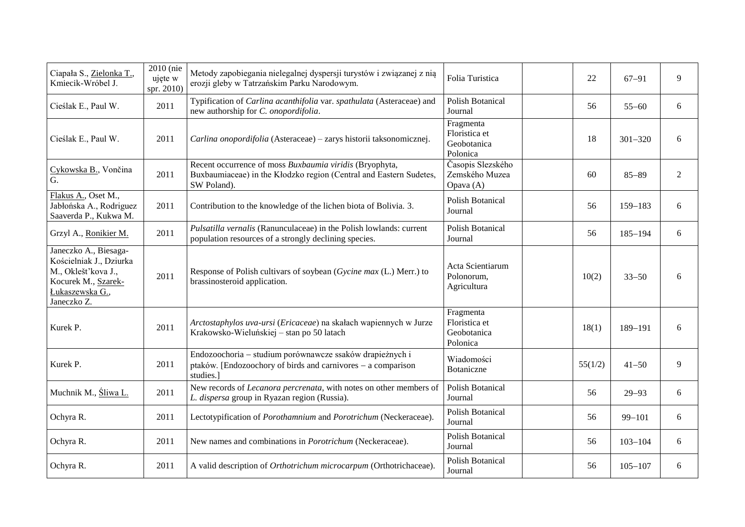| | | | | | | | |
|---|---|---|---|---|---|---|---|
| Ciapała S., Zielonka T., Kmiecik-Wróbel J. | 2010 (nie ujęte w spr. 2010) | Metody zapobiegania nielegalnej dyspersji turystów i związanej z nią erozji gleby w Tatrzańskim Parku Narodowym. | Folia Turistica | | 22 | 67–91 | 9 |
| Cieślak E., Paul W. | 2011 | Typification of *Carlina acanthifolia* var. *spathulata* (Asteraceae) and new authorship for *C. onopordifolia*. | Polish Botanical Journal | | 56 | 55–60 | 6 |
| Cieślak E., Paul W. | 2011 | *Carlina onopordifolia* (Asteraceae) – zarys historii taksonomicznej. | Fragmenta Floristica et Geobotanica Polonica | | 18 | 301–320 | 6 |
| Cykowska B., Vončina G. | 2011 | Recent occurrence of moss *Buxbaumia viridis* (Bryophyta, Buxbaumiaceae) in the Kłodzko region (Central and Eastern Sudetes, SW Poland). | Časopis Slezského Zemského Muzea Opava (A) | | 60 | 85–89 | 2 |
| Flakus A., Oset M., Jabłońska A., Rodriguez Saaverda P., Kukwa M. | 2011 | Contribution to the knowledge of the lichen biota of Bolivia. 3. | Polish Botanical Journal | | 56 | 159–183 | 6 |
| Grzyl A., Ronikier M. | 2011 | *Pulsatilla vernalis* (Ranunculaceae) in the Polish lowlands: current population resources of a strongly declining species. | Polish Botanical Journal | | 56 | 185–194 | 6 |
| Janeczko A., Biesaga-Kościelniak J., Dziurka M., Oklešt'kova J., Kocurek M., Szarek-Łukaszewska G., Janeczko Z. | 2011 | Response of Polish cultivars of soybean (*Gycine max* (L.) Merr.) to brassinosteroid application. | Acta Scientiarum Polonorum, Agricultura | | 10(2) | 33–50 | 6 |
| Kurek P. | 2011 | *Arctostaphylos uva-ursi* (*Ericaceae*) na skałach wapiennych w Jurze Krakowsko-Wieluńskiej – stan po 50 latach | Fragmenta Floristica et Geobotanica Polonica | | 18(1) | 189–191 | 6 |
| Kurek P. | 2011 | Endozoochoria – studium porównawcze ssaków drapieżnych i ptaków. [Endozoochory of birds and carnivores – a comparison studies.] | Wiadomości Botaniczne | | 55(1/2) | 41–50 | 9 |
| Muchnik M., Śliwa L. | 2011 | New records of *Lecanora percrenata*, with notes on other members of *L. dispersa* group in Ryazan region (Russia). | Polish Botanical Journal | | 56 | 29–93 | 6 |
| Ochyra R. | 2011 | Lectotypification of *Porothamnium* and *Porotrichum* (Neckeraceae). | Polish Botanical Journal | | 56 | 99–101 | 6 |
| Ochyra R. | 2011 | New names and combinations in *Porotrichum* (Neckeraceae). | Polish Botanical Journal | | 56 | 103–104 | 6 |
| Ochyra R. | 2011 | A valid description of *Orthotrichum microcarpum* (Orthotrichaceae). | Polish Botanical Journal | | 56 | 105–107 | 6 |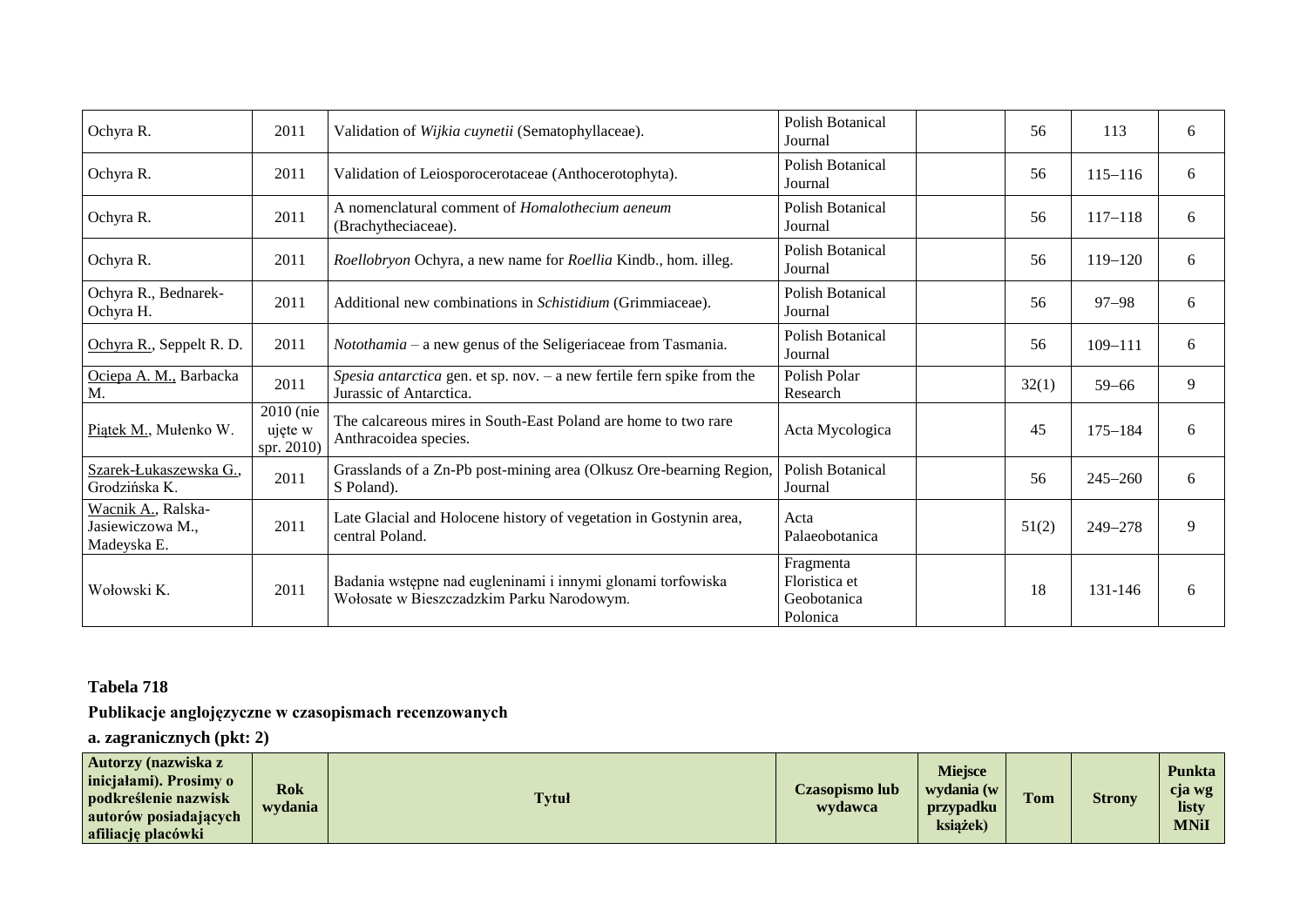| | | | | | | | |
|---|---|---|---|---|---|---|---|
| Ochyra R. | 2011 | Validation of *Wijkia cuynetii* (Sematophyllaceae). | Polish Botanical Journal | | 56 | 113 | 6 |
| Ochyra R. | 2011 | Validation of Leiosporocerotaceae (Anthocerotophyta). | Polish Botanical Journal | | 56 | 115–116 | 6 |
| Ochyra R. | 2011 | A nomenclatural comment of *Homalothecium aeneum* (Brachytheciaceae). | Polish Botanical Journal | | 56 | 117–118 | 6 |
| Ochyra R. | 2011 | *Roellobryon* Ochyra, a new name for *Roellia* Kindb., hom. illeg. | Polish Botanical Journal | | 56 | 119–120 | 6 |
| Ochyra R., Bednarek-Ochyra H. | 2011 | Additional new combinations in *Schistidium* (Grimmiaceae). | Polish Botanical Journal | | 56 | 97–98 | 6 |
| <u>Ochyra R.</u>, Seppelt R. D. | 2011 | *Notothamia* – a new genus of the Seligeriaceae from Tasmania. | Polish Botanical Journal | | 56 | 109–111 | 6 |
| <u>Ociepa A. M.</u>, Barbacka M. | 2011 | *Spesia antarctica* gen. et sp. nov. – a new fertile fern spike from the Jurassic of Antarctica. | Polish Polar Research | | 32(1) | 59–66 | 9 |
| <u>Piątek M.</u>, Mułenko W. | 2010 (nie ujęte w spr. 2010) | The calcareous mires in South-East Poland are home to two rare Anthracoidea species. | Acta Mycologica | | 45 | 175–184 | 6 |
| <u>Szarek-Łukaszewska G.</u>, Grodzińska K. | 2011 | Grasslands of a Zn-Pb post-mining area (Olkusz Ore-bearning Region, S Poland). | Polish Botanical Journal | | 56 | 245–260 | 6 |
| <u>Wacnik A.</u>, Ralska-Jasiewiczowa M., Madeyska E. | 2011 | Late Glacial and Holocene history of vegetation in Gostynin area, central Poland. | Acta Palaeobotanica | | 51(2) | 249–278 | 9 |
| Wołowski K. | 2011 | Badania wstępne nad eugleninami i innymi glonami torfowiska Wołosate w Bieszczadzkim Parku Narodowym. | Fragmenta Floristica et Geobotanica Polonica | | 18 | 131-146 | 6 |

**Tabela 718**

**Publikacje anglojęzyczne w czasopismach recenzowanych**

**a. zagranicznych (pkt: 2)**

| Autorzy (nazwiska z inicjałami). Prosimy o podkreślenie nazwisk autorów posiadających afiliację placówki | Rok wydania | Tytuł | Czasopismo lub wydawca | Miejsce wydania (w przypadku książek) | Tom | Strony | Punktacja wg listy MNiI |
|---|---|---|---|---|---|---|---|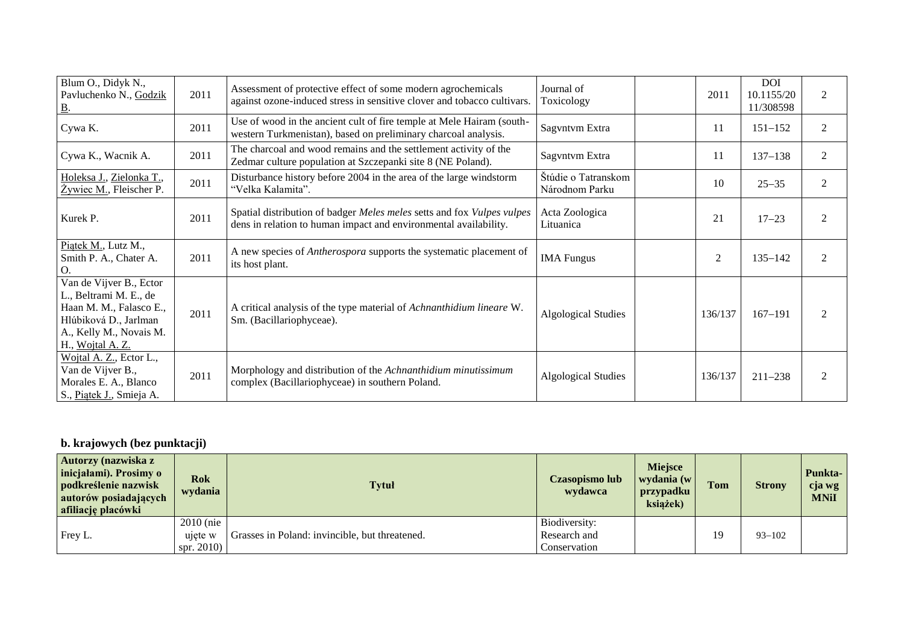| | | | | | | | |
|---|---|---|---|---|---|---|---|
| Blum O., Didyk N., Pavluchenko N., Godzik B. | 2011 | Assessment of protective effect of some modern agrochemicals against ozone-induced stress in sensitive clover and tobacco cultivars. | Journal of Toxicology | | 2011 | DOI 10.1155/2011/308598 | 2 |
| Cywa K. | 2011 | Use of wood in the ancient cult of fire temple at Mele Hairam (south-western Turkmenistan), based on preliminary charcoal analysis. | Sagvntvm Extra | | 11 | 151–152 | 2 |
| Cywa K., Wacnik A. | 2011 | The charcoal and wood remains and the settlement activity of the Zedmar culture population at Szczepanki site 8 (NE Poland). | Sagvntvm Extra | | 11 | 137–138 | 2 |
| Holeksa J., Zielonka T., Żywiec M., Fleischer P. | 2011 | Disturbance history before 2004 in the area of the large windstorm "Velka Kalamita". | Štúdie o Tatranskom Národnom Parku | | 10 | 25–35 | 2 |
| Kurek P. | 2011 | Spatial distribution of badger *Meles meles* setts and fox *Vulpes vulpes* dens in relation to human impact and environmental availability. | Acta Zoologica Lituanica | | 21 | 17–23 | 2 |
| Piątek M., Lutz M., Smith P. A., Chater A. O. | 2011 | A new species of *Antherospora* supports the systematic placement of its host plant. | IMA Fungus | | 2 | 135–142 | 2 |
| Van de Vijver B., Ector L., Beltrami M. E., de Haan M. M., Falasco E., Hlúbiková D., Jarlman A., Kelly M., Novais M. H., Wojtal A. Z. | 2011 | A critical analysis of the type material of *Achnanthidium lineare* W. Sm. (Bacillariophyceae). | Algological Studies | | 136/137 | 167–191 | 2 |
| Wojtal A. Z., Ector L., Van de Vijver B., Morales E. A., Blanco S., Piątek J., Smieja A. | 2011 | Morphology and distribution of the *Achnanthidium minutissimum* complex (Bacillariophyceae) in southern Poland. | Algological Studies | | 136/137 | 211–238 | 2 |

## b. krajowych (bez punktacji)

| Autorzy (nazwiska z inicjałami). Prosimy o podkreślenie nazwisk autorów posiadających afiliację placówki | Rok wydania | Tytuł | Czasopismo lub wydawca | Miejsce wydania (w przypadku książek) | Tom | Strony | Punktacja wg MNiI |
|---|---|---|---|---|---|---|---|
| Frey L. | 2010 (nie ujęte w spr. 2010) | Grasses in Poland: invincible, but threatened. | Biodiversity: Research and Conservation | | 19 | 93–102 | |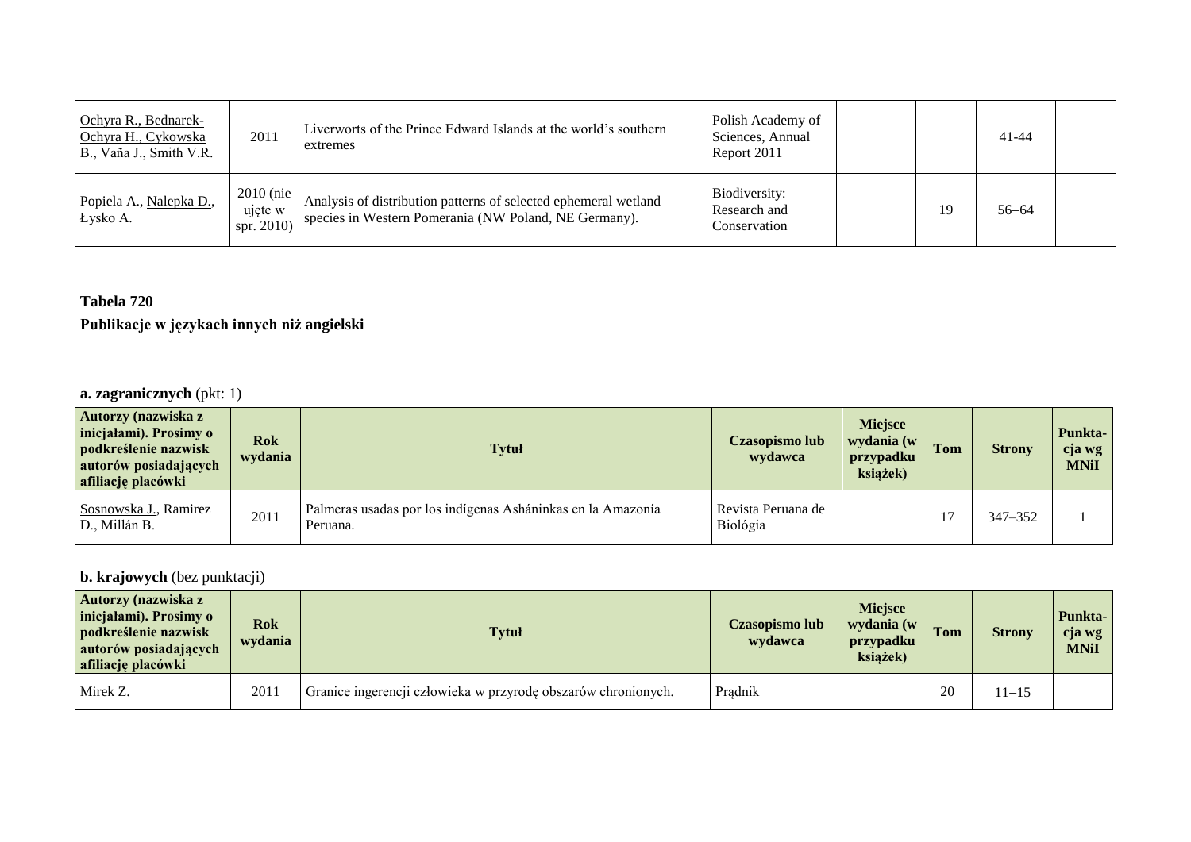| | | | | | | | |
|---|---|---|---|---|---|---|---|
| Ochyra R., Bednarek-Ochyra H., Cykowska B., Vaňa J., Smith V.R. | 2011 | Liverworts of the Prince Edward Islands at the world's southern extremes | Polish Academy of Sciences, Annual Report 2011 | | | 41-44 | |
| Popiela A., Nalepka D., Łysko A. | 2010 (nie ujęte w spr. 2010) | Analysis of distribution patterns of selected ephemeral wetland species in Western Pomerania (NW Poland, NE Germany). | Biodiversity: Research and Conservation | | 19 | 56–64 | |

**Tabela 720**

**Publikacje w językach innych niż angielski**

**a. zagranicznych** (pkt: 1)

| Autorzy (nazwiska z inicjałami). Prosimy o podkreślenie nazwisk autorów posiadających afiliację placówki | Rok wydania | Tytuł | Czasopismo lub wydawca | Miejsce wydania (w przypadku książek) | Tom | Strony | Punktacja wg MNiI |
|---|---|---|---|---|---|---|---|
| Sosnowska J., Ramirez D., Millán B. | 2011 | Palmeras usadas por los indígenas Asháninkas en la Amazonía Peruana. | Revista Peruana de Biológia | | 17 | 347–352 | 1 |

**b. krajowych** (bez punktacji)

| Autorzy (nazwiska z inicjałami). Prosimy o podkreślenie nazwisk autorów posiadających afiliację placówki | Rok wydania | Tytuł | Czasopismo lub wydawca | Miejsce wydania (w przypadku książek) | Tom | Strony | Punktacja wg MNiI |
|---|---|---|---|---|---|---|---|
| Mirek Z. | 2011 | Granice ingerencji człowieka w przyrodę obszarów chronionych. | Prądnik | | 20 | 11–15 | |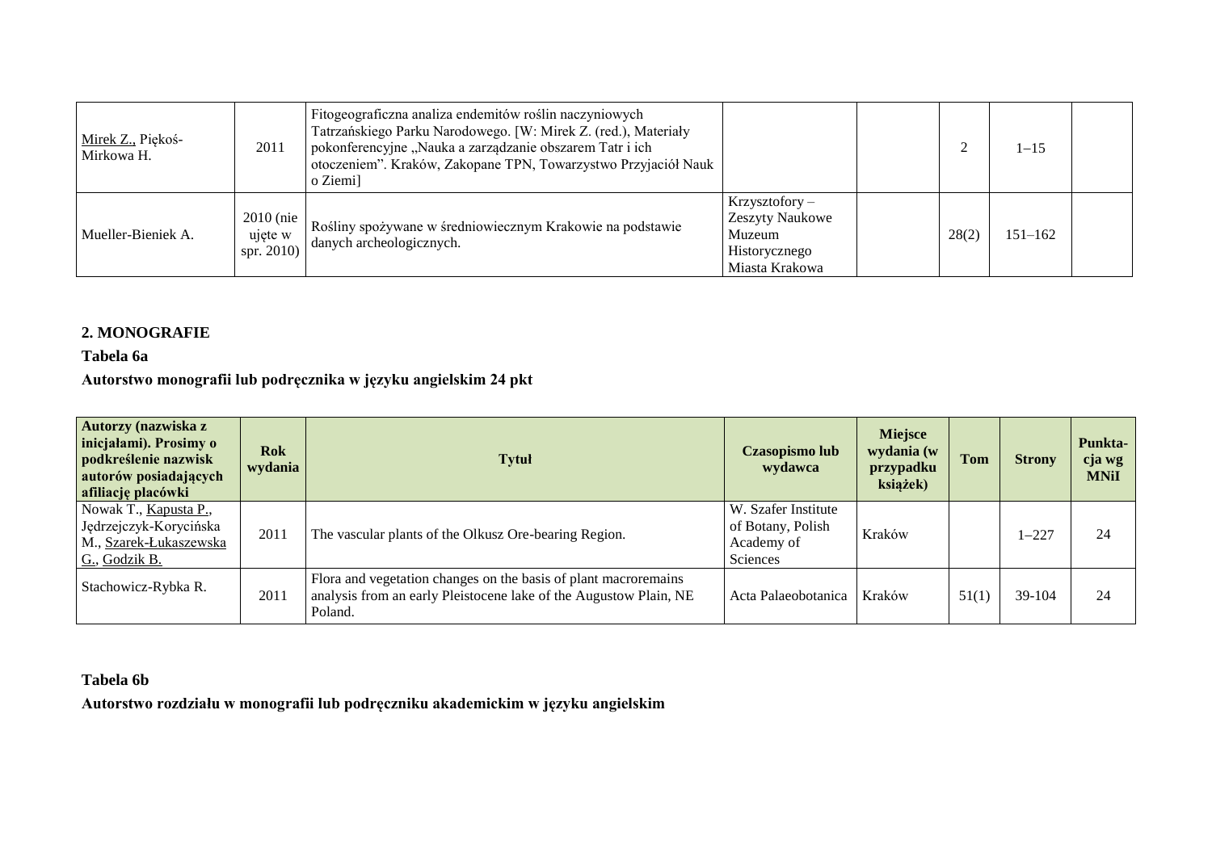| Mirek Z., Piękoś-Mirkowa H. | 2011 | Fitogeograficzna analiza endemitów roślin naczyniowych Tatrzańskiego Parku Narodowego. [W: Mirek Z. (red.), Materiały pokonferencyjne „Nauka a zarządzanie obszarem Tatr i ich otoczeniem". Kraków, Zakopane TPN, Towarzystwo Przyjaciół Nauk o Ziemi] | | | 2 | 1–15 | |
|---|---|---|---|---|---|---|---|
| Mueller-Bieniek A. | 2010 (nie ujęte w spr. 2010) | Rośliny spożywane w średniowiecznym Krakowie na podstawie danych archeologicznych. | Krzysztofory – Zeszyty Naukowe Muzeum Historycznego Miasta Krakowa | | 28(2) | 151–162 | |

## 2. MONOGRAFIE

**Tabela 6a**

**Autorstwo monografii lub podręcznika w języku angielskim 24 pkt**

| Autorzy (nazwiska z inicjałami). Prosimy o podkreślenie nazwisk autorów posiadających afiliację placówki | Rok wydania | Tytuł | Czasopismo lub wydawca | Miejsce wydania (w przypadku książek) | Tom | Strony | Punkta-cja wg MNiI |
|---|---|---|---|---|---|---|---|
| Nowak T., Kapusta P., Jędrzejczyk-Korycińska M., Szarek-Łukaszewska G., Godzik B. | 2011 | The vascular plants of the Olkusz Ore-bearing Region. | W. Szafer Institute of Botany, Polish Academy of Sciences | Kraków | | 1–227 | 24 |
| Stachowicz-Rybka R. | 2011 | Flora and vegetation changes on the basis of plant macroremains analysis from an early Pleistocene lake of the Augustow Plain, NE Poland. | Acta Palaeobotanica | Kraków | 51(1) | 39-104 | 24 |

**Tabela 6b**

**Autorstwo rozdziału w monografii lub podręczniku akademickim w języku angielskim**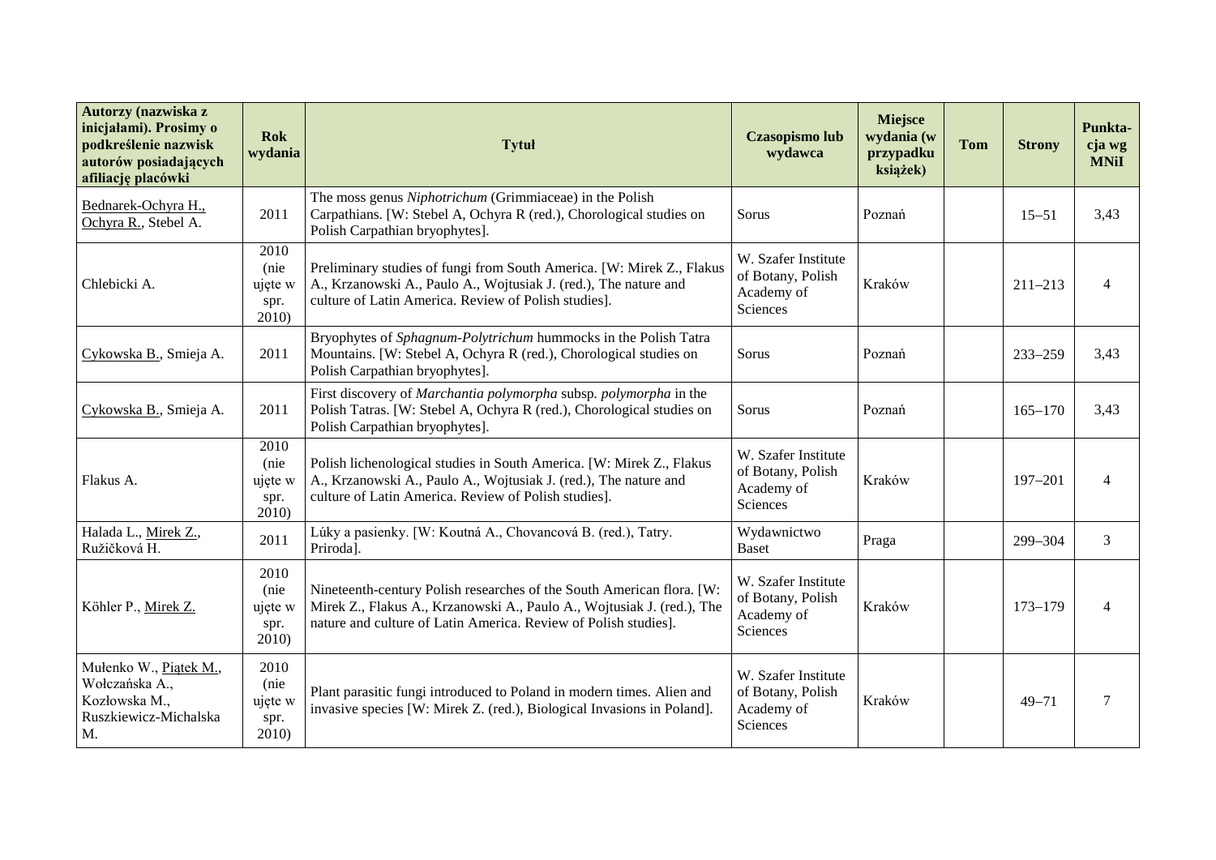| Autorzy (nazwiska z inicjałami). Prosimy o podkreślenie nazwisk autorów posiadających afiliację placówki | Rok wydania | Tytuł | Czasopismo lub wydawca | Miejsce wydania (w przypadku książek) | Tom | Strony | Punkta-cja wg MNiI |
|---|---|---|---|---|---|---|---|
| Bednarek-Ochyra H., Ochyra R., Stebel A. | 2011 | The moss genus *Niphotrichum* (Grimmiaceae) in the Polish Carpathians. [W: Stebel A, Ochyra R (red.), Chorological studies on Polish Carpathian bryophytes]. | Sorus | Poznań | | 15–51 | 3,43 |
| Chlebicki A. | 2010 (nie ujęte w spr. 2010) | Preliminary studies of fungi from South America. [W: Mirek Z., Flakus A., Krzanowski A., Paulo A., Wojtusiak J. (red.), The nature and culture of Latin America. Review of Polish studies]. | W. Szafer Institute of Botany, Polish Academy of Sciences | Kraków | | 211–213 | 4 |
| Cykowska B., Smieja A. | 2011 | Bryophytes of *Sphagnum-Polytrichum* hummocks in the Polish Tatra Mountains. [W: Stebel A, Ochyra R (red.), Chorological studies on Polish Carpathian bryophytes]. | Sorus | Poznań | | 233–259 | 3,43 |
| Cykowska B., Smieja A. | 2011 | First discovery of *Marchantia polymorpha* subsp. *polymorpha* in the Polish Tatras. [W: Stebel A, Ochyra R (red.), Chorological studies on Polish Carpathian bryophytes]. | Sorus | Poznań | | 165–170 | 3,43 |
| Flakus A. | 2010 (nie ujęte w spr. 2010) | Polish lichenological studies in South America. [W: Mirek Z., Flakus A., Krzanowski A., Paulo A., Wojtusiak J. (red.), The nature and culture of Latin America. Review of Polish studies]. | W. Szafer Institute of Botany, Polish Academy of Sciences | Kraków | | 197–201 | 4 |
| Halada L., Mirek Z., Ružičková H. | 2011 | Lúky a pasienky. [W: Koutná A., Chovancová B. (red.), Tatry. Priroda]. | Wydawnictwo Baset | Praga | | 299–304 | 3 |
| Köhler P., Mirek Z. | 2010 (nie ujęte w spr. 2010) | Nineteenth-century Polish researches of the South American flora. [W: Mirek Z., Flakus A., Krzanowski A., Paulo A., Wojtusiak J. (red.), The nature and culture of Latin America. Review of Polish studies]. | W. Szafer Institute of Botany, Polish Academy of Sciences | Kraków | | 173–179 | 4 |
| Mułenko W., Piątek M., Wołczańska A., Kozłowska M., Ruszkiewicz-Michalska M. | 2010 (nie ujęte w spr. 2010) | Plant parasitic fungi introduced to Poland in modern times. Alien and invasive species [W: Mirek Z. (red.), Biological Invasions in Poland]. | W. Szafer Institute of Botany, Polish Academy of Sciences | Kraków | | 49–71 | 7 |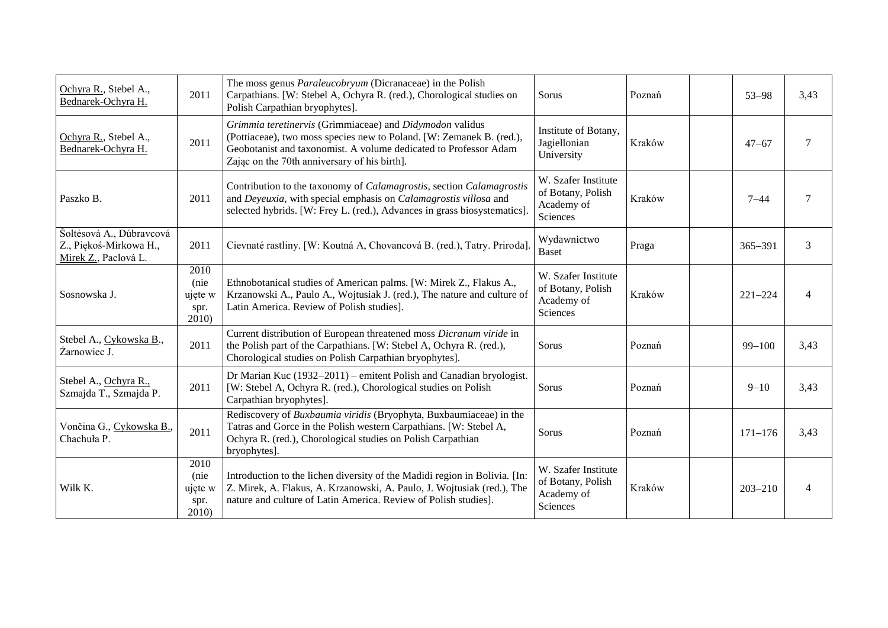| | | | | | | | |
|---|---|---|---|---|---|---|---|
| Ochyra R., Stebel A., Bednarek-Ochyra H. | 2011 | The moss genus *Paraleucobryum* (Dicranaceae) in the Polish Carpathians. [W: Stebel A, Ochyra R. (red.), Chorological studies on Polish Carpathian bryophytes]. | Sorus | Poznań | | 53–98 | 3,43 |
| Ochyra R., Stebel A., Bednarek-Ochyra H. | 2011 | *Grimmia teretinervis* (Grimmiaceae) and *Didymodon* validus (Pottiaceae), two moss species new to Poland. [W: Zemanek B. (red.), Geobotanist and taxonomist. A volume dedicated to Professor Adam Zając on the 70th anniversary of his birth]. | Institute of Botany, Jagiellonian University | Kraków | | 47–67 | 7 |
| Paszko B. | 2011 | Contribution to the taxonomy of *Calamagrostis*, section *Calamagrostis* and *Deyeuxia*, with special emphasis on *Calamagrostis villosa* and selected hybrids. [W: Frey L. (red.), Advances in grass biosystematics]. | W. Szafer Institute of Botany, Polish Academy of Sciences | Kraków | | 7–44 | 7 |
| Šoltésová A., Dúbravcová Z., Piękoś-Mirkowa H., Mirek Z., Paclová L. | 2011 | Cievnaté rastliny. [W: Koutná A, Chovancová B. (red.), Tatry. Priroda]. | Wydawnictwo Baset | Praga | | 365–391 | 3 |
| Sosnowska J. | 2010 (nie ujęte w spr. 2010) | Ethnobotanical studies of American palms. [W: Mirek Z., Flakus A., Krzanowski A., Paulo A., Wojtusiak J. (red.), The nature and culture of Latin America. Review of Polish studies]. | W. Szafer Institute of Botany, Polish Academy of Sciences | Kraków | | 221–224 | 4 |
| Stebel A., Cykowska B., Żarnowiec J. | 2011 | Current distribution of European threatened moss *Dicranum viride* in the Polish part of the Carpathians. [W: Stebel A, Ochyra R. (red.), Chorological studies on Polish Carpathian bryophytes]. | Sorus | Poznań | | 99–100 | 3,43 |
| Stebel A., Ochyra R., Szmajda T., Szmajda P. | 2011 | Dr Marian Kuc (1932–2011) – emitent Polish and Canadian bryologist. [W: Stebel A, Ochyra R. (red.), Chorological studies on Polish Carpathian bryophytes]. | Sorus | Poznań | | 9–10 | 3,43 |
| Vončina G., Cykowska B., Chachuła P. | 2011 | Rediscovery of *Buxbaumia viridis* (Bryophyta, Buxbaumiaceae) in the Tatras and Gorce in the Polish western Carpathians. [W: Stebel A, Ochyra R. (red.), Chorological studies on Polish Carpathian bryophytes]. | Sorus | Poznań | | 171–176 | 3,43 |
| Wilk K. | 2010 (nie ujęte w spr. 2010) | Introduction to the lichen diversity of the Madidi region in Bolivia. [In: Z. Mirek, A. Flakus, A. Krzanowski, A. Paulo, J. Wojtusiak (red.), The nature and culture of Latin America. Review of Polish studies]. | W. Szafer Institute of Botany, Polish Academy of Sciences | Kraków | | 203–210 | 4 |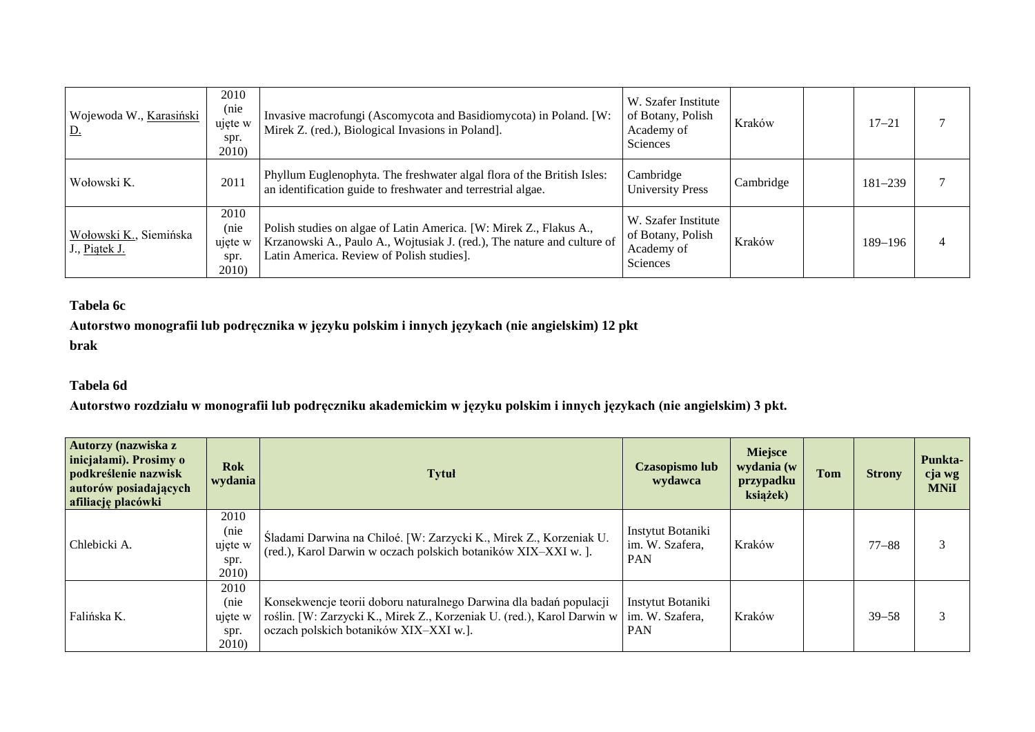| Wojewoda W., Karasiński D. | 2010 (nie ujęte w spr. 2010) | Invasive macrofungi (Ascomycota and Basidiomycota) in Poland. [W: Mirek Z. (red.), Biological Invasions in Poland]. | W. Szafer Institute of Botany, Polish Academy of Sciences | Kraków | | 17–21 | 7 |
|---|---|---|---|---|---|---|---|
| Wołowski K. | 2011 | Phyllum Euglenophyta. The freshwater algal flora of the British Isles: an identification guide to freshwater and terrestrial algae. | Cambridge University Press | Cambridge | | 181–239 | 7 |
| Wołowski K., Siemińska J., Piątek J. | 2010 (nie ujęte w spr. 2010) | Polish studies on algae of Latin America. [W: Mirek Z., Flakus A., Krzanowski A., Paulo A., Wojtusiak J. (red.), The nature and culture of Latin America. Review of Polish studies]. | W. Szafer Institute of Botany, Polish Academy of Sciences | Kraków | | 189–196 | 4 |

**Tabela 6c**

**Autorstwo monografii lub podręcznika w języku polskim i innych językach (nie angielskim) 12 pkt**

**brak**

**Tabela 6d**

**Autorstwo rozdziału w monografii lub podręczniku akademickim w języku polskim i innych językach (nie angielskim) 3 pkt.**

| Autorzy (nazwiska z inicjałami). Prosimy o podkreślenie nazwisk autorów posiadających afiliację placówki | Rok wydania | Tytuł | Czasopismo lub wydawca | Miejsce wydania (w przypadku książek) | Tom | Strony | Punktacja wg MNiI |
|---|---|---|---|---|---|---|---|
| Chlebicki A. | 2010 (nie ujęte w spr. 2010) | Śladami Darwina na Chiloé. [W: Zarzycki K., Mirek Z., Korzeniak U. (red.), Karol Darwin w oczach polskich botaników XIX–XXI w. ]. | Instytut Botaniki im. W. Szafera, PAN | Kraków | | 77–88 | 3 |
| Falińska K. | 2010 (nie ujęte w spr. 2010) | Konsekwencje teorii doboru naturalnego Darwina dla badań populacji roślin. [W: Zarzycki K., Mirek Z., Korzeniak U. (red.), Karol Darwin w oczach polskich botaników XIX–XXI w.]. | Instytut Botaniki im. W. Szafera, PAN | Kraków | | 39–58 | 3 |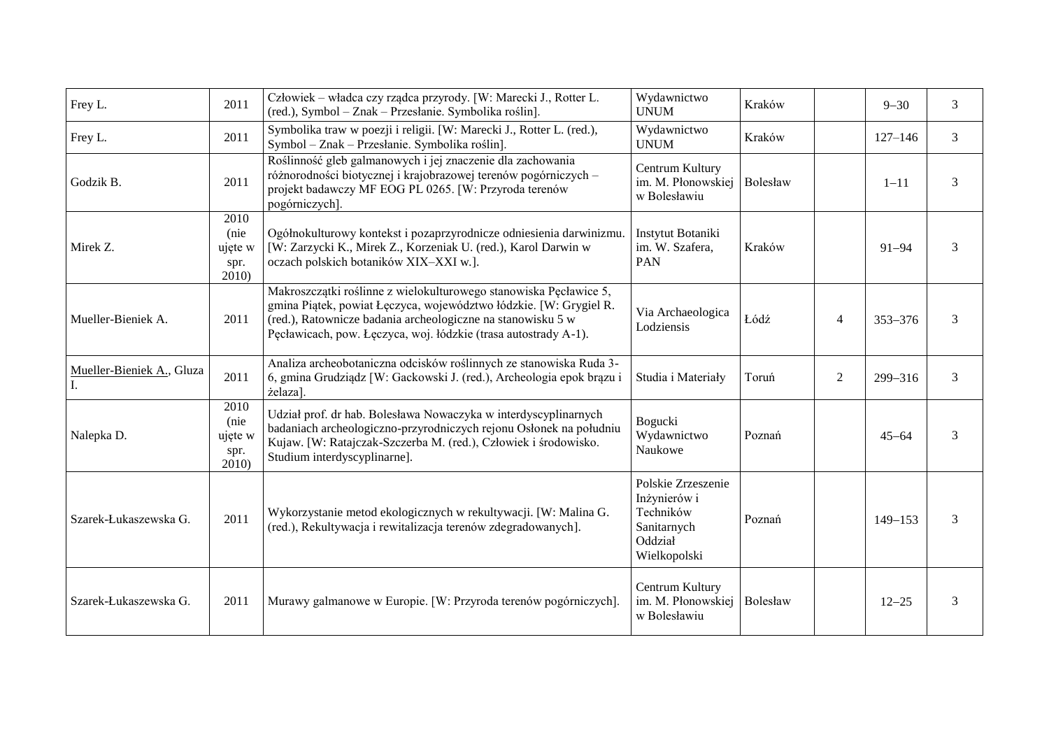| | | | | | | | |
|---|---|---|---|---|---|---|---|
| Frey L. | 2011 | Człowiek – władca czy rządca przyrody. [W: Marecki J., Rotter L. (red.), Symbol – Znak – Przesłanie. Symbolika roślin]. | Wydawnictwo UNUM | Kraków | | 9–30 | 3 |
| Frey L. | 2011 | Symbolika traw w poezji i religii. [W: Marecki J., Rotter L. (red.), Symbol – Znak – Przesłanie. Symbolika roślin]. | Wydawnictwo UNUM | Kraków | | 127–146 | 3 |
| Godzik B. | 2011 | Roślinność gleb galmanowych i jej znaczenie dla zachowania różnorodności biotycznej i krajobrazowej terenów pogórniczych – projekt badawczy MF EOG PL 0265. [W: Przyroda terenów pogórniczych]. | Centrum Kultury im. M. Płonowskiej w Bolesławiu | Bolesław | | 1–11 | 3 |
| Mirek Z. | 2010 (nie ujęte w spr. 2010) | Ogólnokulturowy kontekst i pozaprzyrodnicze odniesienia darwinizmu. [W: Zarzycki K., Mirek Z., Korzeniak U. (red.), Karol Darwin w oczach polskich botaników XIX–XXI w.]. | Instytut Botaniki im. W. Szafera, PAN | Kraków | | 91–94 | 3 |
| Mueller-Bieniek A. | 2011 | Makroszczątki roślinne z wielokulturowego stanowiska Pęcławice 5, gmina Piątek, powiat Łęczyca, województwo łódzkie. [W: Grygiel R. (red.), Ratownicze badania archeologiczne na stanowisku 5 w Pęcławicach, pow. Łęczyca, woj. łódzkie (trasa autostrady A-1). | Via Archaeologica Lodziensis | Łódź | 4 | 353–376 | 3 |
| Mueller-Bieniek A., Gluza I. | 2011 | Analiza archeobotaniczna odcisków roślinnych ze stanowiska Ruda 3-6, gmina Grudziądz [W: Gackowski J. (red.), Archeologia epok brązu i żelaza]. | Studia i Materiały | Toruń | 2 | 299–316 | 3 |
| Nalepka D. | 2010 (nie ujęte w spr. 2010) | Udział prof. dr hab. Bolesława Nowaczyka w interdyscyplinarnych badaniach archeologiczno-przyrodniczych rejonu Osłonek na południu Kujaw. [W: Ratajczak-Szczerba M. (red.), Człowiek i środowisko. Studium interdyscyplinarne]. | Bogucki Wydawnictwo Naukowe | Poznań | | 45–64 | 3 |
| Szarek-Łukaszewska G. | 2011 | Wykorzystanie metod ekologicznych w rekultywacji. [W: Malina G. (red.), Rekultywacja i rewitalizacja terenów zdegradowanych]. | Polskie Zrzeszenie Inżynierów i Techników Sanitarnych Oddział Wielkopolski | Poznań | | 149–153 | 3 |
| Szarek-Łukaszewska G. | 2011 | Murawy galmanowe w Europie. [W: Przyroda terenów pogórniczych]. | Centrum Kultury im. M. Płonowskiej w Bolesławiu | Bolesław | | 12–25 | 3 |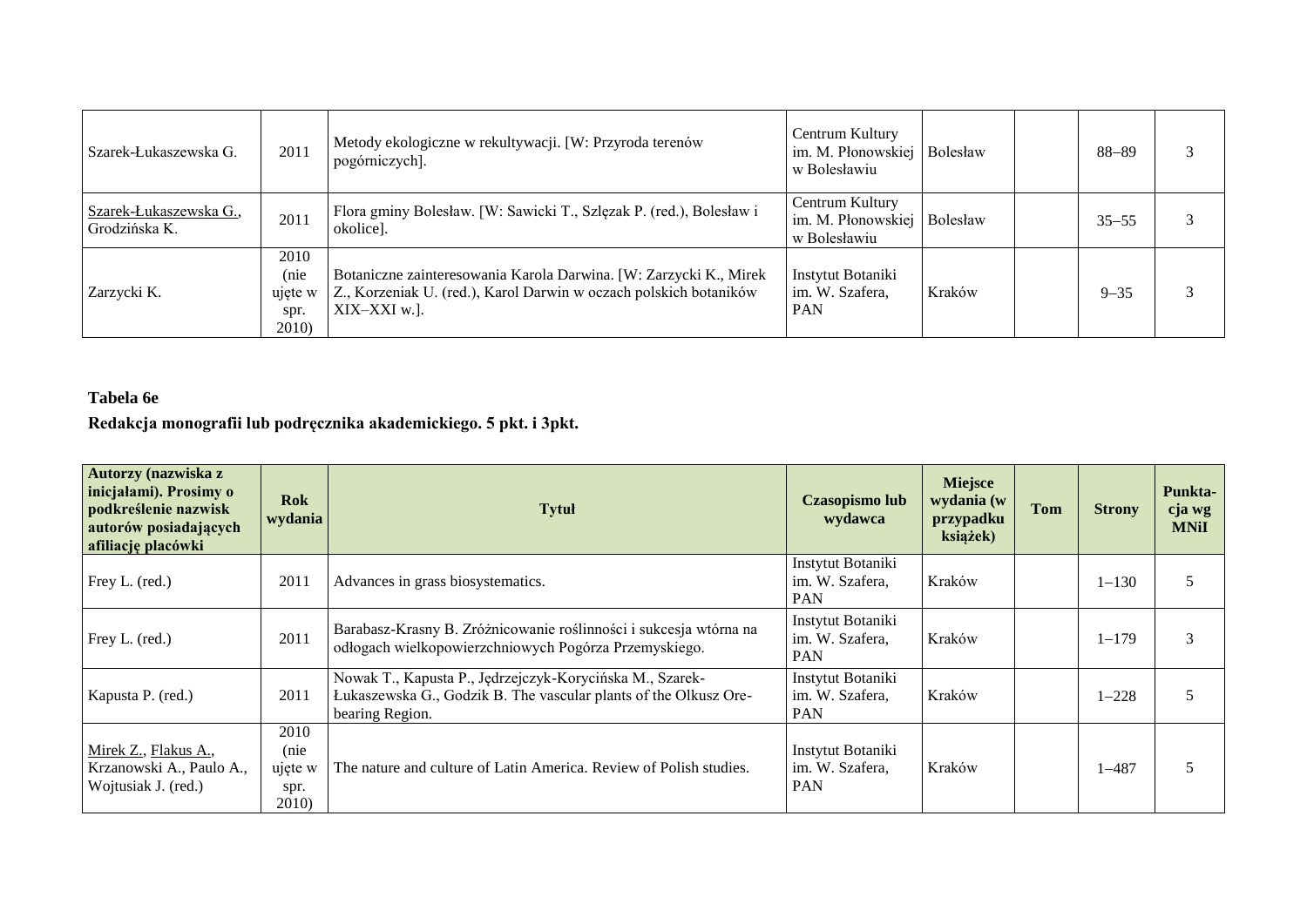| | | | | | | | |
|---|---|---|---|---|---|---|---|
| Szarek-Łukaszewska G. | 2011 | Metody ekologiczne w rekultywacji. [W: Przyroda terenów pogórniczych]. | Centrum Kultury im. M. Płonowskiej w Bolesławiu | Bolesław | | 88–89 | 3 |
| Szarek-Łukaszewska G., Grodzińska K. | 2011 | Flora gminy Bolesław. [W: Sawicki T., Szlęzak P. (red.), Bolesław i okolice]. | Centrum Kultury im. M. Płonowskiej w Bolesławiu | Bolesław | | 35–55 | 3 |
| Zarzycki K. | 2010 (nie ujęte w spr. 2010) | Botaniczne zainteresowania Karola Darwina. [W: Zarzycki K., Mirek Z., Korzeniak U. (red.), Karol Darwin w oczach polskich botaników XIX–XXI w.]. | Instytut Botaniki im. W. Szafera, PAN | Kraków | | 9–35 | 3 |

**Tabela 6e**

**Redakcja monografii lub podręcznika akademickiego. 5 pkt. i 3pkt.**

| Autorzy (nazwiska z inicjałami). Prosimy o podkreślenie nazwisk autorów posiadających afiliację placówki | Rok wydania | Tytuł | Czasopismo lub wydawca | Miejsce wydania (w przypadku książek) | Tom | Strony | Punktacja wg MNiI |
|---|---|---|---|---|---|---|---|
| Frey L. (red.) | 2011 | Advances in grass biosystematics. | Instytut Botaniki im. W. Szafera, PAN | Kraków | | 1–130 | 5 |
| Frey L. (red.) | 2011 | Barabasz-Krasny B. Zróżnicowanie roślinności i sukcesja wtórna na odłogach wielkopowierzchniowych Pogórza Przemyskiego. | Instytut Botaniki im. W. Szafera, PAN | Kraków | | 1–179 | 3 |
| Kapusta P. (red.) | 2011 | Nowak T., Kapusta P., Jędrzejczyk-Korycińska M., Szarek-Łukaszewska G., Godzik B. The vascular plants of the Olkusz Ore-bearing Region. | Instytut Botaniki im. W. Szafera, PAN | Kraków | | 1–228 | 5 |
| Mirek Z., Flakus A., Krzanowski A., Paulo A., Wojtusiak J. (red.) | 2010 (nie ujęte w spr. 2010) | The nature and culture of Latin America. Review of Polish studies. | Instytut Botaniki im. W. Szafera, PAN | Kraków | | 1–487 | 5 |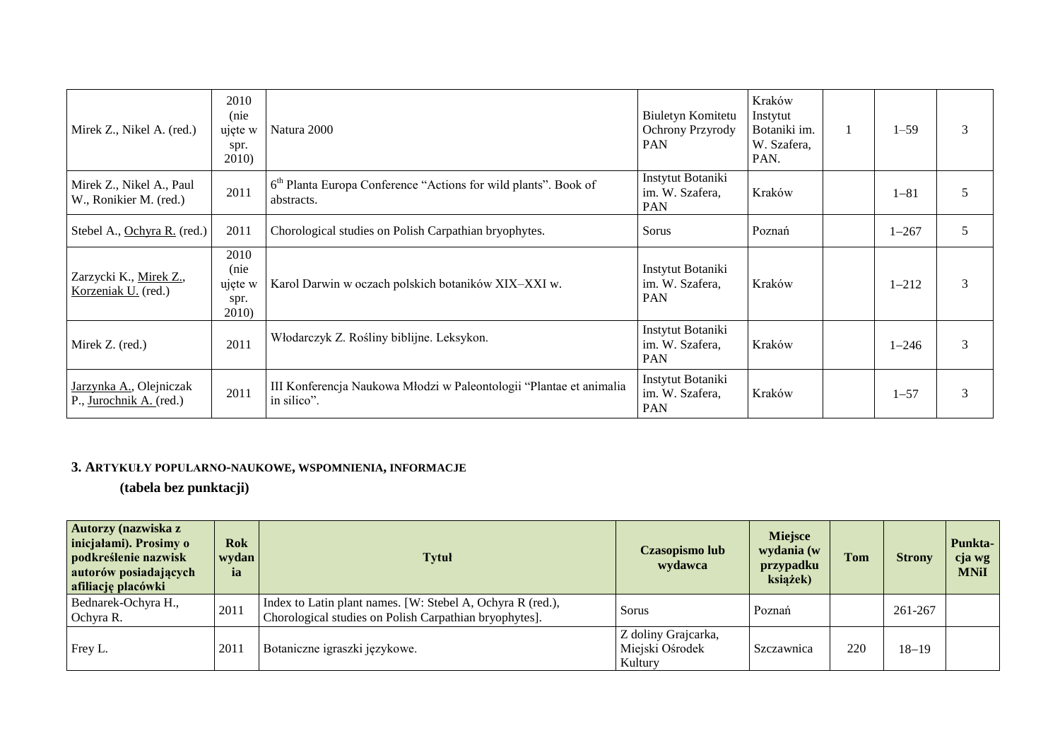| | | | | | | | |
|---|---|---|---|---|---|---|---|
| Mirek Z., Nikel A. (red.) | 2010 (nie ujęte w spr. 2010) | Natura 2000 | Biuletyn Komitetu Ochrony Przyrody PAN | Kraków Instytut Botaniki im. W. Szafera, PAN. | 1 | 1–59 | 3 |
| Mirek Z., Nikel A., Paul W., Ronikier M. (red.) | 2011 | 6[th] Planta Europa Conference "Actions for wild plants". Book of abstracts. | Instytut Botaniki im. W. Szafera, PAN | Kraków | | 1–81 | 5 |
| Stebel A., Ochyra R. (red.) | 2011 | Chorological studies on Polish Carpathian bryophytes. | Sorus | Poznań | | 1–267 | 5 |
| Zarzycki K., Mirek Z., Korzeniak U. (red.) | 2010 (nie ujęte w spr. 2010) | Karol Darwin w oczach polskich botaników XIX–XXI w. | Instytut Botaniki im. W. Szafera, PAN | Kraków | | 1–212 | 3 |
| Mirek Z. (red.) | 2011 | Włodarczyk Z. Rośliny biblijne. Leksykon. | Instytut Botaniki im. W. Szafera, PAN | Kraków | | 1–246 | 3 |
| Jarzynka A., Olejniczak P., Jurochnik A. (red.) | 2011 | III Konferencja Naukowa Młodzi w Paleontologii "Plantae et animalia in silico". | Instytut Botaniki im. W. Szafera, PAN | Kraków | | 1–57 | 3 |

### 3. Artykuły popularno-naukowe, wspomnienia, informacje

**(tabela bez punktacji)**

| Autorzy (nazwiska z inicjałami). Prosimy o podkreślenie nazwisk autorów posiadających afiliację placówki | Rok wydania | Tytuł | Czasopismo lub wydawca | Miejsce wydania (w przypadku książek) | Tom | Strony | Punktacja wg MNiI |
|---|---|---|---|---|---|---|---|
| Bednarek-Ochyra H., Ochyra R. | 2011 | Index to Latin plant names. [W: Stebel A, Ochyra R (red.), Chorological studies on Polish Carpathian bryophytes]. | Sorus | Poznań | | 261-267 | |
| Frey L. | 2011 | Botaniczne igraszki językowe. | Z doliny Grajcarka, Miejski Ośrodek Kultury | Szczawnica | 220 | 18–19 | |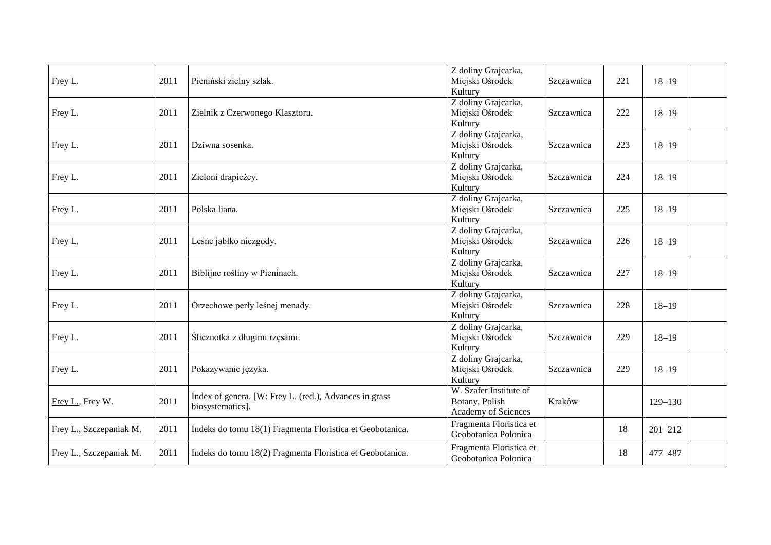| Frey L. | 2011 | Pieniński zielny szlak. | Z doliny Grajcarka, Miejski Ośrodek Kultury | Szczawnica | 221 | 18–19 | |
|---|---|---|---|---|---|---|---|
| Frey L. | 2011 | Zielnik z Czerwonego Klasztoru. | Z doliny Grajcarka, Miejski Ośrodek Kultury | Szczawnica | 222 | 18–19 | |
| Frey L. | 2011 | Dziwna sosenka. | Z doliny Grajcarka, Miejski Ośrodek Kultury | Szczawnica | 223 | 18–19 | |
| Frey L. | 2011 | Zieloni drapieżcy. | Z doliny Grajcarka, Miejski Ośrodek Kultury | Szczawnica | 224 | 18–19 | |
| Frey L. | 2011 | Polska liana. | Z doliny Grajcarka, Miejski Ośrodek Kultury | Szczawnica | 225 | 18–19 | |
| Frey L. | 2011 | Leśne jabłko niezgody. | Z doliny Grajcarka, Miejski Ośrodek Kultury | Szczawnica | 226 | 18–19 | |
| Frey L. | 2011 | Biblijne rośliny w Pieninach. | Z doliny Grajcarka, Miejski Ośrodek Kultury | Szczawnica | 227 | 18–19 | |
| Frey L. | 2011 | Orzechowe perły leśnej menady. | Z doliny Grajcarka, Miejski Ośrodek Kultury | Szczawnica | 228 | 18–19 | |
| Frey L. | 2011 | Ślicznotka z długimi rzęsami. | Z doliny Grajcarka, Miejski Ośrodek Kultury | Szczawnica | 229 | 18–19 | |
| Frey L. | 2011 | Pokazywanie języka. | Z doliny Grajcarka, Miejski Ośrodek Kultury | Szczawnica | 229 | 18–19 | |
| Frey L., Frey W. | 2011 | Index of genera. [W: Frey L. (red.), Advances in grass biosystematics]. | W. Szafer Institute of Botany, Polish Academy of Sciences | Kraków | | 129–130 | |
| Frey L., Szczepaniak M. | 2011 | Indeks do tomu 18(1) Fragmenta Floristica et Geobotanica. | Fragmenta Floristica et Geobotanica Polonica | | 18 | 201–212 | |
| Frey L., Szczepaniak M. | 2011 | Indeks do tomu 18(2) Fragmenta Floristica et Geobotanica. | Fragmenta Floristica et Geobotanica Polonica | | 18 | 477–487 | |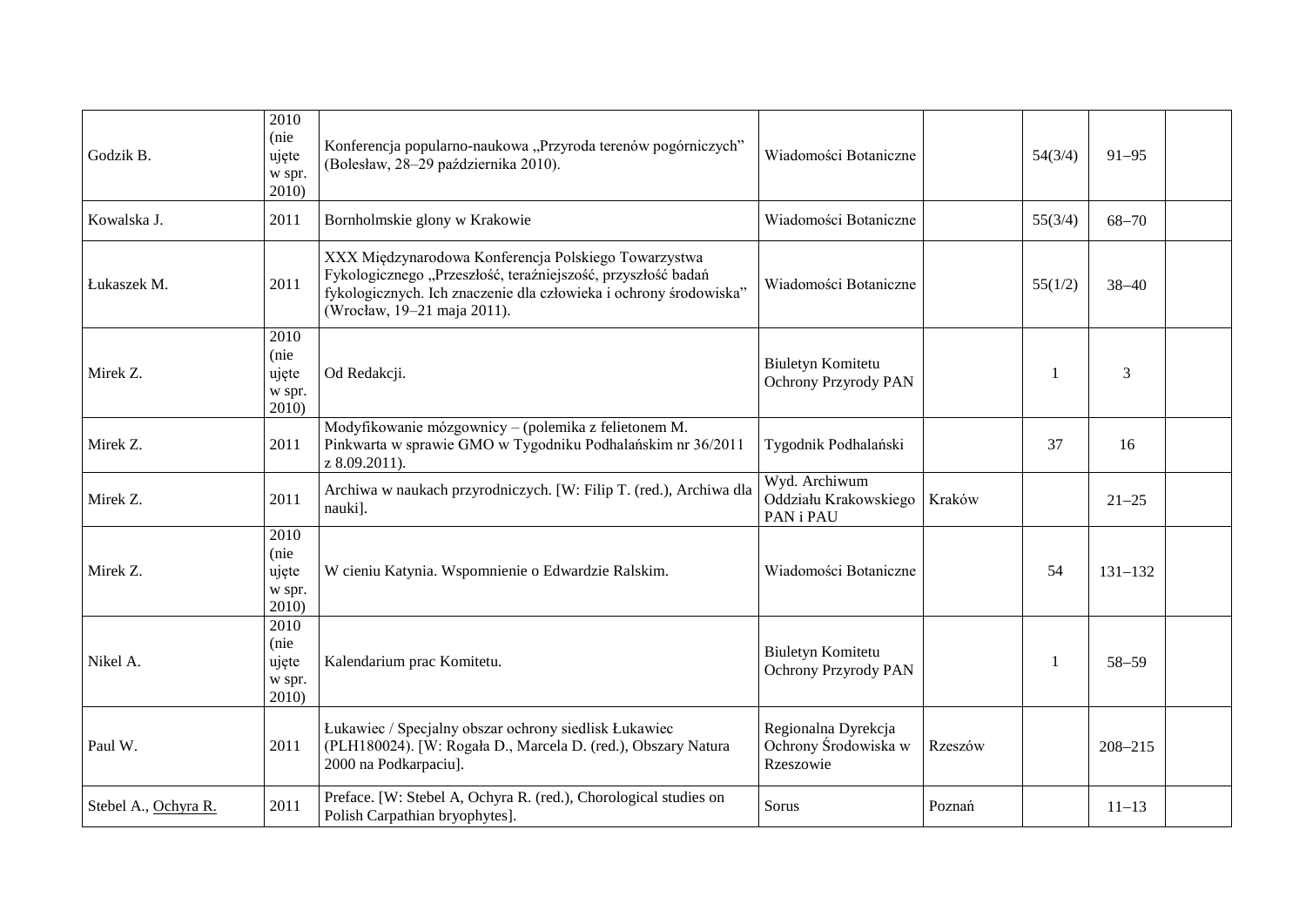| | | | | | | | |
|---|---|---|---|---|---|---|---|
| Godzik B. | 2010 (nie ujęte w spr. 2010) | Konferencja popularno-naukowa „Przyroda terenów pogórniczych" (Bolesław, 28–29 października 2010). | Wiadomości Botaniczne | | 54(3/4) | 91–95 | |
| Kowalska J. | 2011 | Bornholmskie glony w Krakowie | Wiadomości Botaniczne | | 55(3/4) | 68–70 | |
| Łukaszek M. | 2011 | XXX Międzynarodowa Konferencja Polskiego Towarzystwa Fykologicznego „Przeszłość, teraźniejszość, przyszłość badań fykologicznych. Ich znaczenie dla człowieka i ochrony środowiska" (Wrocław, 19–21 maja 2011). | Wiadomości Botaniczne | | 55(1/2) | 38–40 | |
| Mirek Z. | 2010 (nie ujęte w spr. 2010) | Od Redakcji. | Biuletyn Komitetu Ochrony Przyrody PAN | | 1 | 3 | |
| Mirek Z. | 2011 | Modyfikowanie mózgownicy – (polemika z felietonem M. Pinkwarta w sprawie GMO w Tygodniku Podhalańskim nr 36/2011 z 8.09.2011). | Tygodnik Podhalański | | 37 | 16 | |
| Mirek Z. | 2011 | Archiwa w naukach przyrodniczych. [W: Filip T. (red.), Archiwa dla nauki]. | Wyd. Archiwum Oddziału Krakowskiego PAN i PAU | Kraków | | 21–25 | |
| Mirek Z. | 2010 (nie ujęte w spr. 2010) | W cieniu Katynia. Wspomnienie o Edwardzie Ralskim. | Wiadomości Botaniczne | | 54 | 131–132 | |
| Nikel A. | 2010 (nie ujęte w spr. 2010) | Kalendarium prac Komitetu. | Biuletyn Komitetu Ochrony Przyrody PAN | | 1 | 58–59 | |
| Paul W. | 2011 | Łukawiec / Specjalny obszar ochrony siedlisk Łukawiec (PLH180024). [W: Rogała D., Marcela D. (red.), Obszary Natura 2000 na Podkarpaciu]. | Regionalna Dyrekcja Ochrony Środowiska w Rzeszowie | Rzeszów | | 208–215 | |
| Stebel A., Ochyra R. | 2011 | Preface. [W: Stebel A, Ochyra R. (red.), Chorological studies on Polish Carpathian bryophytes]. | Sorus | Poznań | | 11–13 | |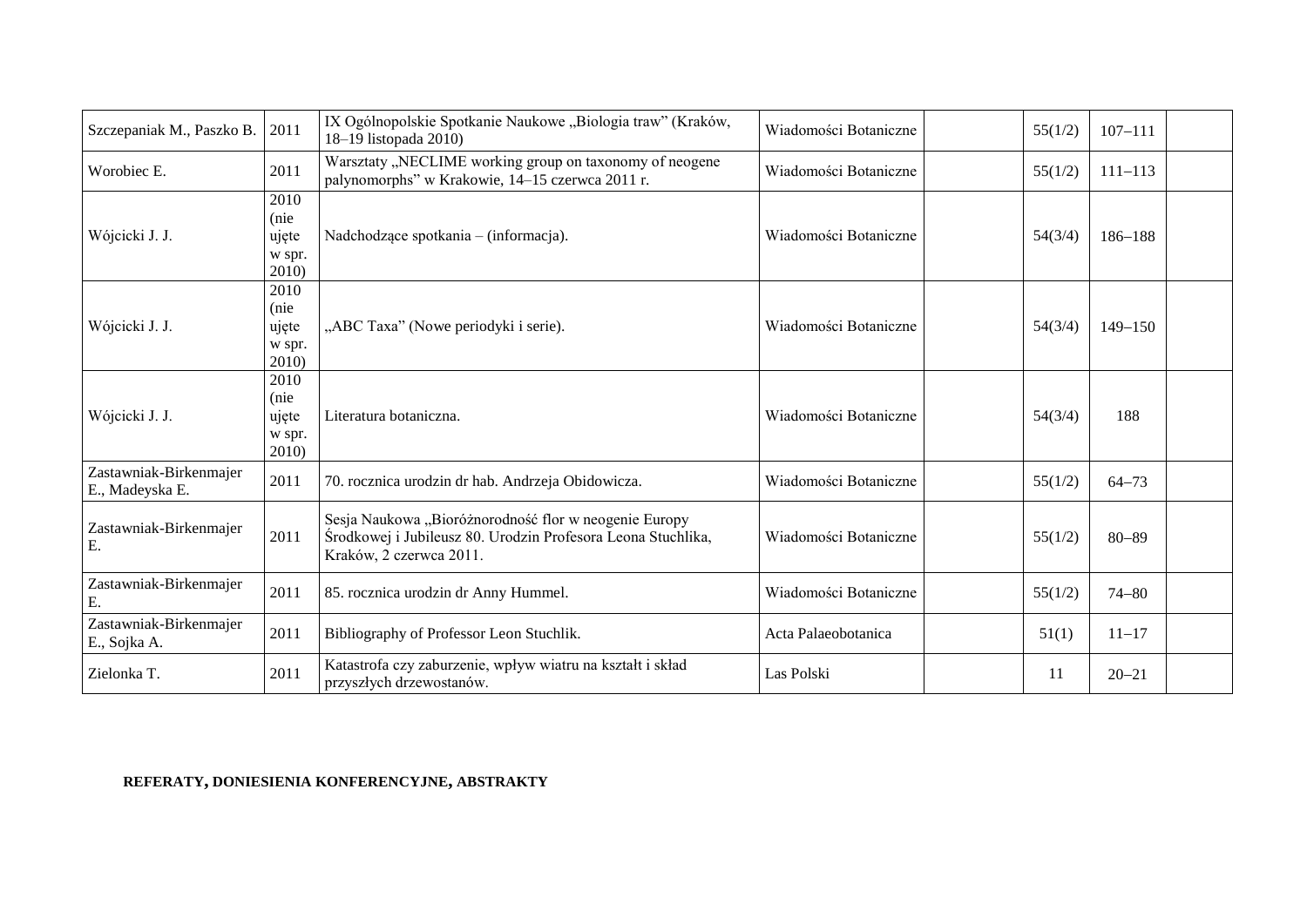| | | | | | | | |
|---|---|---|---|---|---|---|---|
| Szczepaniak M., Paszko B. | 2011 | IX Ogólnopolskie Spotkanie Naukowe „Biologia traw" (Kraków, 18–19 listopada 2010) | Wiadomości Botaniczne | | 55(1/2) | 107–111 | |
| Worobiec E. | 2011 | Warsztaty „NECLIME working group on taxonomy of neogene palynomorphs" w Krakowie, 14–15 czerwca 2011 r. | Wiadomości Botaniczne | | 55(1/2) | 111–113 | |
| Wójcicki J. J. | 2010 (nie ujęte w spr. 2010) | Nadchodzące spotkania – (informacja). | Wiadomości Botaniczne | | 54(3/4) | 186–188 | |
| Wójcicki J. J. | 2010 (nie ujęte w spr. 2010) | „ABC Taxa" (Nowe periodyki i serie). | Wiadomości Botaniczne | | 54(3/4) | 149–150 | |
| Wójcicki J. J. | 2010 (nie ujęte w spr. 2010) | Literatura botaniczna. | Wiadomości Botaniczne | | 54(3/4) | 188 | |
| Zastawniak-Birkenmajer E., Madeyska E. | 2011 | 70. rocznica urodzin dr hab. Andrzeja Obidowicza. | Wiadomości Botaniczne | | 55(1/2) | 64–73 | |
| Zastawniak-Birkenmajer E. | 2011 | Sesja Naukowa „Bioróżnorodność flor w neogenie Europy Środkowej i Jubileusz 80. Urodzin Profesora Leona Stuchlika, Kraków, 2 czerwca 2011. | Wiadomości Botaniczne | | 55(1/2) | 80–89 | |
| Zastawniak-Birkenmajer E. | 2011 | 85. rocznica urodzin dr Anny Hummel. | Wiadomości Botaniczne | | 55(1/2) | 74–80 | |
| Zastawniak-Birkenmajer E., Sojka A. | 2011 | Bibliography of Professor Leon Stuchlik. | Acta Palaeobotanica | | 51(1) | 11–17 | |
| Zielonka T. | 2011 | Katastrofa czy zaburzenie, wpływ wiatru na kształt i skład przyszłych drzewostanów. | Las Polski | | 11 | 20–21 | |

**REFERATY, DONIESIENIA KONFERENCYJNE, ABSTRAKTY**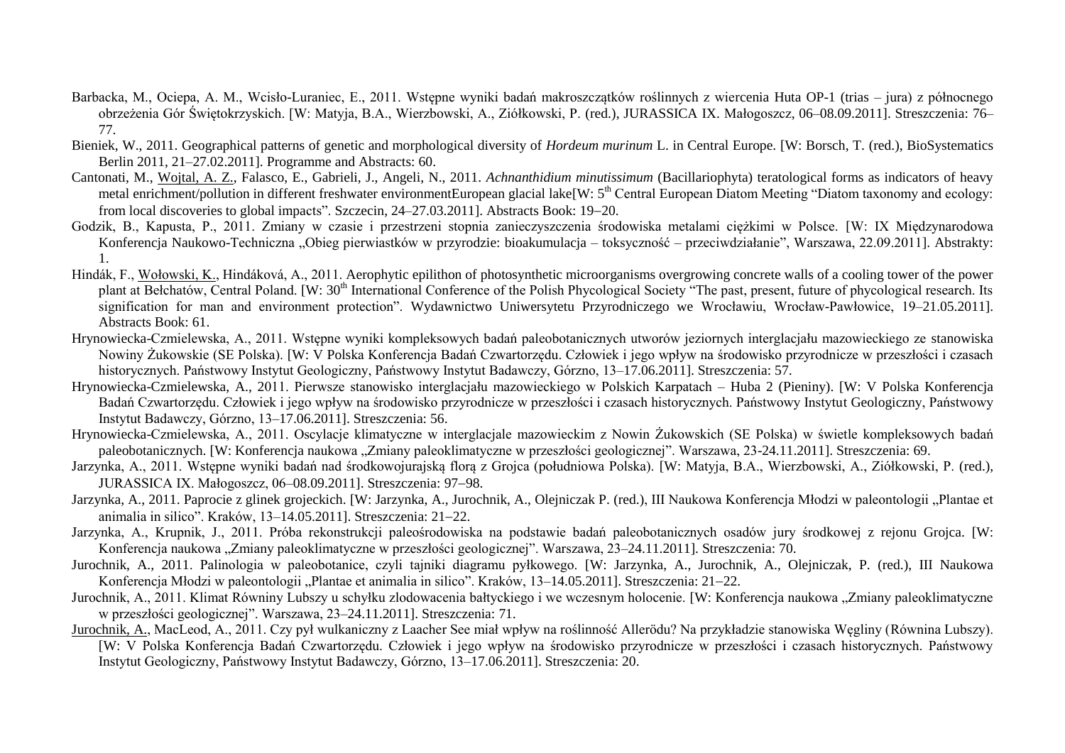Barbacka, M., Ociepa, A. M., Wcisło-Luraniec, E., 2011. Wstępne wyniki badań makroszczątków roślinnych z wiercenia Huta OP-1 (trias – jura) z północnego obrzeżenia Gór Świętokrzyskich. [W: Matyja, B.A., Wierzbowski, A., Ziółkowski, P. (red.), JURASSICA IX. Małogoszcz, 06–08.09.2011]. Streszczenia: 76–77.

Bieniek, W., 2011. Geographical patterns of genetic and morphological diversity of *Hordeum murinum* L. in Central Europe. [W: Borsch, T. (red.), BioSystematics Berlin 2011, 21–27.02.2011]. Programme and Abstracts: 60.

Cantonati, M., Wojtal, A. Z., Falasco, E., Gabrieli, J., Angeli, N., 2011. *Achnanthidium minutissimum* (Bacillariophyta) teratological forms as indicators of heavy metal enrichment/pollution in different freshwater environmentEuropean glacial lake[W: 5th Central European Diatom Meeting "Diatom taxonomy and ecology: from local discoveries to global impacts". Szczecin, 24–27.03.2011]. Abstracts Book: 19–20.

Godzik, B., Kapusta, P., 2011. Zmiany w czasie i przestrzeni stopnia zanieczyszczenia środowiska metalami ciężkimi w Polsce. [W: IX Międzynarodowa Konferencja Naukowo-Techniczna „Obieg pierwiastków w przyrodzie: bioakumulacja – toksyczność – przeciwdziałanie", Warszawa, 22.09.2011]. Abstrakty: 1.

Hindák, F., Wołowski, K., Hindáková, A., 2011. Aerophytic epilithon of photosynthetic microorganisms overgrowing concrete walls of a cooling tower of the power plant at Bełchatów, Central Poland. [W: 30th International Conference of the Polish Phycological Society "The past, present, future of phycological research. Its signification for man and environment protection". Wydawnictwo Uniwersytetu Przyrodniczego we Wrocławiu, Wrocław-Pawłowice, 19–21.05.2011]. Abstracts Book: 61.

Hrynowiecka-Czmielewska, A., 2011. Wstępne wyniki kompleksowych badań paleobotanicznych utworów jeziornych interglacjału mazowieckiego ze stanowiska Nowiny Żukowskie (SE Polska). [W: V Polska Konferencja Badań Czwartorzędu. Człowiek i jego wpływ na środowisko przyrodnicze w przeszłości i czasach historycznych. Państwowy Instytut Geologiczny, Państwowy Instytut Badawczy, Górzno, 13–17.06.2011]. Streszczenia: 57.

Hrynowiecka-Czmielewska, A., 2011. Pierwsze stanowisko interglacjału mazowieckiego w Polskich Karpatach – Huba 2 (Pieniny). [W: V Polska Konferencja Badań Czwartorzędu. Człowiek i jego wpływ na środowisko przyrodnicze w przeszłości i czasach historycznych. Państwowy Instytut Geologiczny, Państwowy Instytut Badawczy, Górzno, 13–17.06.2011]. Streszczenia: 56.

Hrynowiecka-Czmielewska, A., 2011. Oscylacje klimatyczne w interglacjale mazowieckim z Nowin Żukowskich (SE Polska) w świetle kompleksowych badań paleobotanicznych. [W: Konferencja naukowa „Zmiany paleoklimatyczne w przeszłości geologicznej". Warszawa, 23-24.11.2011]. Streszczenia: 69.

Jarzynka, A., 2011. Wstępne wyniki badań nad środkowojurajską florą z Grojca (południowa Polska). [W: Matyja, B.A., Wierzbowski, A., Ziółkowski, P. (red.), JURASSICA IX. Małogoszcz, 06–08.09.2011]. Streszczenia: 97–98.

Jarzynka, A., 2011. Paprocie z glinek grojeckich. [W: Jarzynka, A., Jurochnik, A., Olejniczak P. (red.), III Naukowa Konferencja Młodzi w paleontologii „Plantae et animalia in silico". Kraków, 13–14.05.2011]. Streszczenia: 21–22.

Jarzynka, A., Krupnik, J., 2011. Próba rekonstrukcji paleośrodowiska na podstawie badań paleobotanicznych osadów jury środkowej z rejonu Grojca. [W: Konferencja naukowa „Zmiany paleoklimatyczne w przeszłości geologicznej". Warszawa, 23–24.11.2011]. Streszczenia: 70.

Jurochnik, A., 2011. Palinologia w paleobotanice, czyli tajniki diagramu pyłkowego. [W: Jarzynka, A., Jurochnik, A., Olejniczak, P. (red.), III Naukowa Konferencja Młodzi w paleontologii „Plantae et animalia in silico". Kraków, 13–14.05.2011]. Streszczenia: 21–22.

Jurochnik, A., 2011. Klimat Równiny Lubszy u schyłku zlodowacenia bałtyckiego i we wczesnym holocenie. [W: Konferencja naukowa „Zmiany paleoklimatyczne w przeszłości geologicznej". Warszawa, 23–24.11.2011]. Streszczenia: 71.

Jurochnik, A., MacLeod, A., 2011. Czy pył wulkaniczny z Laacher See miał wpływ na roślinność Allerödu? Na przykładzie stanowiska Węgliny (Równina Lubszy). [W: V Polska Konferencja Badań Czwartorzędu. Człowiek i jego wpływ na środowisko przyrodnicze w przeszłości i czasach historycznych. Państwowy Instytut Geologiczny, Państwowy Instytut Badawczy, Górzno, 13–17.06.2011]. Streszczenia: 20.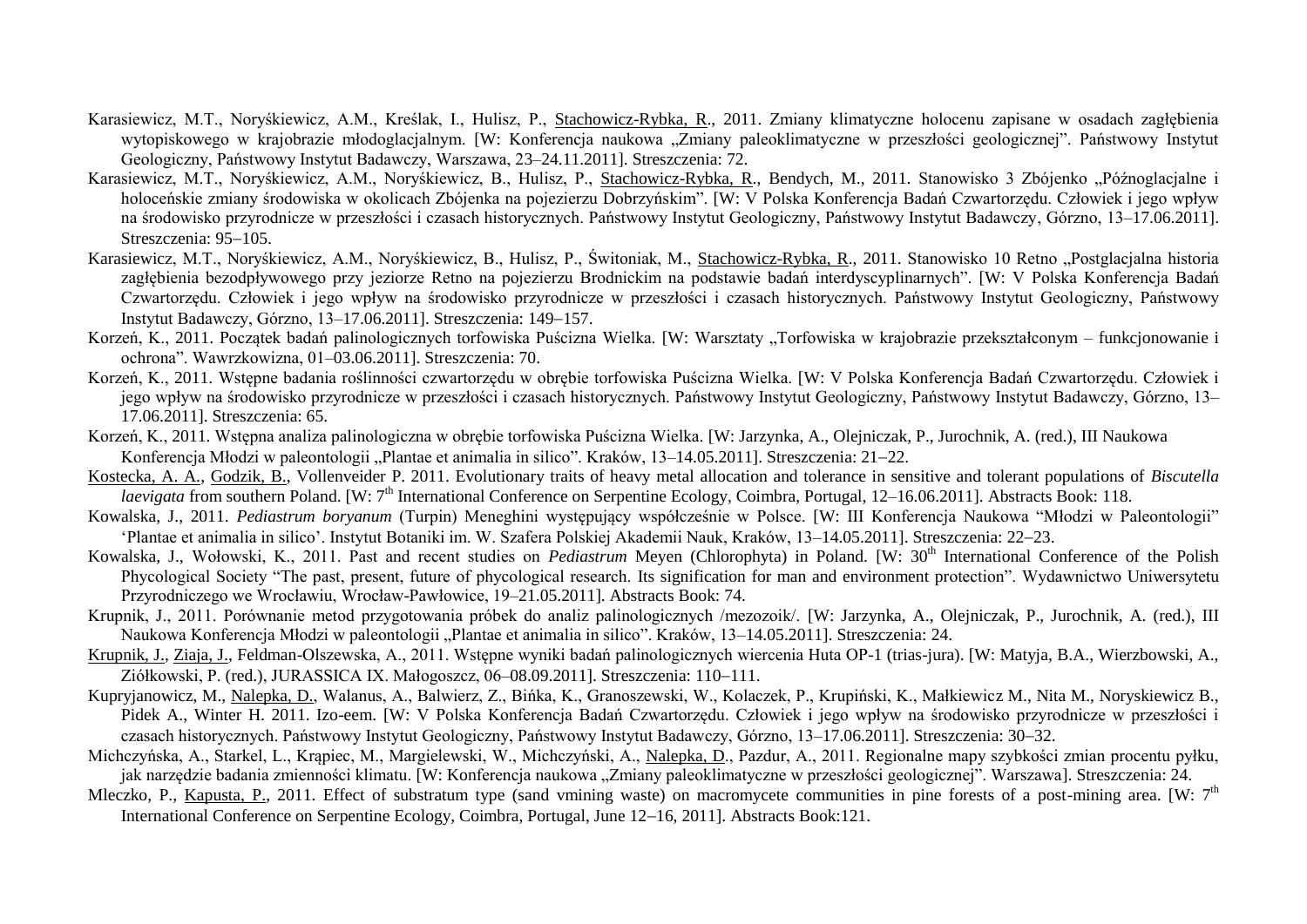Karasiewicz, M.T., Noryśkiewicz, A.M., Kreślak, I., Hulisz, P., <u>Stachowicz-Rybka, R</u>., 2011. Zmiany klimatyczne holocenu zapisane w osadach zagłębienia wytopiskowego w krajobrazie młodoglacjalnym. [W: Konferencja naukowa „Zmiany paleoklimatyczne w przeszłości geologicznej". Państwowy Instytut Geologiczny, Państwowy Instytut Badawczy, Warszawa, 23–24.11.2011]. Streszczenia: 72.

Karasiewicz, M.T., Noryśkiewicz, A.M., Noryśkiewicz, B., Hulisz, P., <u>Stachowicz-Rybka, R</u>., Bendych, M., 2011. Stanowisko 3 Zbójenko „Późnoglacjalne i holoceńskie zmiany środowiska w okolicach Zbójenka na pojezierzu Dobrzyńskim". [W: V Polska Konferencja Badań Czwartorzędu. Człowiek i jego wpływ na środowisko przyrodnicze w przeszłości i czasach historycznych. Państwowy Instytut Geologiczny, Państwowy Instytut Badawczy, Górzno, 13–17.06.2011]. Streszczenia: 95–105.

Karasiewicz, M.T., Noryśkiewicz, A.M., Noryśkiewicz, B., Hulisz, P., Świtoniak, M., <u>Stachowicz-Rybka, R</u>., 2011. Stanowisko 10 Retno „Postglacjalna historia zagłębienia bezodpływowego przy jeziorze Retno na pojezierzu Brodnickim na podstawie badań interdyscyplinarnych". [W: V Polska Konferencja Badań Czwartorzędu. Człowiek i jego wpływ na środowisko przyrodnicze w przeszłości i czasach historycznych. Państwowy Instytut Geologiczny, Państwowy Instytut Badawczy, Górzno, 13–17.06.2011]. Streszczenia: 149–157.

Korzeń, K., 2011. Początek badań palinologicznych torfowiska Puścizna Wielka. [W: Warsztaty „Torfowiska w krajobrazie przekształconym – funkcjonowanie i ochrona". Wawrzkowizna, 01–03.06.2011]. Streszczenia: 70.

Korzeń, K., 2011. Wstępne badania roślinności czwartorzędu w obrębie torfowiska Puścizna Wielka. [W: V Polska Konferencja Badań Czwartorzędu. Człowiek i jego wpływ na środowisko przyrodnicze w przeszłości i czasach historycznych. Państwowy Instytut Geologiczny, Państwowy Instytut Badawczy, Górzno, 13–17.06.2011]. Streszczenia: 65.

Korzeń, K., 2011. Wstępna analiza palinologiczna w obrębie torfowiska Puścizna Wielka. [W: Jarzynka, A., Olejniczak, P., Jurochnik, A. (red.), III Naukowa Konferencja Młodzi w paleontologii „Plantae et animalia in silico". Kraków, 13–14.05.2011]. Streszczenia: 21–22.

<u>Kostecka, A. A.</u>, <u>Godzik, B.</u>, Vollenveider P. 2011. Evolutionary traits of heavy metal allocation and tolerance in sensitive and tolerant populations of *Biscutella laevigata* from southern Poland. [W: 7th International Conference on Serpentine Ecology, Coimbra, Portugal, 12–16.06.2011]. Abstracts Book: 118.

Kowalska, J., 2011. *Pediastrum boryanum* (Turpin) Meneghini występujący współcześnie w Polsce. [W: III Konferencja Naukowa "Młodzi w Paleontologii" 'Plantae et animalia in silico'. Instytut Botaniki im. W. Szafera Polskiej Akademii Nauk, Kraków, 13–14.05.2011]. Streszczenia: 22–23.

Kowalska, J., Wołowski, K., 2011. Past and recent studies on *Pediastrum* Meyen (Chlorophyta) in Poland. [W: 30th International Conference of the Polish Phycological Society "The past, present, future of phycological research. Its signification for man and environment protection". Wydawnictwo Uniwersytetu Przyrodniczego we Wrocławiu, Wrocław-Pawłowice, 19–21.05.2011]. Abstracts Book: 74.

Krupnik, J., 2011. Porównanie metod przygotowania próbek do analiz palinologicznych /mezozoik/. [W: Jarzynka, A., Olejniczak, P., Jurochnik, A. (red.), III Naukowa Konferencja Młodzi w paleontologii „Plantae et animalia in silico". Kraków, 13–14.05.2011]. Streszczenia: 24.

<u>Krupnik, J.</u>, <u>Ziaja, J.</u>, Feldman-Olszewska, A., 2011. Wstępne wyniki badań palinologicznych wiercenia Huta OP-1 (trias-jura). [W: Matyja, B.A., Wierzbowski, A., Ziółkowski, P. (red.), JURASSICA IX. Małogoszcz, 06–08.09.2011]. Streszczenia: 110–111.

Kupryjanowicz, M., <u>Nalepka, D.</u>, Walanus, A., Balwierz, Z., Bińka, K., Granoszewski, W., Kolaczek, P., Krupiński, K., Małkiewicz M., Nita M., Noryskiewicz B., Pidek A., Winter H. 2011. Izo-eem. [W: V Polska Konferencja Badań Czwartorzędu. Człowiek i jego wpływ na środowisko przyrodnicze w przeszłości i czasach historycznych. Państwowy Instytut Geologiczny, Państwowy Instytut Badawczy, Górzno, 13–17.06.2011]. Streszczenia: 30–32.

Michczyńska, A., Starkel, L., Krąpiec, M., Margielewski, W., Michczyński, A., <u>Nalepka, D</u>., Pazdur, A., 2011. Regionalne mapy szybkości zmian procentu pyłku, jak narzędzie badania zmienności klimatu. [W: Konferencja naukowa „Zmiany paleoklimatyczne w przeszłości geologicznej". Warszawa]. Streszczenia: 24.

Mleczko, P., <u>Kapusta, P.</u>, 2011. Effect of substratum type (sand vmining waste) on macromycete communities in pine forests of a post-mining area. [W: 7th International Conference on Serpentine Ecology, Coimbra, Portugal, June 12–16, 2011]. Abstracts Book:121.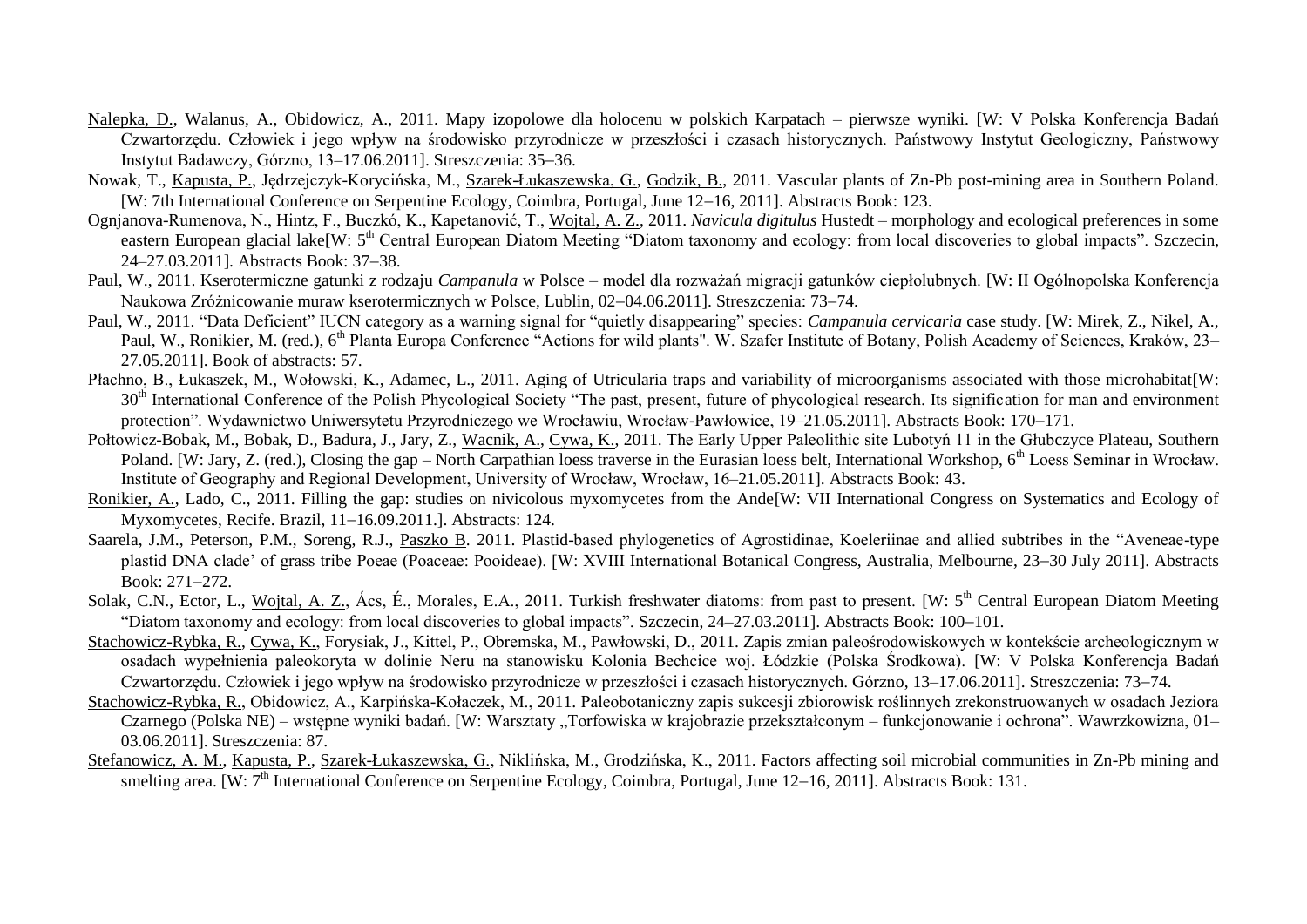Nalepka, D., Walanus, A., Obidowicz, A., 2011. Mapy izopolowe dla holocenu w polskich Karpatach – pierwsze wyniki. [W: V Polska Konferencja Badań Czwartorzędu. Człowiek i jego wpływ na środowisko przyrodnicze w przeszłości i czasach historycznych. Państwowy Instytut Geologiczny, Państwowy Instytut Badawczy, Górzno, 13–17.06.2011]. Streszczenia: 35–36.

Nowak, T., Kapusta, P., Jędrzejczyk-Korycińska, M., Szarek-Łukaszewska, G., Godzik, B., 2011. Vascular plants of Zn-Pb post-mining area in Southern Poland. [W: 7th International Conference on Serpentine Ecology, Coimbra, Portugal, June 12–16, 2011]. Abstracts Book: 123.

Ognjanova-Rumenova, N., Hintz, F., Buczkó, K., Kapetanović, T., Wojtal, A. Z., 2011. *Navicula digitulus* Hustedt – morphology and ecological preferences in some eastern European glacial lake[W: 5th Central European Diatom Meeting "Diatom taxonomy and ecology: from local discoveries to global impacts". Szczecin, 24–27.03.2011]. Abstracts Book: 37–38.

Paul, W., 2011. Kserotermiczne gatunki z rodzaju *Campanula* w Polsce – model dla rozważań migracji gatunków ciepłolubnych. [W: II Ogólnopolska Konferencja Naukowa Zróżnicowanie muraw kserotermicznych w Polsce, Lublin, 02–04.06.2011]. Streszczenia: 73–74.

Paul, W., 2011. "Data Deficient" IUCN category as a warning signal for "quietly disappearing" species: *Campanula cervicaria* case study. [W: Mirek, Z., Nikel, A., Paul, W., Ronikier, M. (red.), 6th Planta Europa Conference "Actions for wild plants". W. Szafer Institute of Botany, Polish Academy of Sciences, Kraków, 23–27.05.2011]. Book of abstracts: 57.

Płachno, B., Łukaszek, M., Wołowski, K., Adamec, L., 2011. Aging of Utricularia traps and variability of microorganisms associated with those microhabitat[W: 30th International Conference of the Polish Phycological Society "The past, present, future of phycological research. Its signification for man and environment protection". Wydawnictwo Uniwersytetu Przyrodniczego we Wrocławiu, Wrocław-Pawłowice, 19–21.05.2011]. Abstracts Book: 170–171.

Połtowicz-Bobak, M., Bobak, D., Badura, J., Jary, Z., Wacnik, A., Cywa, K., 2011. The Early Upper Paleolithic site Lubotyń 11 in the Głubczyce Plateau, Southern Poland. [W: Jary, Z. (red.), Closing the gap – North Carpathian loess traverse in the Eurasian loess belt, International Workshop, 6th Loess Seminar in Wrocław. Institute of Geography and Regional Development, University of Wrocław, Wrocław, 16–21.05.2011]. Abstracts Book: 43.

Ronikier, A., Lado, C., 2011. Filling the gap: studies on nivicolous myxomycetes from the Ande[W: VII International Congress on Systematics and Ecology of Myxomycetes, Recife. Brazil, 11–16.09.2011.]. Abstracts: 124.

Saarela, J.M., Peterson, P.M., Soreng, R.J., Paszko B. 2011. Plastid-based phylogenetics of Agrostidinae, Koeleriinae and allied subtribes in the "Aveneae-type plastid DNA clade' of grass tribe Poeae (Poaceae: Pooideae). [W: XVIII International Botanical Congress, Australia, Melbourne, 23–30 July 2011]. Abstracts Book: 271–272.

Solak, C.N., Ector, L., Wojtal, A. Z., Ács, É., Morales, E.A., 2011. Turkish freshwater diatoms: from past to present. [W: 5th Central European Diatom Meeting "Diatom taxonomy and ecology: from local discoveries to global impacts". Szczecin, 24–27.03.2011]. Abstracts Book: 100–101.

Stachowicz-Rybka, R., Cywa, K., Forysiak, J., Kittel, P., Obremska, M., Pawłowski, D., 2011. Zapis zmian paleośrodowiskowych w kontekście archeologicznym w osadach wypełnienia paleokoryta w dolinie Neru na stanowisku Kolonia Bechcice woj. Łódzkie (Polska Środkowa). [W: V Polska Konferencja Badań Czwartorzędu. Człowiek i jego wpływ na środowisko przyrodnicze w przeszłości i czasach historycznych. Górzno, 13–17.06.2011]. Streszczenia: 73–74.

Stachowicz-Rybka, R., Obidowicz, A., Karpińska-Kołaczek, M., 2011. Paleobotaniczny zapis sukcesji zbiorowisk roślinnych zrekonstruowanych w osadach Jeziora Czarnego (Polska NE) – wstępne wyniki badań. [W: Warsztaty „Torfowiska w krajobrazie przekształconym – funkcjonowanie i ochrona". Wawrzkowizna, 01–03.06.2011]. Streszczenia: 87.

Stefanowicz, A. M., Kapusta, P., Szarek-Łukaszewska, G., Niklińska, M., Grodzińska, K., 2011. Factors affecting soil microbial communities in Zn-Pb mining and smelting area. [W: 7th International Conference on Serpentine Ecology, Coimbra, Portugal, June 12–16, 2011]. Abstracts Book: 131.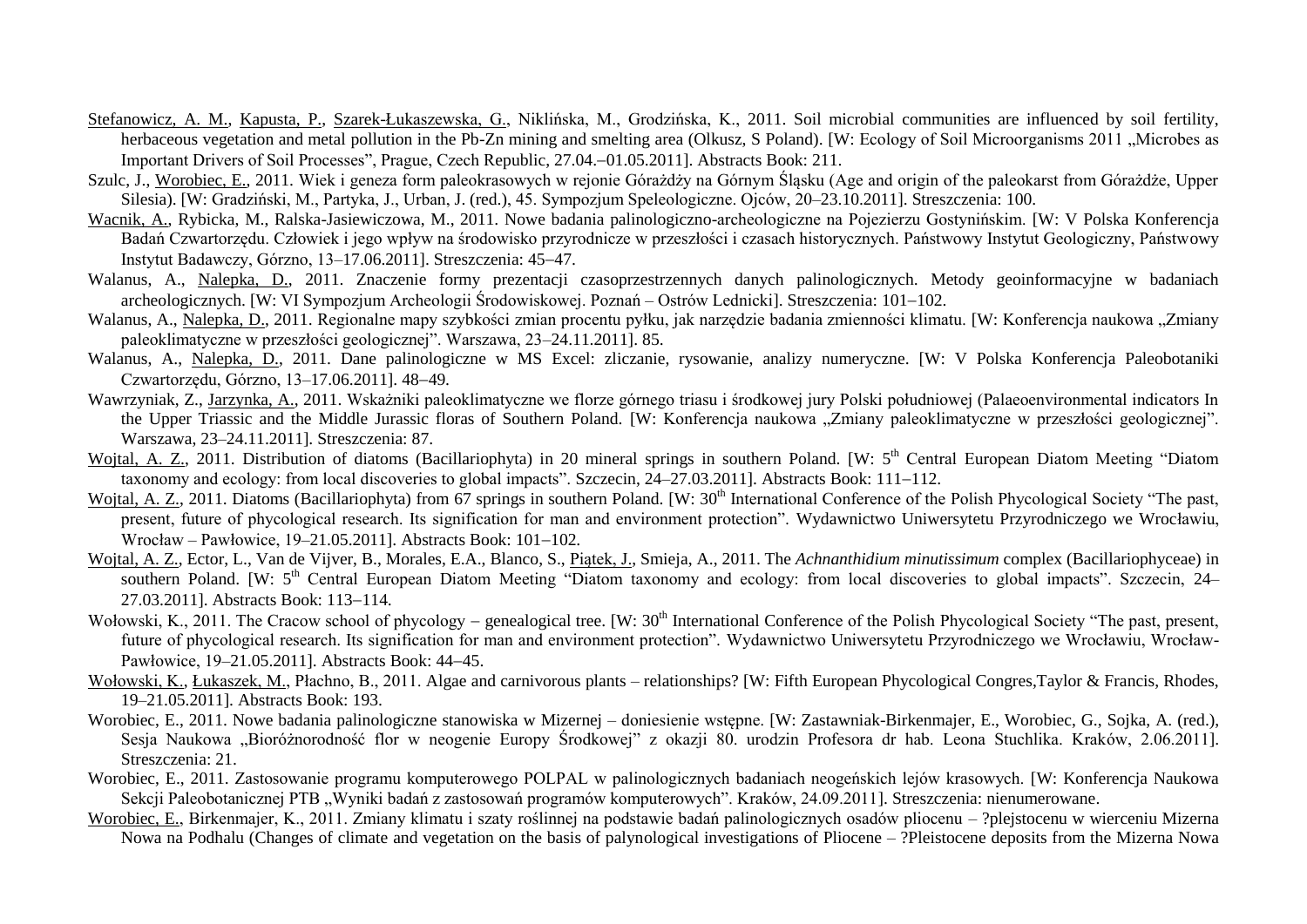Stefanowicz, A. M., Kapusta, P., Szarek-Łukaszewska, G., Niklińska, M., Grodzińska, K., 2011. Soil microbial communities are influenced by soil fertility, herbaceous vegetation and metal pollution in the Pb-Zn mining and smelting area (Olkusz, S Poland). [W: Ecology of Soil Microorganisms 2011 „Microbes as Important Drivers of Soil Processes", Prague, Czech Republic, 27.04.–01.05.2011]. Abstracts Book: 211.

Szulc, J., Worobiec, E., 2011. Wiek i geneza form paleokrasowych w rejonie Górażdży na Górnym Śląsku (Age and origin of the paleokarst from Górażdże, Upper Silesia). [W: Gradziński, M., Partyka, J., Urban, J. (red.), 45. Sympozjum Speleologiczne. Ojców, 20–23.10.2011]. Streszczenia: 100.

Wacnik, A., Rybicka, M., Ralska-Jasiewiczowa, M., 2011. Nowe badania palinologiczno-archeologiczne na Pojezierzu Gostynińskim. [W: V Polska Konferencja Badań Czwartorzędu. Człowiek i jego wpływ na środowisko przyrodnicze w przeszłości i czasach historycznych. Państwowy Instytut Geologiczny, Państwowy Instytut Badawczy, Górzno, 13–17.06.2011]. Streszczenia: 45–47.

Walanus, A., Nalepka, D., 2011. Znaczenie formy prezentacji czasoprzestrzennych danych palinologicznych. Metody geoinformacyjne w badaniach archeologicznych. [W: VI Sympozjum Archeologii Środowiskowej. Poznań – Ostrów Lednicki]. Streszczenia: 101–102.

Walanus, A., Nalepka, D., 2011. Regionalne mapy szybkości zmian procentu pyłku, jak narzędzie badania zmienności klimatu. [W: Konferencja naukowa „Zmiany paleoklimatyczne w przeszłości geologicznej". Warszawa, 23–24.11.2011]. 85.

Walanus, A., Nalepka, D., 2011. Dane palinologiczne w MS Excel: zliczanie, rysowanie, analizy numeryczne. [W: V Polska Konferencja Paleobotaniki Czwartorzędu, Górzno, 13–17.06.2011]. 48–49.

Wawrzyniak, Z., Jarzynka, A., 2011. Wskaźniki paleoklimatyczne we florze górnego triasu i środkowej jury Polski południowej (Palaeoenvironmental indicators In the Upper Triassic and the Middle Jurassic floras of Southern Poland. [W: Konferencja naukowa „Zmiany paleoklimatyczne w przeszłości geologicznej". Warszawa, 23–24.11.2011]. Streszczenia: 87.

Wojtal, A. Z., 2011. Distribution of diatoms (Bacillariophyta) in 20 mineral springs in southern Poland. [W: 5th Central European Diatom Meeting "Diatom taxonomy and ecology: from local discoveries to global impacts". Szczecin, 24–27.03.2011]. Abstracts Book: 111–112.

Wojtal, A. Z., 2011. Diatoms (Bacillariophyta) from 67 springs in southern Poland. [W: 30th International Conference of the Polish Phycological Society "The past, present, future of phycological research. Its signification for man and environment protection". Wydawnictwo Uniwersytetu Przyrodniczego we Wrocławiu, Wrocław – Pawłowice, 19–21.05.2011]. Abstracts Book: 101–102.

Wojtal, A. Z., Ector, L., Van de Vijver, B., Morales, E.A., Blanco, S., Piątek, J., Smieja, A., 2011. The *Achnanthidium minutissimum* complex (Bacillariophyceae) in southern Poland. [W: 5th Central European Diatom Meeting "Diatom taxonomy and ecology: from local discoveries to global impacts". Szczecin, 24–27.03.2011]. Abstracts Book: 113–114.

Wołowski, K., 2011. The Cracow school of phycology – genealogical tree. [W: 30th International Conference of the Polish Phycological Society "The past, present, future of phycological research. Its signification for man and environment protection". Wydawnictwo Uniwersytetu Przyrodniczego we Wrocławiu, Wrocław-Pawłowice, 19–21.05.2011]. Abstracts Book: 44–45.

Wołowski, K., Łukaszek, M., Płachno, B., 2011. Algae and carnivorous plants – relationships? [W: Fifth European Phycological Congres,Taylor & Francis, Rhodes, 19–21.05.2011]. Abstracts Book: 193.

Worobiec, E., 2011. Nowe badania palinologiczne stanowiska w Mizernej – doniesienie wstępne. [W: Zastawniak-Birkenmajer, E., Worobiec, G., Sojka, A. (red.), Sesja Naukowa „Bioróżnorodność flor w neogenie Europy Środkowej" z okazji 80. urodzin Profesora dr hab. Leona Stuchlika. Kraków, 2.06.2011]. Streszczenia: 21.

Worobiec, E., 2011. Zastosowanie programu komputerowego POLPAL w palinologicznych badaniach neogeńskich lejów krasowych. [W: Konferencja Naukowa Sekcji Paleobotanicznej PTB „Wyniki badań z zastosowań programów komputerowych". Kraków, 24.09.2011]. Streszczenia: nienumerowane.

Worobiec, E., Birkenmajer, K., 2011. Zmiany klimatu i szaty roślinnej na podstawie badań palinologicznych osadów pliocenu – ?plejstocenu w wierceniu Mizerna Nowa na Podhalu (Changes of climate and vegetation on the basis of palynological investigations of Pliocene – ?Pleistocene deposits from the Mizerna Nowa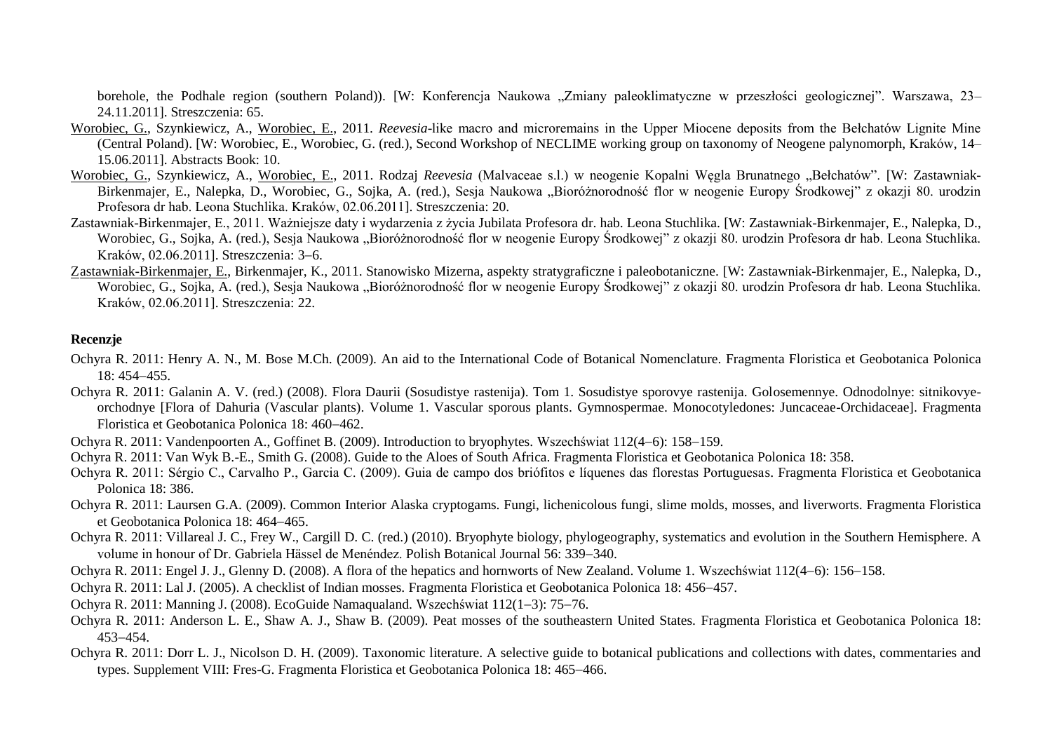borehole, the Podhale region (southern Poland)). [W: Konferencja Naukowa „Zmiany paleoklimatyczne w przeszłości geologicznej". Warszawa, 23–24.11.2011]. Streszczenia: 65.

Worobiec, G., Szynkiewicz, A., Worobiec, E., 2011. *Reevesia*-like macro and microremains in the Upper Miocene deposits from the Bełchatów Lignite Mine (Central Poland). [W: Worobiec, E., Worobiec, G. (red.), Second Workshop of NECLIME working group on taxonomy of Neogene palynomorph, Kraków, 14–15.06.2011]. Abstracts Book: 10.

Worobiec, G., Szynkiewicz, A., Worobiec, E., 2011. Rodzaj *Reevesia* (Malvaceae s.l.) w neogenie Kopalni Węgla Brunatnego „Bełchatów". [W: Zastawniak-Birkenmajer, E., Nalepka, D., Worobiec, G., Sojka, A. (red.), Sesja Naukowa „Bioróżnorodność flor w neogenie Europy Środkowej" z okazji 80. urodzin Profesora dr hab. Leona Stuchlika. Kraków, 02.06.2011]. Streszczenia: 20.

Zastawniak-Birkenmajer, E., 2011. Ważniejsze daty i wydarzenia z życia Jubilata Profesora dr. hab. Leona Stuchlika. [W: Zastawniak-Birkenmajer, E., Nalepka, D., Worobiec, G., Sojka, A. (red.), Sesja Naukowa „Bioróżnorodność flor w neogenie Europy Środkowej" z okazji 80. urodzin Profesora dr hab. Leona Stuchlika. Kraków, 02.06.2011]. Streszczenia: 3–6.

Zastawniak-Birkenmajer, E., Birkenmajer, K., 2011. Stanowisko Mizerna, aspekty stratygraficzne i paleobotaniczne. [W: Zastawniak-Birkenmajer, E., Nalepka, D., Worobiec, G., Sojka, A. (red.), Sesja Naukowa „Bioróżnorodność flor w neogenie Europy Środkowej" z okazji 80. urodzin Profesora dr hab. Leona Stuchlika. Kraków, 02.06.2011]. Streszczenia: 22.

**Recenzje**

Ochyra R. 2011: Henry A. N., M. Bose M.Ch. (2009). An aid to the International Code of Botanical Nomenclature. Fragmenta Floristica et Geobotanica Polonica 18: 454–455.

Ochyra R. 2011: Galanin A. V. (red.) (2008). Flora Daurii (Sosudistye rastenija). Tom 1. Sosudistye sporovye rastenija. Golosemennye. Odnodolnye: sitnikovye-orchodnye [Flora of Dahuria (Vascular plants). Volume 1. Vascular sporous plants. Gymnospermae. Monocotyledones: Juncaceae-Orchidaceae]. Fragmenta Floristica et Geobotanica Polonica 18: 460–462.

Ochyra R. 2011: Vandenpoorten A., Goffinet B. (2009). Introduction to bryophytes. Wszechświat 112(4–6): 158–159.

Ochyra R. 2011: Van Wyk B.-E., Smith G. (2008). Guide to the Aloes of South Africa. Fragmenta Floristica et Geobotanica Polonica 18: 358.

Ochyra R. 2011: Sérgio C., Carvalho P., Garcia C. (2009). Guia de campo dos briófitos e líquenes das florestas Portuguesas. Fragmenta Floristica et Geobotanica Polonica 18: 386.

Ochyra R. 2011: Laursen G.A. (2009). Common Interior Alaska cryptogams. Fungi, lichenicolous fungi, slime molds, mosses, and liverworts. Fragmenta Floristica et Geobotanica Polonica 18: 464–465.

Ochyra R. 2011: Villareal J. C., Frey W., Cargill D. C. (red.) (2010). Bryophyte biology, phylogeography, systematics and evolution in the Southern Hemisphere. A volume in honour of Dr. Gabriela Hässel de Menéndez. Polish Botanical Journal 56: 339–340.

Ochyra R. 2011: Engel J. J., Glenny D. (2008). A flora of the hepatics and hornworts of New Zealand. Volume 1. Wszechświat 112(4–6): 156–158.

Ochyra R. 2011: Lal J. (2005). A checklist of Indian mosses. Fragmenta Floristica et Geobotanica Polonica 18: 456–457.

Ochyra R. 2011: Manning J. (2008). EcoGuide Namaqualand. Wszechświat 112(1–3): 75–76.

Ochyra R. 2011: Anderson L. E., Shaw A. J., Shaw B. (2009). Peat mosses of the southeastern United States. Fragmenta Floristica et Geobotanica Polonica 18: 453–454.

Ochyra R. 2011: Dorr L. J., Nicolson D. H. (2009). Taxonomic literature. A selective guide to botanical publications and collections with dates, commentaries and types. Supplement VIII: Fres-G. Fragmenta Floristica et Geobotanica Polonica 18: 465–466.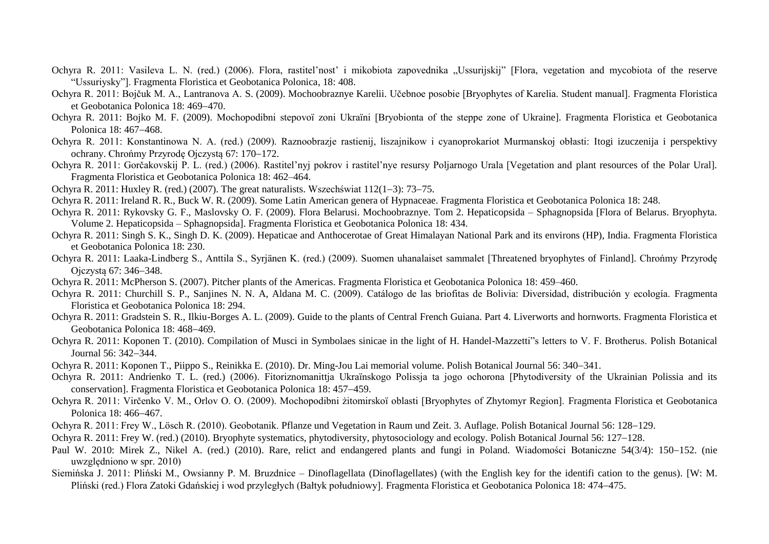Ochyra R. 2011: Vasileva L. N. (red.) (2006). Flora, rastitel'nost' i mikobiota zapovednika „Ussurijskij" [Flora, vegetation and mycobiota of the reserve "Ussuriysky"]. Fragmenta Floristica et Geobotanica Polonica, 18: 408.

Ochyra R. 2011: Bojčuk M. A., Lantranova A. S. (2009). Mochoobraznye Karelii. Učebnoe posobie [Bryophytes of Karelia. Student manual]. Fragmenta Floristica et Geobotanica Polonica 18: 469–470.

Ochyra R. 2011: Bojko M. F. (2009). Mochopodibni stepovoï zoni Ukraïni [Bryobionta of the steppe zone of Ukraine]. Fragmenta Floristica et Geobotanica Polonica 18: 467–468.

Ochyra R. 2011: Konstantinowa N. A. (red.) (2009). Raznoobrazje rastienij, liszajnikow i cyanoprokariot Murmanskoj obłasti: Itogi izuczenija i perspektivy ochrany. Chrońmy Przyrodę Ojczystą 67: 170–172.

Ochyra R. 2011: Gorčakovskij P. L. (red.) (2006). Rastitel'nyj pokrov i rastitel'nye resursy Poljarnogo Urala [Vegetation and plant resources of the Polar Ural]. Fragmenta Floristica et Geobotanica Polonica 18: 462–464.

Ochyra R. 2011: Huxley R. (red.) (2007). The great naturalists. Wszechświat 112(1–3): 73–75.

Ochyra R. 2011: Ireland R. R., Buck W. R. (2009). Some Latin American genera of Hypnaceae. Fragmenta Floristica et Geobotanica Polonica 18: 248.

Ochyra R. 2011: Rykovsky G. F., Maslovsky O. F. (2009). Flora Belarusi. Mochoobraznye. Tom 2. Hepaticopsida – Sphagnopsida [Flora of Belarus. Bryophyta. Volume 2. Hepaticopsida – Sphagnopsida]. Fragmenta Floristica et Geobotanica Polonica 18: 434.

Ochyra R. 2011: Singh S. K., Singh D. K. (2009). Hepaticae and Anthocerotae of Great Himalayan National Park and its environs (HP), India. Fragmenta Floristica et Geobotanica Polonica 18: 230.

Ochyra R. 2011: Laaka-Lindberg S., Anttila S., Syrjänen K. (red.) (2009). Suomen uhanalaiset sammalet [Threatened bryophytes of Finland]. Chrońmy Przyrodę Ojczystą 67: 346–348.

Ochyra R. 2011: McPherson S. (2007). Pitcher plants of the Americas. Fragmenta Floristica et Geobotanica Polonica 18: 459–460.

Ochyra R. 2011: Churchill S. P., Sanjines N. N. A, Aldana M. C. (2009). Catálogo de las briofitas de Bolivia: Diversidad, distribución y ecología. Fragmenta Floristica et Geobotanica Polonica 18: 294.

Ochyra R. 2011: Gradstein S. R., Ilkiu-Borges A. L. (2009). Guide to the plants of Central French Guiana. Part 4. Liverworts and hornworts. Fragmenta Floristica et Geobotanica Polonica 18: 468–469.

Ochyra R. 2011: Koponen T. (2010). Compilation of Musci in Symbolaes sinicae in the light of H. Handel-Mazzetti"s letters to V. F. Brotherus. Polish Botanical Journal 56: 342–344.

Ochyra R. 2011: Koponen T., Piippo S., Reinikka E. (2010). Dr. Ming-Jou Lai memorial volume. Polish Botanical Journal 56: 340–341.

Ochyra R. 2011: Andrienko T. L. (red.) (2006). Fitoriznomanittja Ukraïnskogo Polissja ta jogo ochorona [Phytodiversity of the Ukrainian Polissia and its conservation]. Fragmenta Floristica et Geobotanica Polonica 18: 457–459.

Ochyra R. 2011: Virčenko V. M., Orlov O. O. (2009). Mochopodibni żitomirskoï oblasti [Bryophytes of Zhytomyr Region]. Fragmenta Floristica et Geobotanica Polonica 18: 466–467.

Ochyra R. 2011: Frey W., Lösch R. (2010). Geobotanik. Pflanze und Vegetation in Raum und Zeit. 3. Auflage. Polish Botanical Journal 56: 128–129.

Ochyra R. 2011: Frey W. (red.) (2010). Bryophyte systematics, phytodiversity, phytosociology and ecology. Polish Botanical Journal 56: 127–128.

Paul W. 2010: Mirek Z., Nikel A. (red.) (2010). Rare, relict and endangered plants and fungi in Poland. Wiadomości Botaniczne 54(3/4): 150–152. (nie uwzględniono w spr. 2010)

Siemińska J. 2011: Pliński M., Owsianny P. M. Bruzdnice – Dinoflagellata (Dinoflagellates) (with the English key for the identifi cation to the genus). [W: M. Pliński (red.) Flora Zatoki Gdańskiej i wod przyległych (Bałtyk południowy]. Fragmenta Floristica et Geobotanica Polonica 18: 474–475.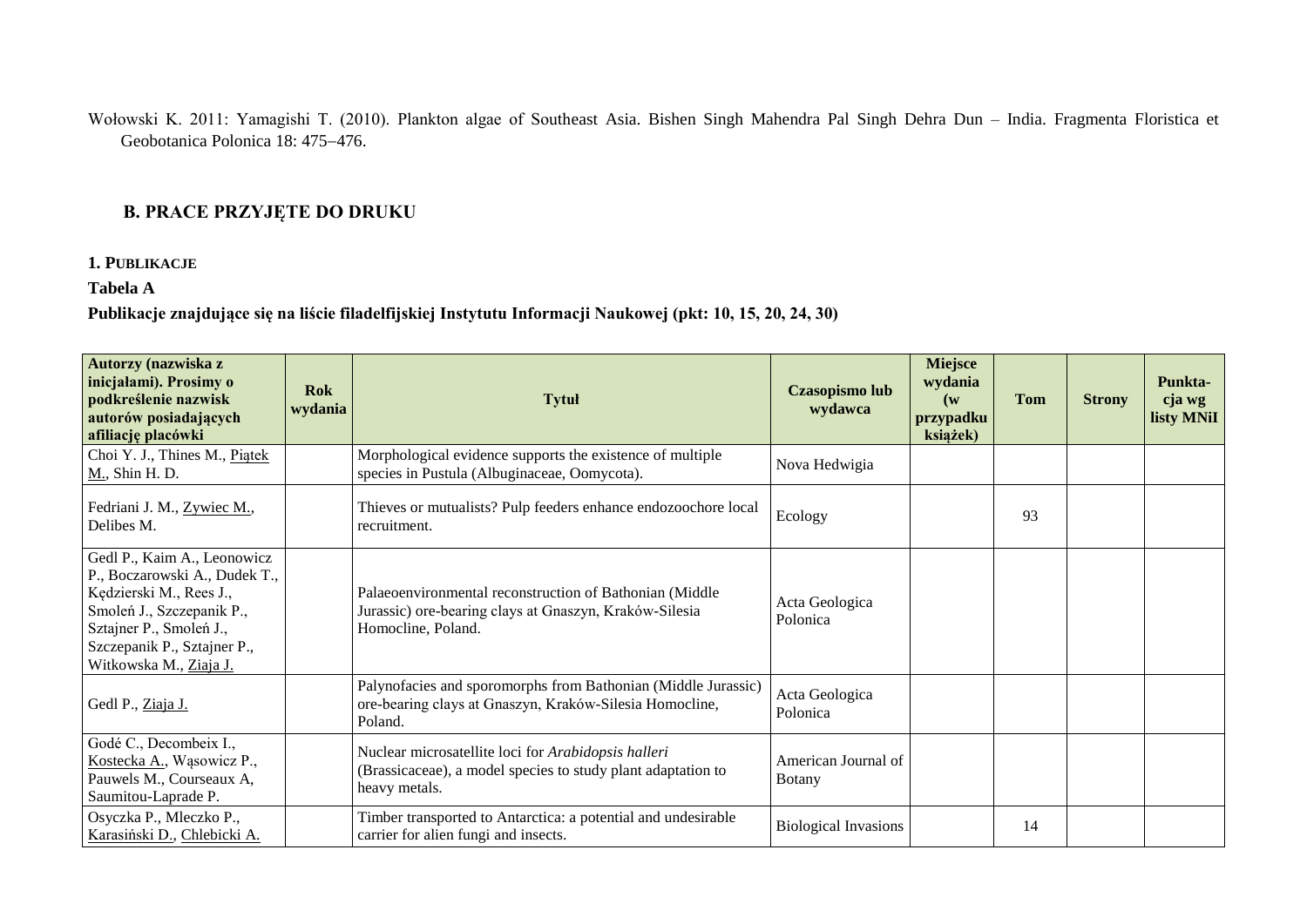Wołowski K. 2011: Yamagishi T. (2010). Plankton algae of Southeast Asia. Bishen Singh Mahendra Pal Singh Dehra Dun – India. Fragmenta Floristica et Geobotanica Polonica 18: 475–476.

## B. PRACE PRZYJĘTE DO DRUKU

### 1. PUBLIKACJE

**Tabela A**

**Publikacje znajdujące się na liście filadelfijskiej Instytutu Informacji Naukowej (pkt: 10, 15, 20, 24, 30)**

| Autorzy (nazwiska z inicjałami). Prosimy o podkreślenie nazwisk autorów posiadających afiliację placówki | Rok wydania | Tytuł | Czasopismo lub wydawca | Miejsce wydania (w przypadku książek) | Tom | Strony | Punkta-cja wg listy MNiI |
|---|---|---|---|---|---|---|---|
| Choi Y. J., Thines M., Piątek M., Shin H. D. | | Morphological evidence supports the existence of multiple species in Pustula (Albuginaceae, Oomycota). | Nova Hedwigia | | | | |
| Fedriani J. M., Zywiec M., Delibes M. | | Thieves or mutualists? Pulp feeders enhance endozoochore local recruitment. | Ecology | | 93 | | |
| Gedl P., Kaim A., Leonowicz P., Boczarowski A., Dudek T., Kędzierski M., Rees J., Smoleń J., Szczepanik P., Sztajner P., Smoleń J., Szczepanik P., Sztajner P., Witkowska M., Ziaja J. | | Palaeoenvironmental reconstruction of Bathonian (Middle Jurassic) ore-bearing clays at Gnaszyn, Kraków-Silesia Homocline, Poland. | Acta Geologica Polonica | | | | |
| Gedl P., Ziaja J. | | Palynofacies and sporomorphs from Bathonian (Middle Jurassic) ore-bearing clays at Gnaszyn, Kraków-Silesia Homocline, Poland. | Acta Geologica Polonica | | | | |
| Godé C., Decombeix I., Kostecka A., Wąsowicz P., Pauwels M., Courseaux A, Saumitou-Laprade P. | | Nuclear microsatellite loci for *Arabidopsis halleri* (Brassicaceae), a model species to study plant adaptation to heavy metals. | American Journal of Botany | | | | |
| Osyczka P., Mleczko P., Karasiński D., Chlebicki A. | | Timber transported to Antarctica: a potential and undesirable carrier for alien fungi and insects. | Biological Invasions | | 14 | | |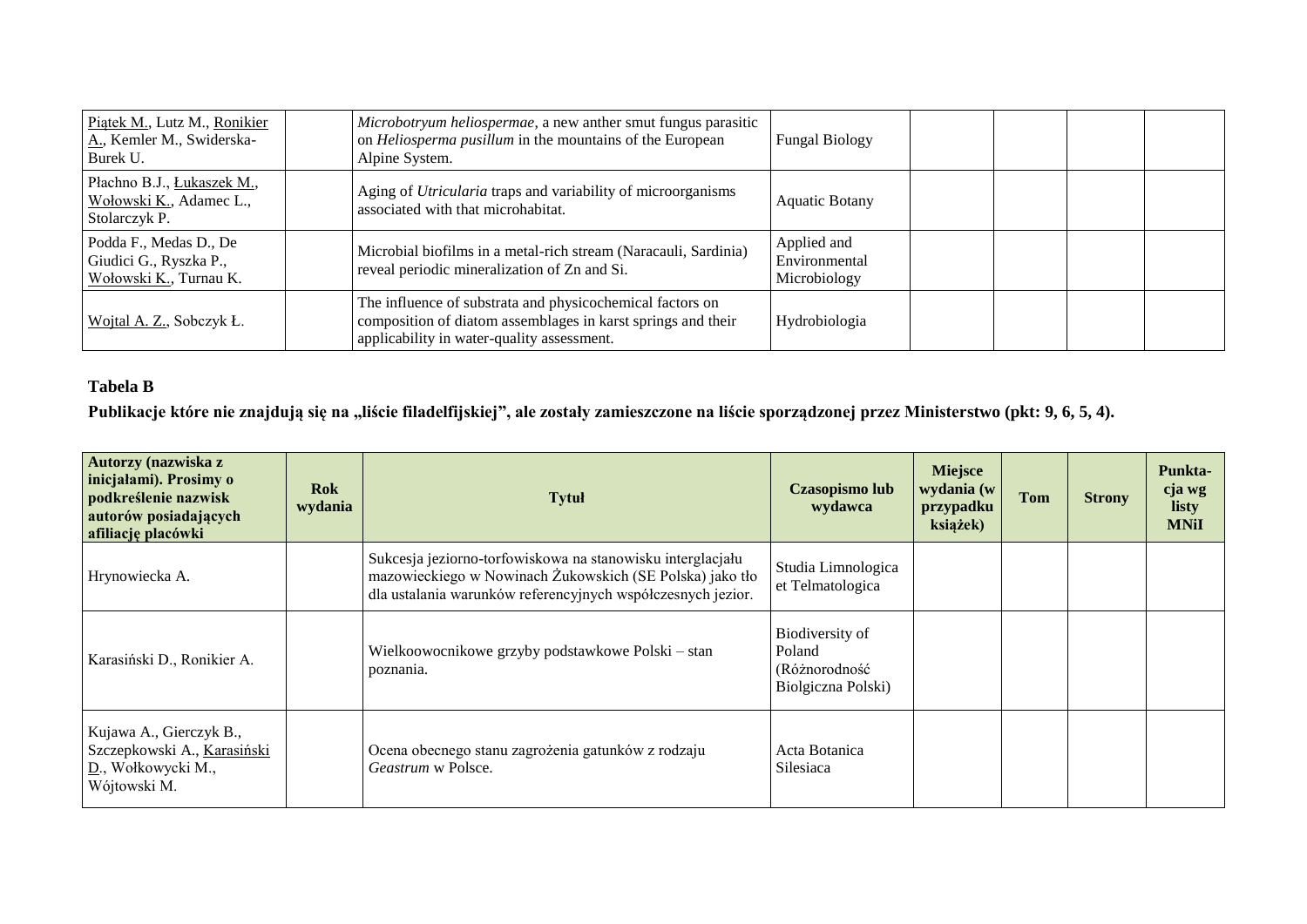| | | | | | | | |
|---|---|---|---|---|---|---|---|
| Piątek M., Lutz M., Ronikier A., Kemler M., Swiderska-Burek U. | | *Microbotryum heliospermae*, a new anther smut fungus parasitic on *Heliosperma pusillum* in the mountains of the European Alpine System. | Fungal Biology | | | | |
| Płachno B.J., Łukaszek M., Wołowski K., Adamec L., Stolarczyk P. | | Aging of *Utricularia* traps and variability of microorganisms associated with that microhabitat. | Aquatic Botany | | | | |
| Podda F., Medas D., De Giudici G., Ryszka P., Wołowski K., Turnau K. | | Microbial biofilms in a metal-rich stream (Naracauli, Sardinia) reveal periodic mineralization of Zn and Si. | Applied and Environmental Microbiology | | | | |
| Wojtal A. Z., Sobczyk Ł. | | The influence of substrata and physicochemical factors on composition of diatom assemblages in karst springs and their applicability in water-quality assessment. | Hydrobiologia | | | | |

**Tabela B**

**Publikacje które nie znajdują się na „liście filadelfijskiej", ale zostały zamieszczone na liście sporządzonej przez Ministerstwo (pkt: 9, 6, 5, 4).**

| Autorzy (nazwiska z inicjałami). Prosimy o podkreślenie nazwisk autorów posiadających afiliację placówki | Rok wydania | Tytuł | Czasopismo lub wydawca | Miejsce wydania (w przypadku książek) | Tom | Strony | Punktacja wg listy MNiI |
|---|---|---|---|---|---|---|---|
| Hrynowiecka A. | | Sukcesja jeziorno-torfowiskowa na stanowisku interglacjału mazowieckiego w Nowinach Żukowskich (SE Polska) jako tło dla ustalania warunków referencyjnych współczesnych jezior. | Studia Limnologica et Telmatologica | | | | |
| Karasiński D., Ronikier A. | | Wielkoowocnikowe grzyby podstawkowe Polski – stan poznania. | Biodiversity of Poland (Różnorodność Biolgiczna Polski) | | | | |
| Kujawa A., Gierczyk B., Szczepkowski A., Karasiński D., Wołkowycki M., Wójtowski M. | | Ocena obecnego stanu zagrożenia gatunków z rodzaju *Geastrum* w Polsce. | Acta Botanica Silesiaca | | | | |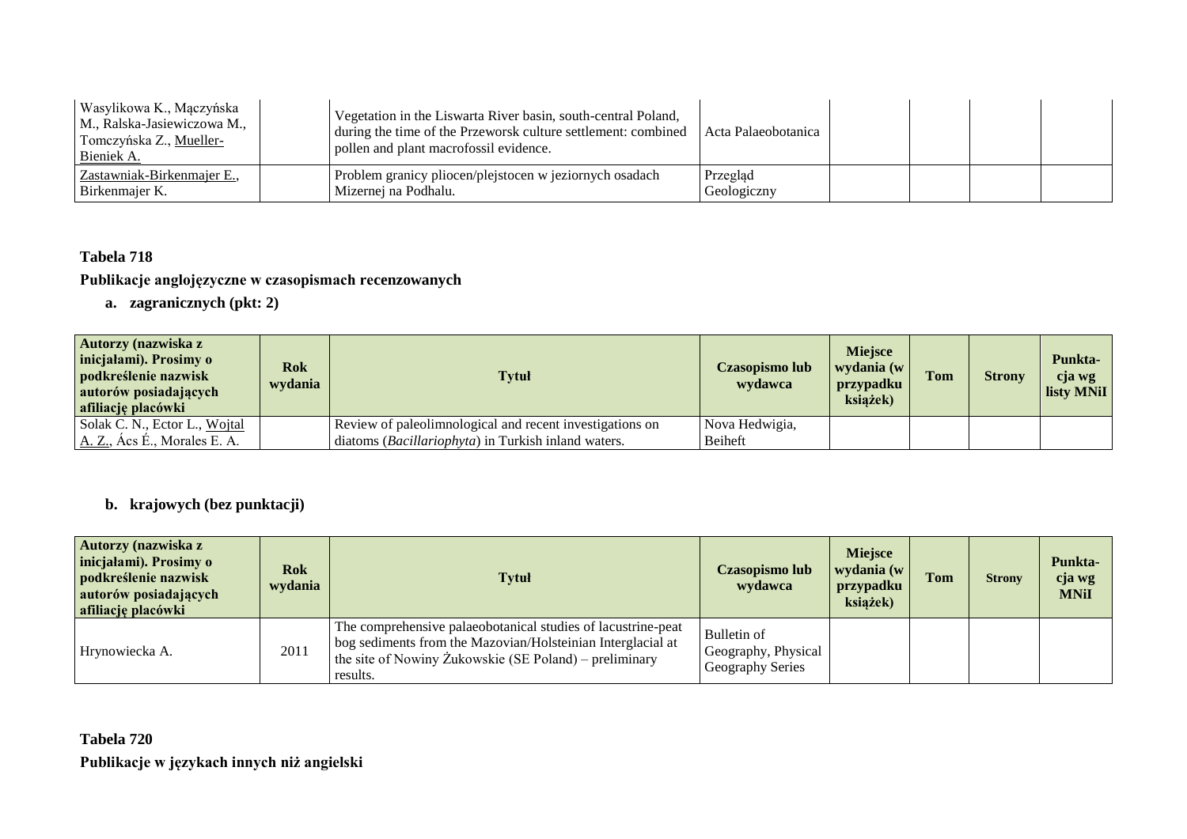| | | | | | | | |
|---|---|---|---|---|---|---|---|
| Wasylikowa K., Mączyńska M., Ralska-Jasiewiczowa M., Tomczyńska Z., <u>Mueller-Bieniek A.</u> | | Vegetation in the Liswarta River basin, south-central Poland, during the time of the Przeworsk culture settlement: combined pollen and plant macrofossil evidence. | Acta Palaeobotanica | | | | |
| <u>Zastawniak-Birkenmajer E.</u>, Birkenmajer K. | | Problem granicy pliocen/plejstocen w jeziornych osadach Mizernej na Podhalu. | Przegląd Geologiczny | | | | |

**Tabela 718**

**Publikacje anglojęzyczne w czasopismach recenzowanych**

**a. zagranicznych (pkt: 2)**

| Autorzy (nazwiska z inicjałami). Prosimy o podkreślenie nazwisk autorów posiadających afiliację placówki | Rok wydania | Tytuł | Czasopismo lub wydawca | Miejsce wydania (w przypadku książek) | Tom | Strony | Punkta-cja wg listy MNiI |
|---|---|---|---|---|---|---|---|
| Solak C. N., Ector L., <u>Wojtal A. Z.</u>, Ács É., Morales E. A. | | Review of paleolimnological and recent investigations on diatoms (*Bacillariophyta*) in Turkish inland waters. | Nova Hedwigia, Beiheft | | | | |

**b. krajowych (bez punktacji)**

| Autorzy (nazwiska z inicjałami). Prosimy o podkreślenie nazwisk autorów posiadających afiliację placówki | Rok wydania | Tytuł | Czasopismo lub wydawca | Miejsce wydania (w przypadku książek) | Tom | Strony | Punkta-cja wg MNiI |
|---|---|---|---|---|---|---|---|
| Hrynowiecka A. | 2011 | The comprehensive palaeobotanical studies of lacustrine-peat bog sediments from the Mazovian/Holsteinian Interglacial at the site of Nowiny Żukowskie (SE Poland) – preliminary results. | Bulletin of Geography, Physical Geography Series | | | | |

**Tabela 720**

**Publikacje w językach innych niż angielski**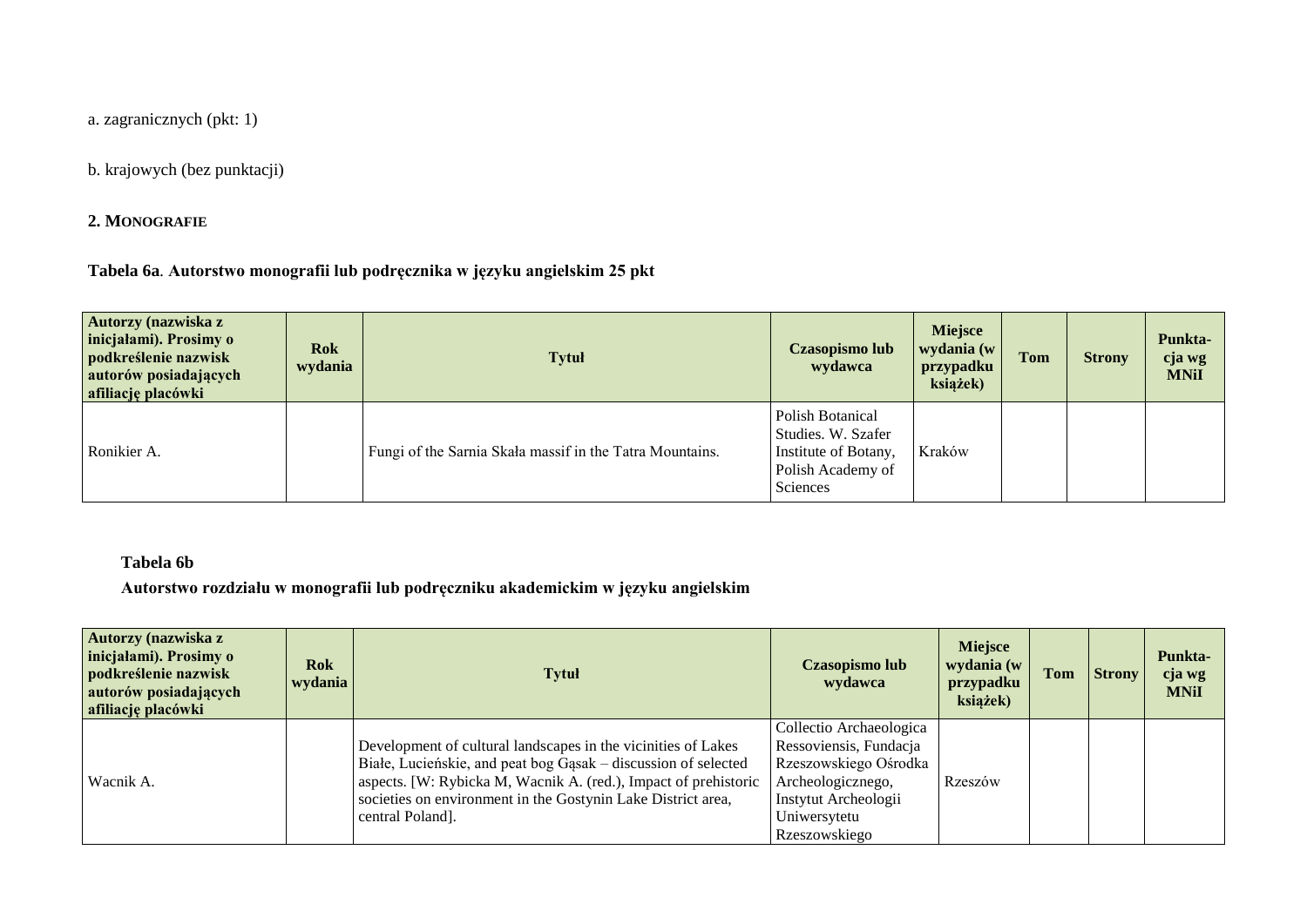a. zagranicznych (pkt: 1)

b. krajowych (bez punktacji)

## 2. MONOGRAFIE

**Tabela 6a**. **Autorstwo monografii lub podręcznika w języku angielskim 25 pkt**

| Autorzy (nazwiska z inicjałami). Prosimy o podkreślenie nazwisk autorów posiadających afiliację placówki | Rok wydania | Tytuł | Czasopismo lub wydawca | Miejsce wydania (w przypadku książek) | Tom | Strony | Punkta-cja wg MNiI |
|---|---|---|---|---|---|---|---|
| Ronikier A. | | Fungi of the Sarnia Skała massif in the Tatra Mountains. | Polish Botanical Studies. W. Szafer Institute of Botany, Polish Academy of Sciences | Kraków | | | |

**Tabela 6b**

**Autorstwo rozdziału w monografii lub podręczniku akademickim w języku angielskim**

| Autorzy (nazwiska z inicjałami). Prosimy o podkreślenie nazwisk autorów posiadających afiliację placówki | Rok wydania | Tytuł | Czasopismo lub wydawca | Miejsce wydania (w przypadku książek) | Tom | Strony | Punkta-cja wg MNiI |
|---|---|---|---|---|---|---|---|
| Wacnik A. | | Development of cultural landscapes in the vicinities of Lakes Białe, Lucieńskie, and peat bog Gąsak – discussion of selected aspects. [W: Rybicka M, Wacnik A. (red.), Impact of prehistoric societies on environment in the Gostynin Lake District area, central Poland]. | Collectio Archaeologica Ressoviensis, Fundacja Rzeszowskiego Ośrodka Archeologicznego, Instytut Archeologii Uniwersytetu Rzeszowskiego | Rzeszów | | | |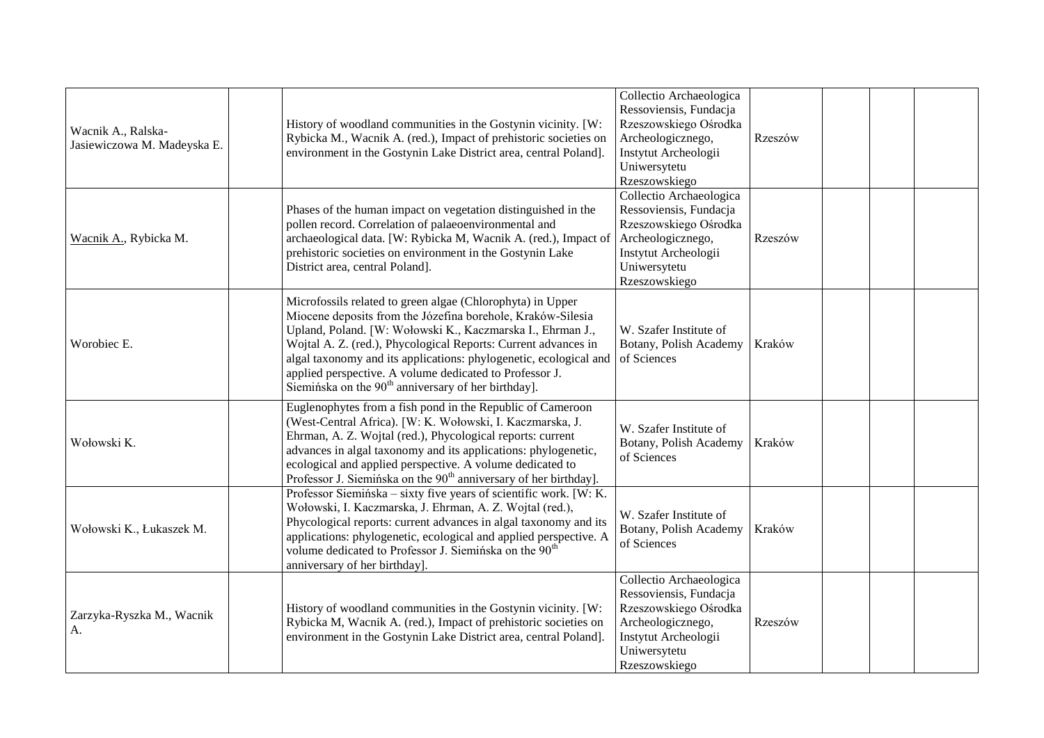| | | | | | | | |
|---|---|---|---|---|---|---|---|
| Wacnik A., Ralska-Jasiewiczowa M. Madeyska E. | | History of woodland communities in the Gostynin vicinity. [W: Rybicka M., Wacnik A. (red.), Impact of prehistoric societies on environment in the Gostynin Lake District area, central Poland]. | Collectio Archaeologica Ressoviensis, Fundacja Rzeszowskiego Ośrodka Archeologicznego, Instytut Archeologii Uniwersytetu Rzeszowskiego | Rzeszów | | | |
| Wacnik A., Rybicka M. | | Phases of the human impact on vegetation distinguished in the pollen record. Correlation of palaeoenvironmental and archaeological data. [W: Rybicka M, Wacnik A. (red.), Impact of prehistoric societies on environment in the Gostynin Lake District area, central Poland]. | Collectio Archaeologica Ressoviensis, Fundacja Rzeszowskiego Ośrodka Archeologicznego, Instytut Archeologii Uniwersytetu Rzeszowskiego | Rzeszów | | | |
| Worobiec E. | | Microfossils related to green algae (Chlorophyta) in Upper Miocene deposits from the Józefina borehole, Kraków-Silesia Upland, Poland. [W: Wołowski K., Kaczmarska I., Ehrman J., Wojtal A. Z. (red.), Phycological Reports: Current advances in algal taxonomy and its applications: phylogenetic, ecological and applied perspective. A volume dedicated to Professor J. Siemińska on the 90th anniversary of her birthday]. | W. Szafer Institute of Botany, Polish Academy of Sciences | Kraków | | | |
| Wołowski K. | | Euglenophytes from a fish pond in the Republic of Cameroon (West-Central Africa). [W: K. Wołowski, I. Kaczmarska, J. Ehrman, A. Z. Wojtal (red.), Phycological reports: current advances in algal taxonomy and its applications: phylogenetic, ecological and applied perspective. A volume dedicated to Professor J. Siemińska on the 90th anniversary of her birthday]. | W. Szafer Institute of Botany, Polish Academy of Sciences | Kraków | | | |
| Wołowski K., Łukaszek M. | | Professor Siemińska – sixty five years of scientific work. [W: K. Wołowski, I. Kaczmarska, J. Ehrman, A. Z. Wojtal (red.), Phycological reports: current advances in algal taxonomy and its applications: phylogenetic, ecological and applied perspective. A volume dedicated to Professor J. Siemińska on the 90th anniversary of her birthday]. | W. Szafer Institute of Botany, Polish Academy of Sciences | Kraków | | | |
| Zarzyka-Ryszka M., Wacnik A. | | History of woodland communities in the Gostynin vicinity. [W: Rybicka M, Wacnik A. (red.), Impact of prehistoric societies on environment in the Gostynin Lake District area, central Poland]. | Collectio Archaeologica Ressoviensis, Fundacja Rzeszowskiego Ośrodka Archeologicznego, Instytut Archeologii Uniwersytetu Rzeszowskiego | Rzeszów | | | |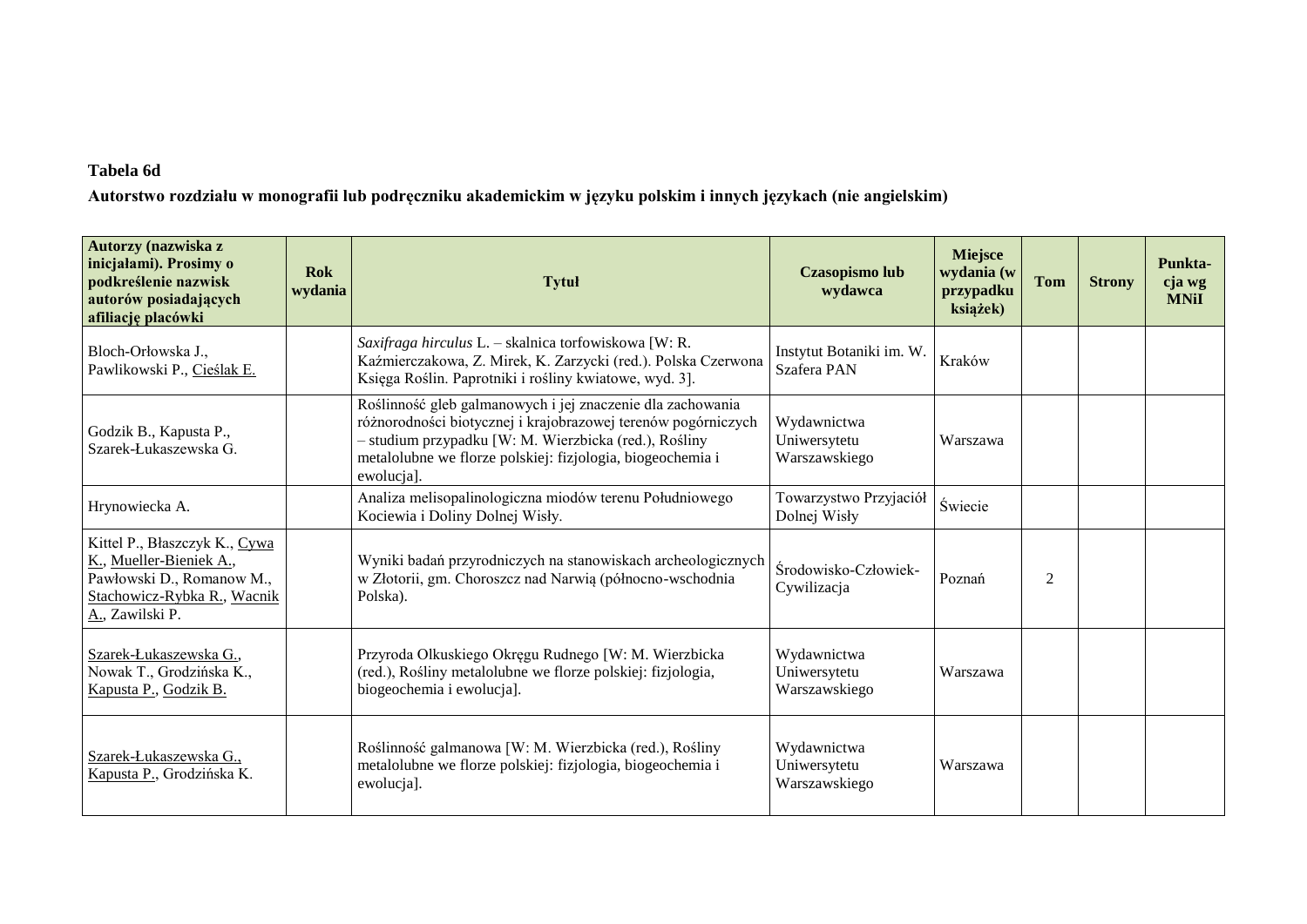**Tabela 6d**

**Autorstwo rozdziału w monografii lub podręczniku akademickim w języku polskim i innych językach (nie angielskim)**

| Autorzy (nazwiska z inicjałami). Prosimy o podkreślenie nazwisk autorów posiadających afiliację placówki | Rok wydania | Tytuł | Czasopismo lub wydawca | Miejsce wydania (w przypadku książek) | Tom | Strony | Punktacja wg MNiI |
|---|---|---|---|---|---|---|---|
| Bloch-Orłowska J., Pawlikowski P., <u>Cieślak E.</u> | | *Saxifraga hirculus* L. – skalnica torfowiskowa [W: R. Kaźmierczakowa, Z. Mirek, K. Zarzycki (red.). Polska Czerwona Księga Roślin. Paprotniki i rośliny kwiatowe, wyd. 3]. | Instytut Botaniki im. W. Szafera PAN | Kraków | | | |
| Godzik B., Kapusta P., Szarek-Łukaszewska G. | | Roślinność gleb galmanowych i jej znaczenie dla zachowania różnorodności biotycznej i krajobrazowej terenów pogórniczych – studium przypadku [W: M. Wierzbicka (red.), Rośliny metalolubne we florze polskiej: fizjologia, biogeochemia i ewolucja]. | Wydawnictwa Uniwersytetu Warszawskiego | Warszawa | | | |
| Hrynowiecka A. | | Analiza melisopalinologiczna miodów terenu Południowego Kociewia i Doliny Dolnej Wisły. | Towarzystwo Przyjaciół Dolnej Wisły | Świecie | | | |
| Kittel P., Błaszczyk K., <u>Cywa K.</u>, <u>Mueller-Bieniek A.</u>, Pawłowski D., Romanow M., <u>Stachowicz-Rybka R.</u>, <u>Wacnik A.</u>, Zawilski P. | | Wyniki badań przyrodniczych na stanowiskach archeologicznych w Złotorii, gm. Choroszcz nad Narwią (północno-wschodnia Polska). | Środowisko-Człowiek-Cywilizacja | Poznań | 2 | | |
| <u>Szarek-Łukaszewska G.</u>, Nowak T., Grodzińska K., <u>Kapusta P.</u>, <u>Godzik B.</u> | | Przyroda Olkuskiego Okręgu Rudnego [W: M. Wierzbicka (red.), Rośliny metalolubne we florze polskiej: fizjologia, biogeochemia i ewolucja]. | Wydawnictwa Uniwersytetu Warszawskiego | Warszawa | | | |
| <u>Szarek-Łukaszewska G.</u>, <u>Kapusta P.</u>, Grodzińska K. | | Roślinność galmanowa [W: M. Wierzbicka (red.), Rośliny metalolubne we florze polskiej: fizjologia, biogeochemia i ewolucja]. | Wydawnictwa Uniwersytetu Warszawskiego | Warszawa | | | |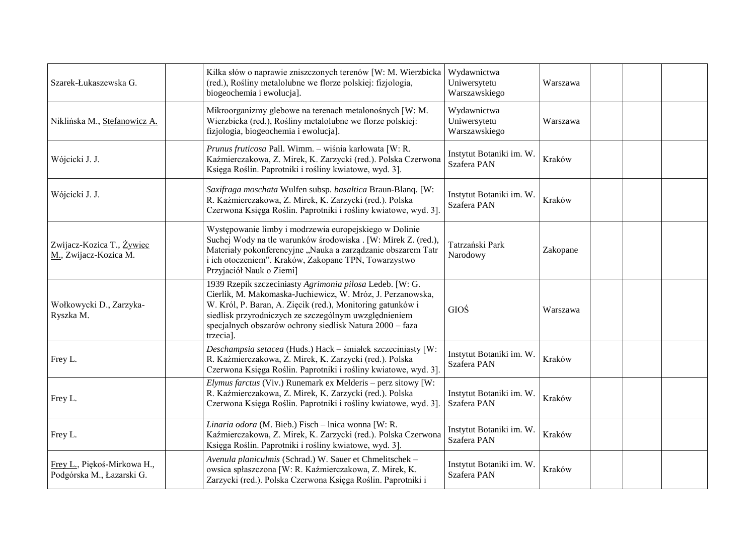| | | | | | | | |
|---|---|---|---|---|---|---|---|
| Szarek-Łukaszewska G. | | Kilka słów o naprawie zniszczonych terenów [W: M. Wierzbicka (red.), Rośliny metalolubne we florze polskiej: fizjologia, biogeochemia i ewolucja]. | Wydawnictwa Uniwersytetu Warszawskiego | Warszawa | | | |
| Niklińska M., Stefanowicz A. | | Mikroorganizmy glebowe na terenach metalonośnych [W: M. Wierzbicka (red.), Rośliny metalolubne we florze polskiej: fizjologia, biogeochemia i ewolucja]. | Wydawnictwa Uniwersytetu Warszawskiego | Warszawa | | | |
| Wójcicki J. J. | | *Prunus fruticosa* Pall. Wimm. – wiśnia karłowata [W: R. Kaźmierczakowa, Z. Mirek, K. Zarzycki (red.). Polska Czerwona Księga Roślin. Paprotniki i rośliny kwiatowe, wyd. 3]. | Instytut Botaniki im. W. Szafera PAN | Kraków | | | |
| Wójcicki J. J. | | *Saxifraga moschata* Wulfen subsp. *basaltica* Braun-Blanq. [W: R. Kaźmierczakowa, Z. Mirek, K. Zarzycki (red.). Polska Czerwona Księga Roślin. Paprotniki i rośliny kwiatowe, wyd. 3]. | Instytut Botaniki im. W. Szafera PAN | Kraków | | | |
| Zwijacz-Kozica T., Żywiec M., Zwijacz-Kozica M. | | Występowanie limby i modrzewia europejskiego w Dolinie Suchej Wody na tle warunków środowiska . [W: Mirek Z. (red.), Materiały pokonferencyjne „Nauka a zarządzanie obszarem Tatr i ich otoczeniem". Kraków, Zakopane TPN, Towarzystwo Przyjaciół Nauk o Ziemi] | Tatrzański Park Narodowy | Zakopane | | | |
| Wołkowycki D., Zarzyka-Ryszka M. | | 1939 Rzepik szczeciniasty *Agrimonia pilosa* Ledeb. [W: G. Cierlik, M. Makomaska-Juchiewicz, W. Mróz, J. Perzanowska, W. Król, P. Baran, A. Zięcik (red.), Monitoring gatunków i siedlisk przyrodniczych ze szczególnym uwzględnieniem specjalnych obszarów ochrony siedlisk Natura 2000 – faza trzecia]. | GIOŚ | Warszawa | | | |
| Frey L. | | *Deschampsia setacea* (Huds.) Hack – śmiałek szczeciniasty [W: R. Kaźmierczakowa, Z. Mirek, K. Zarzycki (red.). Polska Czerwona Księga Roślin. Paprotniki i rośliny kwiatowe, wyd. 3]. | Instytut Botaniki im. W. Szafera PAN | Kraków | | | |
| Frey L. | | *Elymus farctus* (Viv.) Runemark ex Melderis – perz sitowy [W: R. Kaźmierczakowa, Z. Mirek, K. Zarzycki (red.). Polska Czerwona Księga Roślin. Paprotniki i rośliny kwiatowe, wyd. 3]. | Instytut Botaniki im. W. Szafera PAN | Kraków | | | |
| Frey L. | | *Linaria odora* (M. Bieb.) Fisch – lnica wonna [W: R. Kaźmierczakowa, Z. Mirek, K. Zarzycki (red.). Polska Czerwona Księga Roślin. Paprotniki i rośliny kwiatowe, wyd. 3]. | Instytut Botaniki im. W. Szafera PAN | Kraków | | | |
| Frey L., Piękoś-Mirkowa H., Podgórska M., Łazarski G. | | *Avenula planiculmis* (Schrad.) W. Sauer et Chmelitschek – owsica spłaszczona [W: R. Kaźmierczakowa, Z. Mirek, K. Zarzycki (red.). Polska Czerwona Księga Roślin. Paprotniki i | Instytut Botaniki im. W. Szafera PAN | Kraków | | | |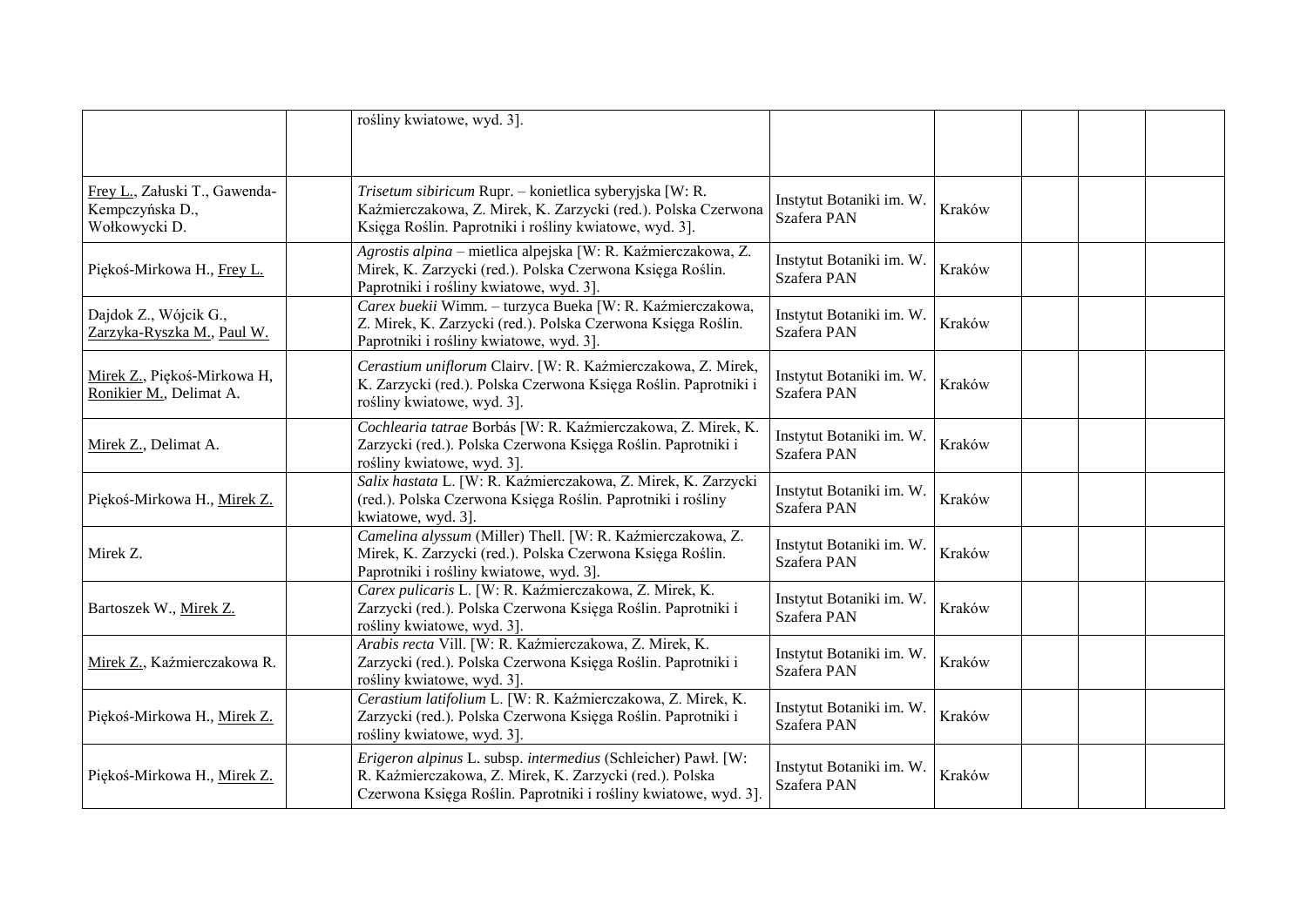| | | | | | | | |
|---|---|---|---|---|---|---|---|
| | | rośliny kwiatowe, wyd. 3]. | | | | | |
| Frey L., Załuski T., Gawenda-Kempczyńska D., Wołkowycki D. | | *Trisetum sibiricum* Rupr. – konietlica syberyjska [W: R. Kaźmierczakowa, Z. Mirek, K. Zarzycki (red.). Polska Czerwona Księga Roślin. Paprotniki i rośliny kwiatowe, wyd. 3]. | Instytut Botaniki im. W. Szafera PAN | Kraków | | | |
| Piękoś-Mirkowa H., Frey L. | | *Agrostis alpina* – mietlica alpejska [W: R. Kaźmierczakowa, Z. Mirek, K. Zarzycki (red.). Polska Czerwona Księga Roślin. Paprotniki i rośliny kwiatowe, wyd. 3]. | Instytut Botaniki im. W. Szafera PAN | Kraków | | | |
| Dajdok Z., Wójcik G., Zarzyka-Ryszka M., Paul W. | | *Carex buekii* Wimm. – turzyca Bueka [W: R. Kaźmierczakowa, Z. Mirek, K. Zarzycki (red.). Polska Czerwona Księga Roślin. Paprotniki i rośliny kwiatowe, wyd. 3]. | Instytut Botaniki im. W. Szafera PAN | Kraków | | | |
| Mirek Z., Piękoś-Mirkowa H, Ronikier M., Delimat A. | | *Cerastium uniflorum* Clairv. [W: R. Kaźmierczakowa, Z. Mirek, K. Zarzycki (red.). Polska Czerwona Księga Roślin. Paprotniki i rośliny kwiatowe, wyd. 3]. | Instytut Botaniki im. W. Szafera PAN | Kraków | | | |
| Mirek Z., Delimat A. | | *Cochlearia tatrae* Borbás [W: R. Kaźmierczakowa, Z. Mirek, K. Zarzycki (red.). Polska Czerwona Księga Roślin. Paprotniki i rośliny kwiatowe, wyd. 3]. | Instytut Botaniki im. W. Szafera PAN | Kraków | | | |
| Piękoś-Mirkowa H., Mirek Z. | | *Salix hastata* L. [W: R. Kaźmierczakowa, Z. Mirek, K. Zarzycki (red.). Polska Czerwona Księga Roślin. Paprotniki i rośliny kwiatowe, wyd. 3]. | Instytut Botaniki im. W. Szafera PAN | Kraków | | | |
| Mirek Z. | | *Camelina alyssum* (Miller) Thell. [W: R. Kaźmierczakowa, Z. Mirek, K. Zarzycki (red.). Polska Czerwona Księga Roślin. Paprotniki i rośliny kwiatowe, wyd. 3]. | Instytut Botaniki im. W. Szafera PAN | Kraków | | | |
| Bartoszek W., Mirek Z. | | *Carex pulicaris* L. [W: R. Kaźmierczakowa, Z. Mirek, K. Zarzycki (red.). Polska Czerwona Księga Roślin. Paprotniki i rośliny kwiatowe, wyd. 3]. | Instytut Botaniki im. W. Szafera PAN | Kraków | | | |
| Mirek Z., Kaźmierczakowa R. | | *Arabis recta* Vill. [W: R. Kaźmierczakowa, Z. Mirek, K. Zarzycki (red.). Polska Czerwona Księga Roślin. Paprotniki i rośliny kwiatowe, wyd. 3]. | Instytut Botaniki im. W. Szafera PAN | Kraków | | | |
| Piękoś-Mirkowa H., Mirek Z. | | *Cerastium latifolium* L. [W: R. Kaźmierczakowa, Z. Mirek, K. Zarzycki (red.). Polska Czerwona Księga Roślin. Paprotniki i rośliny kwiatowe, wyd. 3]. | Instytut Botaniki im. W. Szafera PAN | Kraków | | | |
| Piękoś-Mirkowa H., Mirek Z. | | *Erigeron alpinus* L. subsp. *intermedius* (Schleicher) Pawł. [W: R. Kaźmierczakowa, Z. Mirek, K. Zarzycki (red.). Polska Czerwona Księga Roślin. Paprotniki i rośliny kwiatowe, wyd. 3]. | Instytut Botaniki im. W. Szafera PAN | Kraków | | | |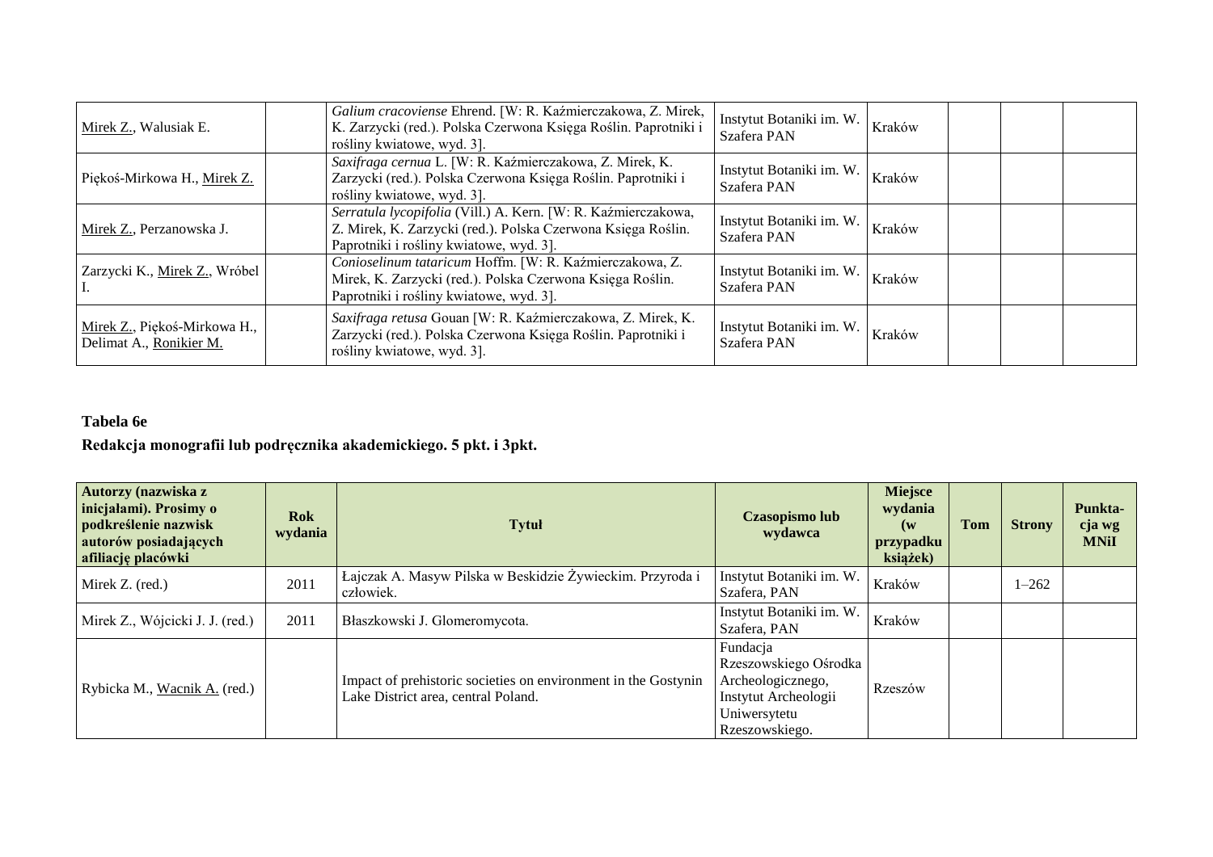| | | | | | | | |
|---|---|---|---|---|---|---|---|
| Mirek Z., Walusiak E. | | *Galium cracoviense* Ehrend. [W: R. Kaźmierczakowa, Z. Mirek, K. Zarzycki (red.). Polska Czerwona Księga Roślin. Paprotniki i rośliny kwiatowe, wyd. 3]. | Instytut Botaniki im. W. Szafera PAN | Kraków | | | |
| Piękoś-Mirkowa H., Mirek Z. | | *Saxifraga cernua* L. [W: R. Kaźmierczakowa, Z. Mirek, K. Zarzycki (red.). Polska Czerwona Księga Roślin. Paprotniki i rośliny kwiatowe, wyd. 3]. | Instytut Botaniki im. W. Szafera PAN | Kraków | | | |
| Mirek Z., Perzanowska J. | | *Serratula lycopifolia* (Vill.) A. Kern. [W: R. Kaźmierczakowa, Z. Mirek, K. Zarzycki (red.). Polska Czerwona Księga Roślin. Paprotniki i rośliny kwiatowe, wyd. 3]. | Instytut Botaniki im. W. Szafera PAN | Kraków | | | |
| Zarzycki K., Mirek Z., Wróbel I. | | *Conioselinum tataricum* Hoffm. [W: R. Kaźmierczakowa, Z. Mirek, K. Zarzycki (red.). Polska Czerwona Księga Roślin. Paprotniki i rośliny kwiatowe, wyd. 3]. | Instytut Botaniki im. W. Szafera PAN | Kraków | | | |
| Mirek Z., Piękoś-Mirkowa H., Delimat A., Ronikier M. | | *Saxifraga retusa* Gouan [W: R. Kaźmierczakowa, Z. Mirek, K. Zarzycki (red.). Polska Czerwona Księga Roślin. Paprotniki i rośliny kwiatowe, wyd. 3]. | Instytut Botaniki im. W. Szafera PAN | Kraków | | | |

**Tabela 6e**

**Redakcja monografii lub podręcznika akademickiego. 5 pkt. i 3pkt.**

| Autorzy (nazwiska z inicjałami). Prosimy o podkreślenie nazwisk autorów posiadających afiliację placówki | Rok wydania | Tytuł | Czasopismo lub wydawca | Miejsce wydania (w przypadku książek) | Tom | Strony | Punkta-cja wg MNiI |
|---|---|---|---|---|---|---|---|
| Mirek Z. (red.) | 2011 | Łajczak A. Masyw Pilska w Beskidzie Żywieckim. Przyroda i człowiek. | Instytut Botaniki im. W. Szafera, PAN | Kraków | | 1–262 | |
| Mirek Z., Wójcicki J. J. (red.) | 2011 | Błaszkowski J. Glomeromycota. | Instytut Botaniki im. W. Szafera, PAN | Kraków | | | |
| Rybicka M., Wacnik A. (red.) | | Impact of prehistoric societies on environment in the Gostynin Lake District area, central Poland. | Fundacja Rzeszowskiego Ośrodka Archeologicznego, Instytut Archeologii Uniwersytetu Rzeszowskiego. | Rzeszów | | | |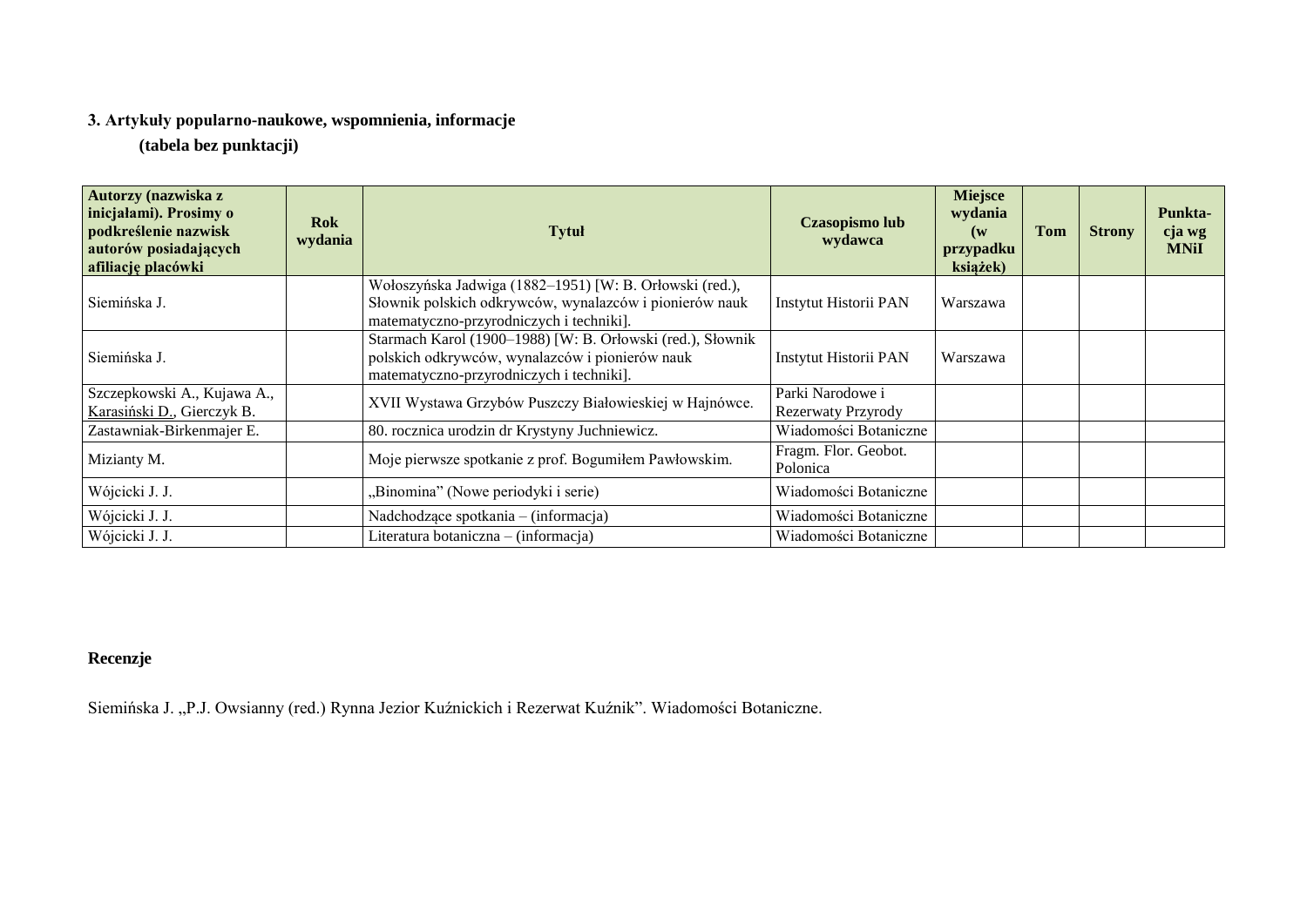### 3. Artykuły popularno-naukowe, wspomnienia, informacje

**(tabela bez punktacji)**

| Autorzy (nazwiska z inicjałami). Prosimy o podkreślenie nazwisk autorów posiadających afiliację placówki | Rok wydania | Tytuł | Czasopismo lub wydawca | Miejsce wydania (w przypadku książek) | Tom | Strony | Punkta-cja wg MNiI |
|---|---|---|---|---|---|---|---|
| Siemińska J. | | Wołoszyńska Jadwiga (1882–1951) [W: B. Orłowski (red.), Słownik polskich odkrywców, wynalazców i pionierów nauk matematyczno-przyrodniczych i techniki]. | Instytut Historii PAN | Warszawa | | | |
| Siemińska J. | | Starmach Karol (1900–1988) [W: B. Orłowski (red.), Słownik polskich odkrywców, wynalazców i pionierów nauk matematyczno-przyrodniczych i techniki]. | Instytut Historii PAN | Warszawa | | | |
| Szczepkowski A., Kujawa A., <u>Karasiński D.</u>, Gierczyk B. | | XVII Wystawa Grzybów Puszczy Białowieskiej w Hajnówce. | Parki Narodowe i Rezerwaty Przyrody | | | | |
| Zastawniak-Birkenmajer E. | | 80. rocznica urodzin dr Krystyny Juchniewicz. | Wiadomości Botaniczne | | | | |
| Mizianty M. | | Moje pierwsze spotkanie z prof. Bogumiłem Pawłowskim. | Fragm. Flor. Geobot. Polonica | | | | |
| Wójcicki J. J. | | „Binomina" (Nowe periodyki i serie) | Wiadomości Botaniczne | | | | |
| Wójcicki J. J. | | Nadchodzące spotkania – (informacja) | Wiadomości Botaniczne | | | | |
| Wójcicki J. J. | | Literatura botaniczna – (informacja) | Wiadomości Botaniczne | | | | |

**Recenzje**

Siemińska J. „P.J. Owsianny (red.) Rynna Jezior Kuźnickich i Rezerwat Kuźnik". Wiadomości Botaniczne.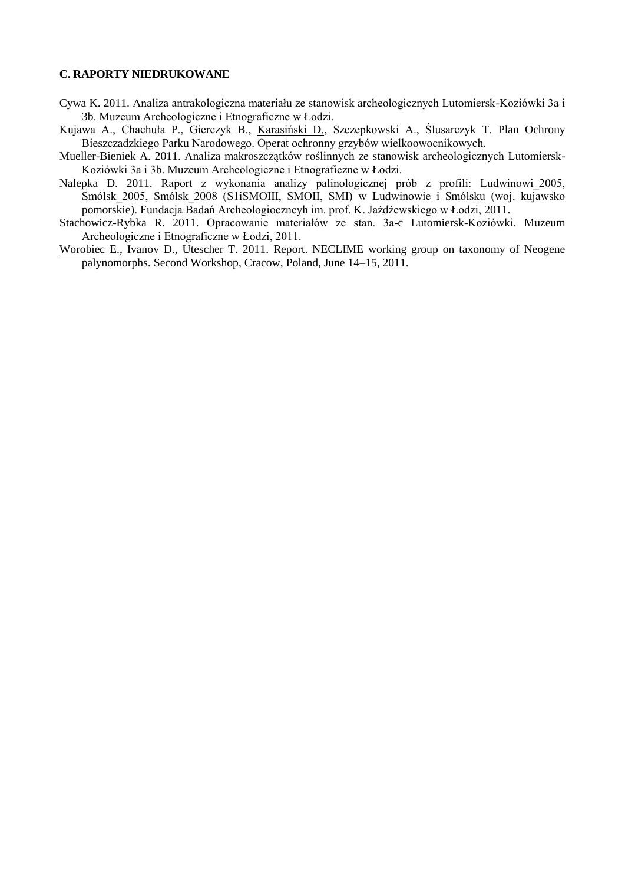### C. RAPORTY NIEDRUKOWANE

Cywa K. 2011. Analiza antrakologiczna materiału ze stanowisk archeologicznych Lutomiersk-Koziówki 3a i 3b. Muzeum Archeologiczne i Etnograficzne w Łodzi.

Kujawa A., Chachuła P., Gierczyk B., Karasiński D., Szczepkowski A., Ślusarczyk T. Plan Ochrony Bieszczadzkiego Parku Narodowego. Operat ochronny grzybów wielkoowocnikowych.

Mueller-Bieniek A. 2011. Analiza makroszczątków roślinnych ze stanowisk archeologicznych Lutomiersk-Koziówki 3a i 3b. Muzeum Archeologiczne i Etnograficzne w Łodzi.

Nalepka D. 2011. Raport z wykonania analizy palinologicznej prób z profili: Ludwinowi_2005, Smólsk_2005, Smólsk_2008 (S1iSMOIII, SMOII, SMI) w Ludwinowie i Smólsku (woj. kujawsko pomorskie). Fundacja Badań Archeologiocznych im. prof. K. Jażdżewskiego w Łodzi, 2011.

Stachowicz-Rybka R. 2011. Opracowanie materiałów ze stan. 3a-c Lutomiersk-Koziówki. Muzeum Archeologiczne i Etnograficzne w Łodzi, 2011.

Worobiec E., Ivanov D., Utescher T. 2011. Report. NECLIME working group on taxonomy of Neogene palynomorphs. Second Workshop, Cracow, Poland, June 14–15, 2011.